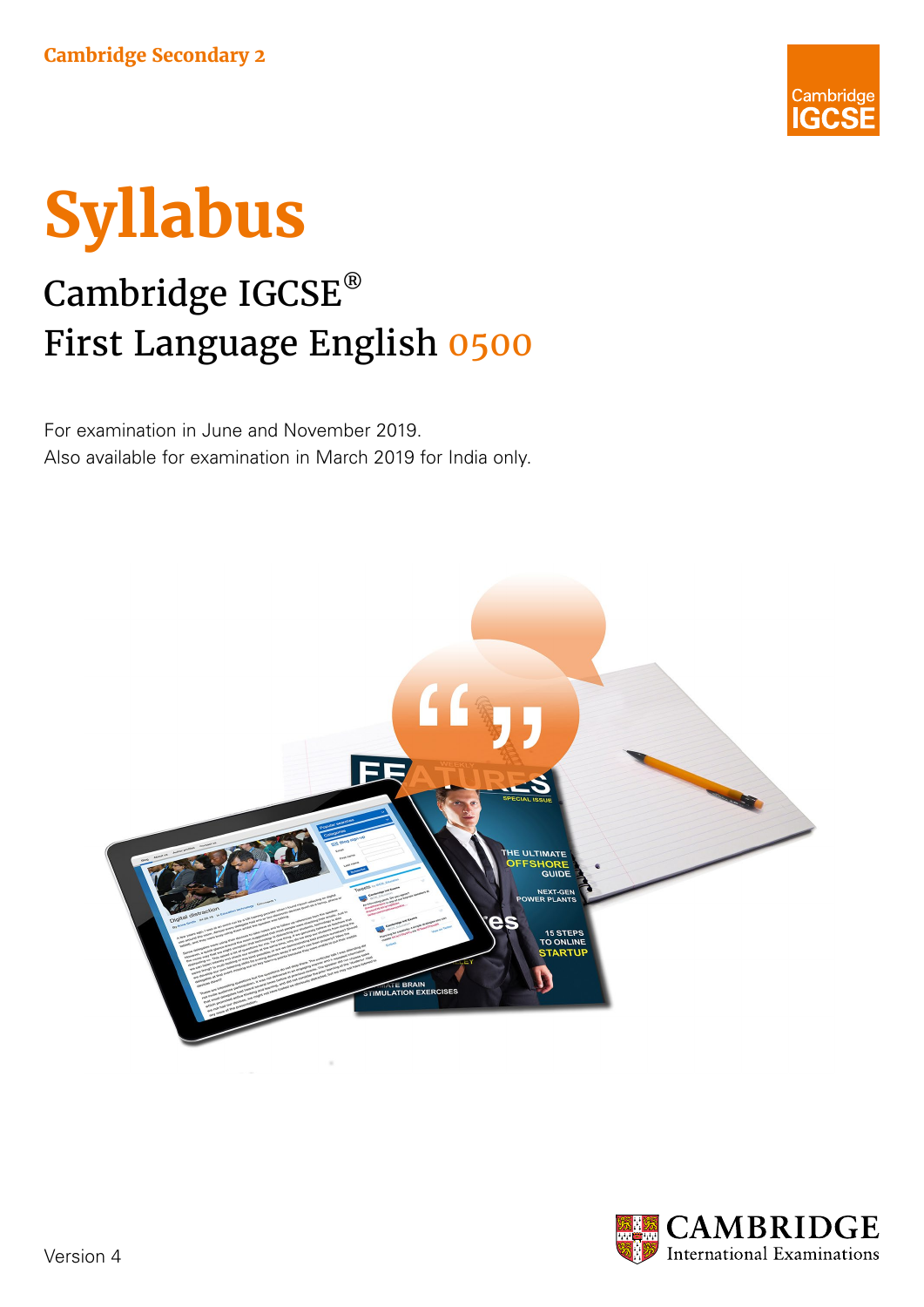Cambridge Secondary 2

Cambridge IGCSE

# Syllabus

## Cambridge IGCSE®
## First Language English 0500

For examination in June and November 2019.
Also available for examination in March 2019 for India only.

CAMBRIDGE
International Examinations

Version 4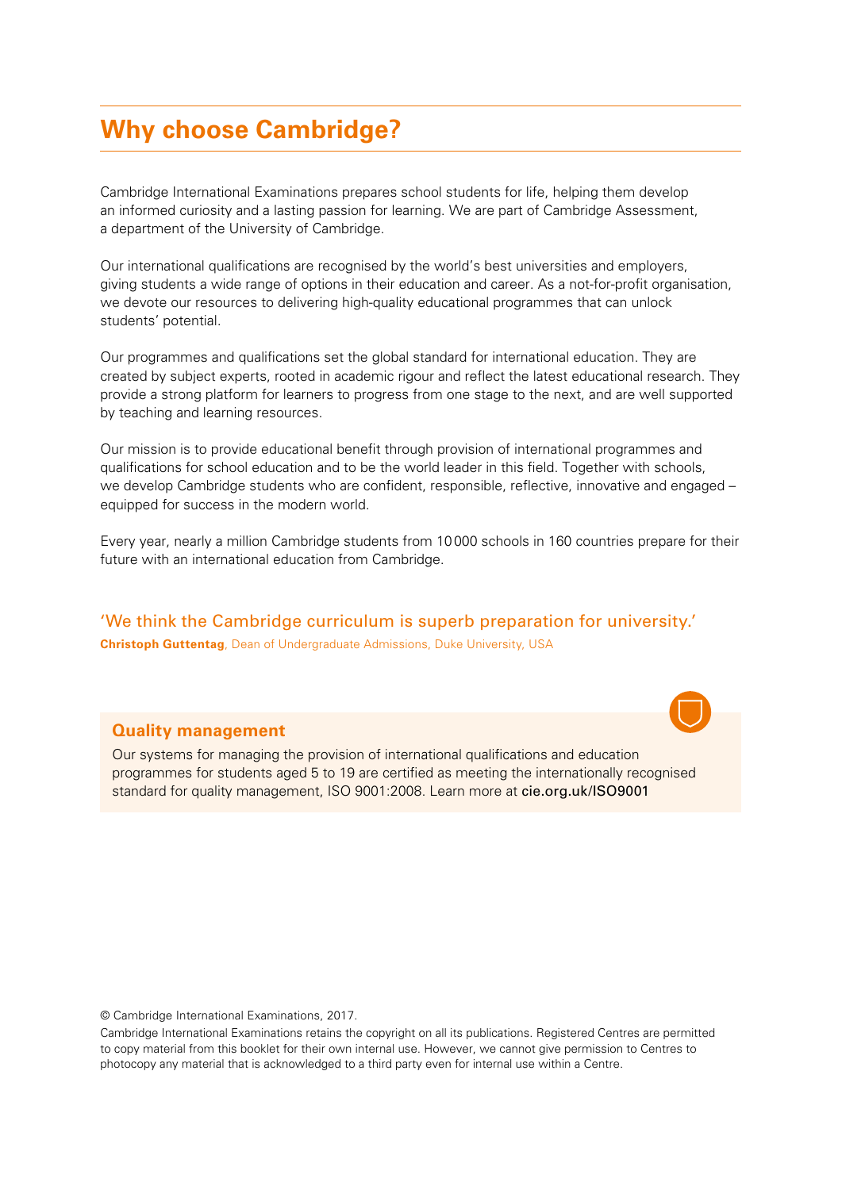# Why choose Cambridge?

Cambridge International Examinations prepares school students for life, helping them develop an informed curiosity and a lasting passion for learning. We are part of Cambridge Assessment, a department of the University of Cambridge.

Our international qualifications are recognised by the world's best universities and employers, giving students a wide range of options in their education and career. As a not-for-profit organisation, we devote our resources to delivering high-quality educational programmes that can unlock students' potential.

Our programmes and qualifications set the global standard for international education. They are created by subject experts, rooted in academic rigour and reflect the latest educational research. They provide a strong platform for learners to progress from one stage to the next, and are well supported by teaching and learning resources.

Our mission is to provide educational benefit through provision of international programmes and qualifications for school education and to be the world leader in this field. Together with schools, we develop Cambridge students who are confident, responsible, reflective, innovative and engaged – equipped for success in the modern world.

Every year, nearly a million Cambridge students from 10 000 schools in 160 countries prepare for their future with an international education from Cambridge.

'We think the Cambridge curriculum is superb preparation for university.'

**Christoph Guttentag**, Dean of Undergraduate Admissions, Duke University, USA

## Quality management

Our systems for managing the provision of international qualifications and education programmes for students aged 5 to 19 are certified as meeting the internationally recognised standard for quality management, ISO 9001:2008. Learn more at cie.org.uk/ISO9001

© Cambridge International Examinations, 2017.

Cambridge International Examinations retains the copyright on all its publications. Registered Centres are permitted to copy material from this booklet for their own internal use. However, we cannot give permission to Centres to photocopy any material that is acknowledged to a third party even for internal use within a Centre.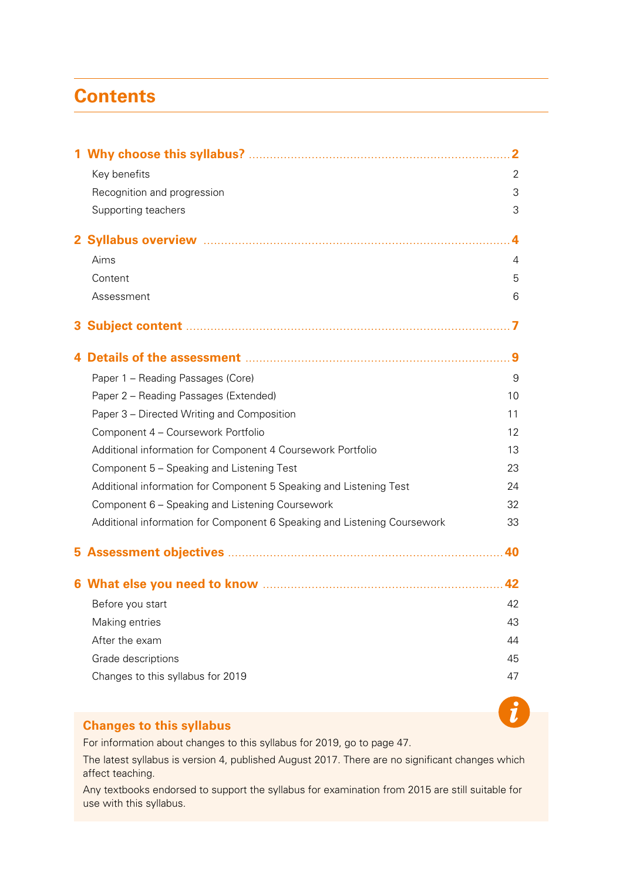# Contents

| | |
|---|---|
| **1 Why choose this syllabus?** | **2** |
| Key benefits | 2 |
| Recognition and progression | 3 |
| Supporting teachers | 3 |
| **2 Syllabus overview** | **4** |
| Aims | 4 |
| Content | 5 |
| Assessment | 6 |
| **3 Subject content** | **7** |
| **4 Details of the assessment** | **9** |
| Paper 1 – Reading Passages (Core) | 9 |
| Paper 2 – Reading Passages (Extended) | 10 |
| Paper 3 – Directed Writing and Composition | 11 |
| Component 4 – Coursework Portfolio | 12 |
| Additional information for Component 4 Coursework Portfolio | 13 |
| Component 5 – Speaking and Listening Test | 23 |
| Additional information for Component 5 Speaking and Listening Test | 24 |
| Component 6 – Speaking and Listening Coursework | 32 |
| Additional information for Component 6 Speaking and Listening Coursework | 33 |
| **5 Assessment objectives** | **40** |
| **6 What else you need to know** | **42** |
| Before you start | 42 |
| Making entries | 43 |
| After the exam | 44 |
| Grade descriptions | 45 |
| Changes to this syllabus for 2019 | 47 |

## Changes to this syllabus

For information about changes to this syllabus for 2019, go to page 47.

The latest syllabus is version 4, published August 2017. There are no significant changes which affect teaching.

Any textbooks endorsed to support the syllabus for examination from 2015 are still suitable for use with this syllabus.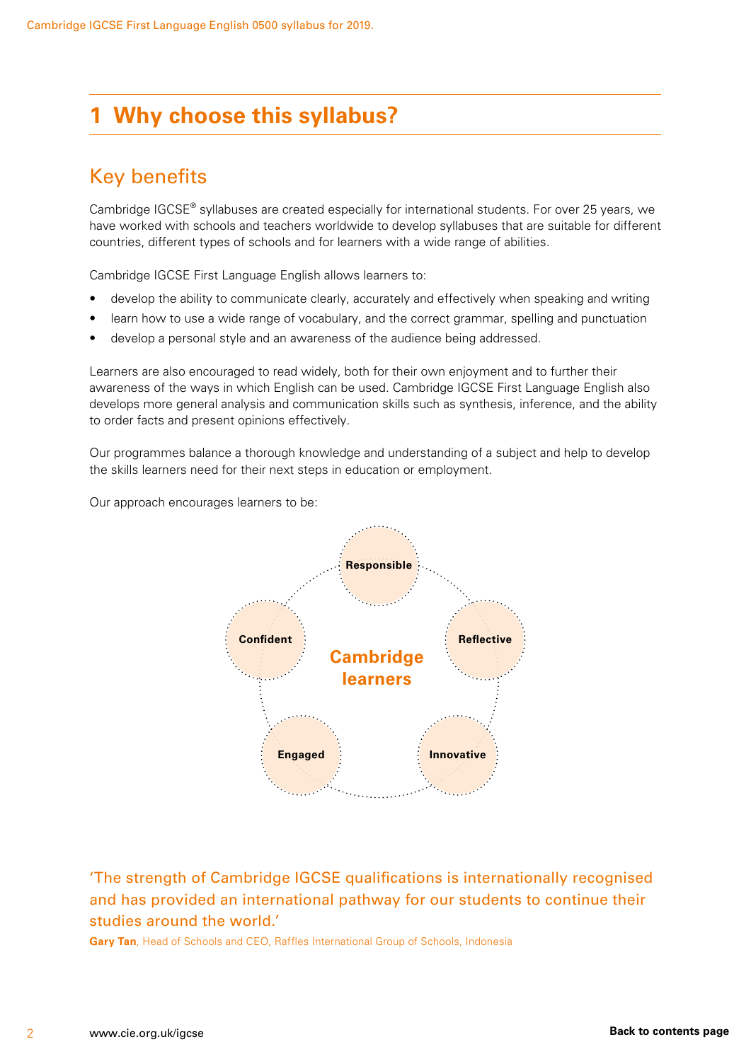# 1 Why choose this syllabus?

## Key benefits

Cambridge IGCSE® syllabuses are created especially for international students. For over 25 years, we have worked with schools and teachers worldwide to develop syllabuses that are suitable for different countries, different types of schools and for learners with a wide range of abilities.

Cambridge IGCSE First Language English allows learners to:

- develop the ability to communicate clearly, accurately and effectively when speaking and writing
- learn how to use a wide range of vocabulary, and the correct grammar, spelling and punctuation
- develop a personal style and an awareness of the audience being addressed.

Learners are also encouraged to read widely, both for their own enjoyment and to further their awareness of the ways in which English can be used. Cambridge IGCSE First Language English also develops more general analysis and communication skills such as synthesis, inference, and the ability to order facts and present opinions effectively.

Our programmes balance a thorough knowledge and understanding of a subject and help to develop the skills learners need for their next steps in education or employment.

Our approach encourages learners to be:

**Cambridge learners**

- **Responsible**
- **Reflective**
- **Innovative**
- **Engaged**
- **Confident**

'The strength of Cambridge IGCSE qualifications is internationally recognised and has provided an international pathway for our students to continue their studies around the world.'

**Gary Tan**, Head of Schools and CEO, Raffles International Group of Schools, Indonesia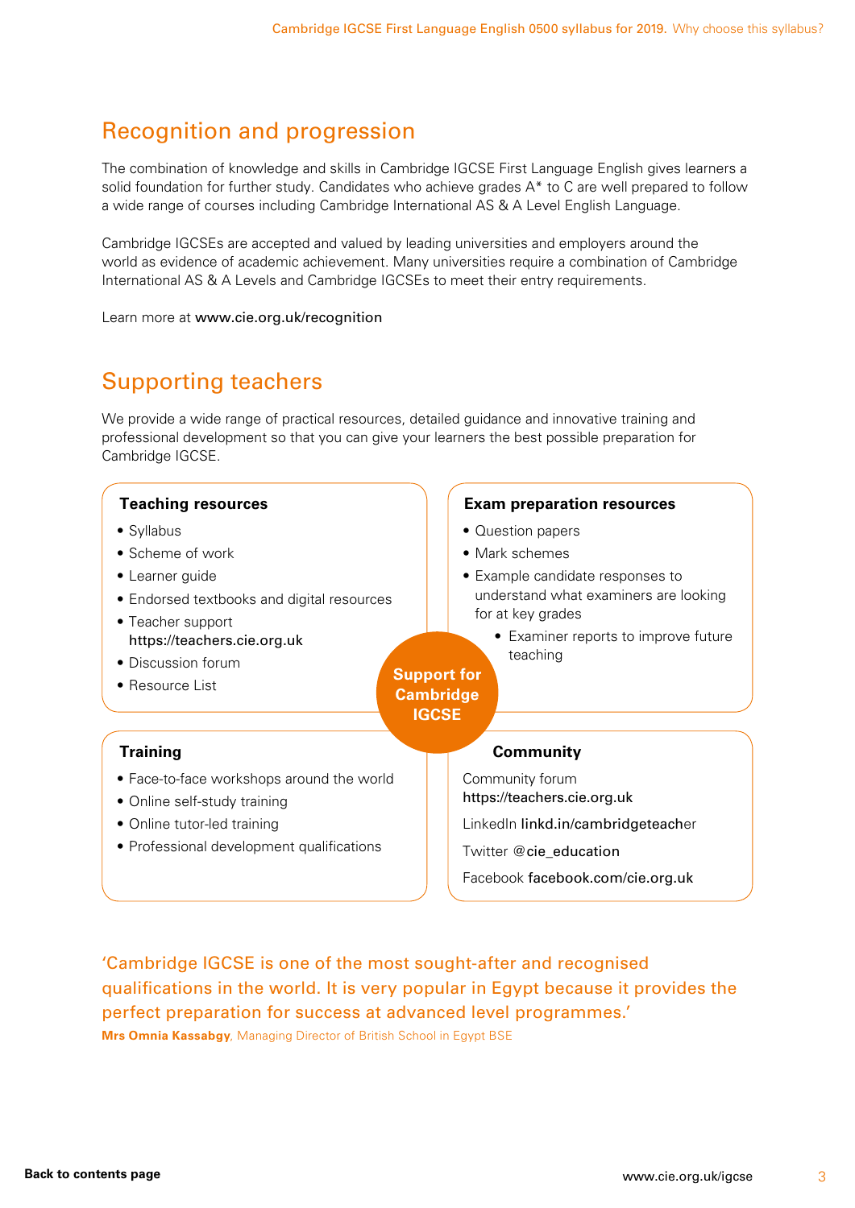## Recognition and progression

The combination of knowledge and skills in Cambridge IGCSE First Language English gives learners a solid foundation for further study. Candidates who achieve grades A* to C are well prepared to follow a wide range of courses including Cambridge International AS & A Level English Language.

Cambridge IGCSEs are accepted and valued by leading universities and employers around the world as evidence of academic achievement. Many universities require a combination of Cambridge International AS & A Levels and Cambridge IGCSEs to meet their entry requirements.

Learn more at www.cie.org.uk/recognition

## Supporting teachers

We provide a wide range of practical resources, detailed guidance and innovative training and professional development so that you can give your learners the best possible preparation for Cambridge IGCSE.

**Support for Cambridge IGCSE**

**Teaching resources**

- Syllabus
- Scheme of work
- Learner guide
- Endorsed textbooks and digital resources
- Teacher support https://teachers.cie.org.uk
- Discussion forum
- Resource List

**Exam preparation resources**

- Question papers
- Mark schemes
- Example candidate responses to understand what examiners are looking for at key grades
- Examiner reports to improve future teaching

**Training**

- Face-to-face workshops around the world
- Online self-study training
- Online tutor-led training
- Professional development qualifications

**Community**

Community forum https://teachers.cie.org.uk

LinkedIn linkd.in/cambridgeteacher

Twitter @cie_education

Facebook facebook.com/cie.org.uk

'Cambridge IGCSE is one of the most sought-after and recognised qualifications in the world. It is very popular in Egypt because it provides the perfect preparation for success at advanced level programmes.'

**Mrs Omnia Kassabgy**, Managing Director of British School in Egypt BSE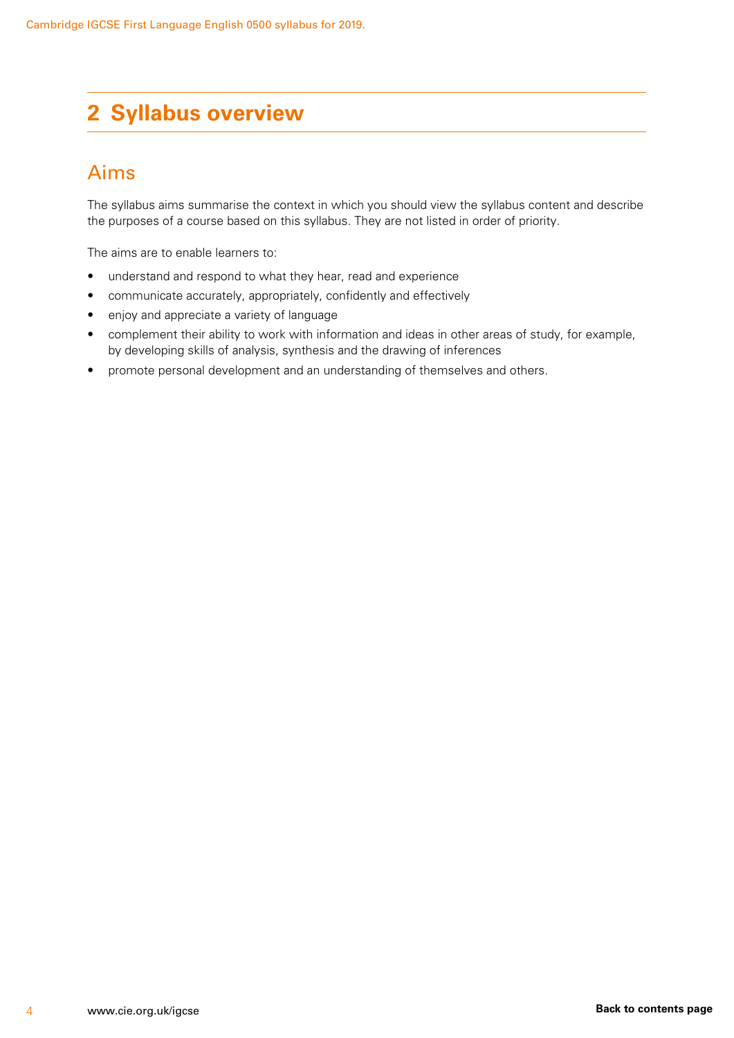# 2 Syllabus overview

## Aims

The syllabus aims summarise the context in which you should view the syllabus content and describe the purposes of a course based on this syllabus. They are not listed in order of priority.

The aims are to enable learners to:

- understand and respond to what they hear, read and experience
- communicate accurately, appropriately, confidently and effectively
- enjoy and appreciate a variety of language
- complement their ability to work with information and ideas in other areas of study, for example, by developing skills of analysis, synthesis and the drawing of inferences
- promote personal development and an understanding of themselves and others.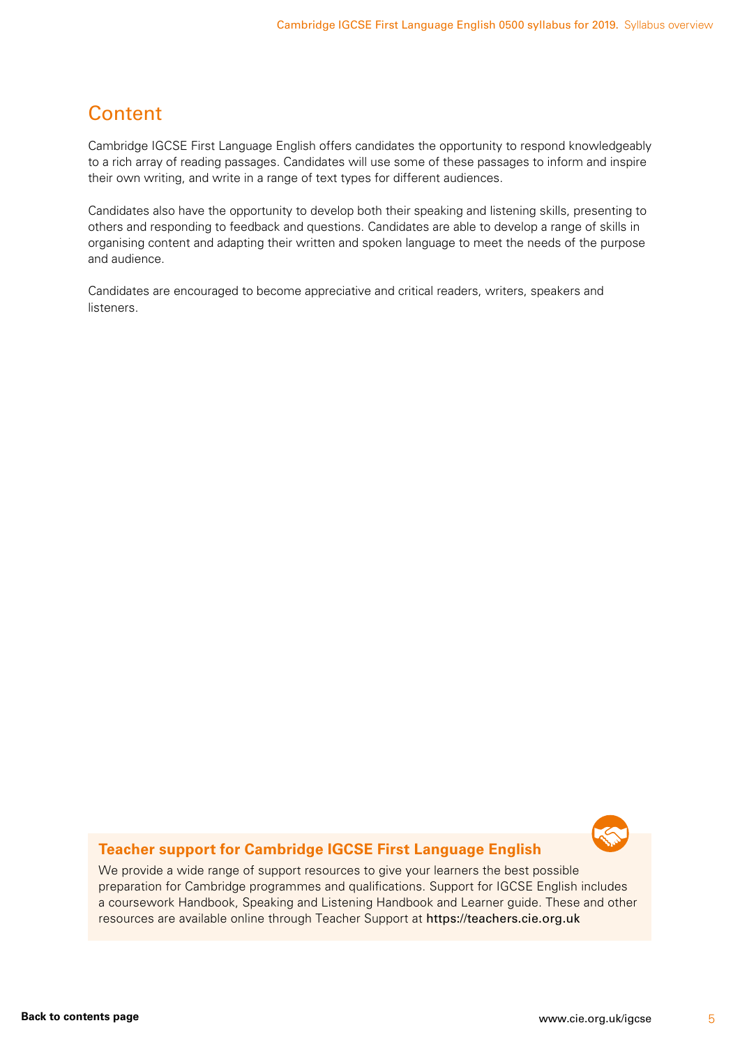## Content

Cambridge IGCSE First Language English offers candidates the opportunity to respond knowledgeably to a rich array of reading passages. Candidates will use some of these passages to inform and inspire their own writing, and write in a range of text types for different audiences.

Candidates also have the opportunity to develop both their speaking and listening skills, presenting to others and responding to feedback and questions. Candidates are able to develop a range of skills in organising content and adapting their written and spoken language to meet the needs of the purpose and audience.

Candidates are encouraged to become appreciative and critical readers, writers, speakers and listeners.

**Teacher support for Cambridge IGCSE First Language English**

We provide a wide range of support resources to give your learners the best possible preparation for Cambridge programmes and qualifications. Support for IGCSE English includes a coursework Handbook, Speaking and Listening Handbook and Learner guide. These and other resources are available online through Teacher Support at https://teachers.cie.org.uk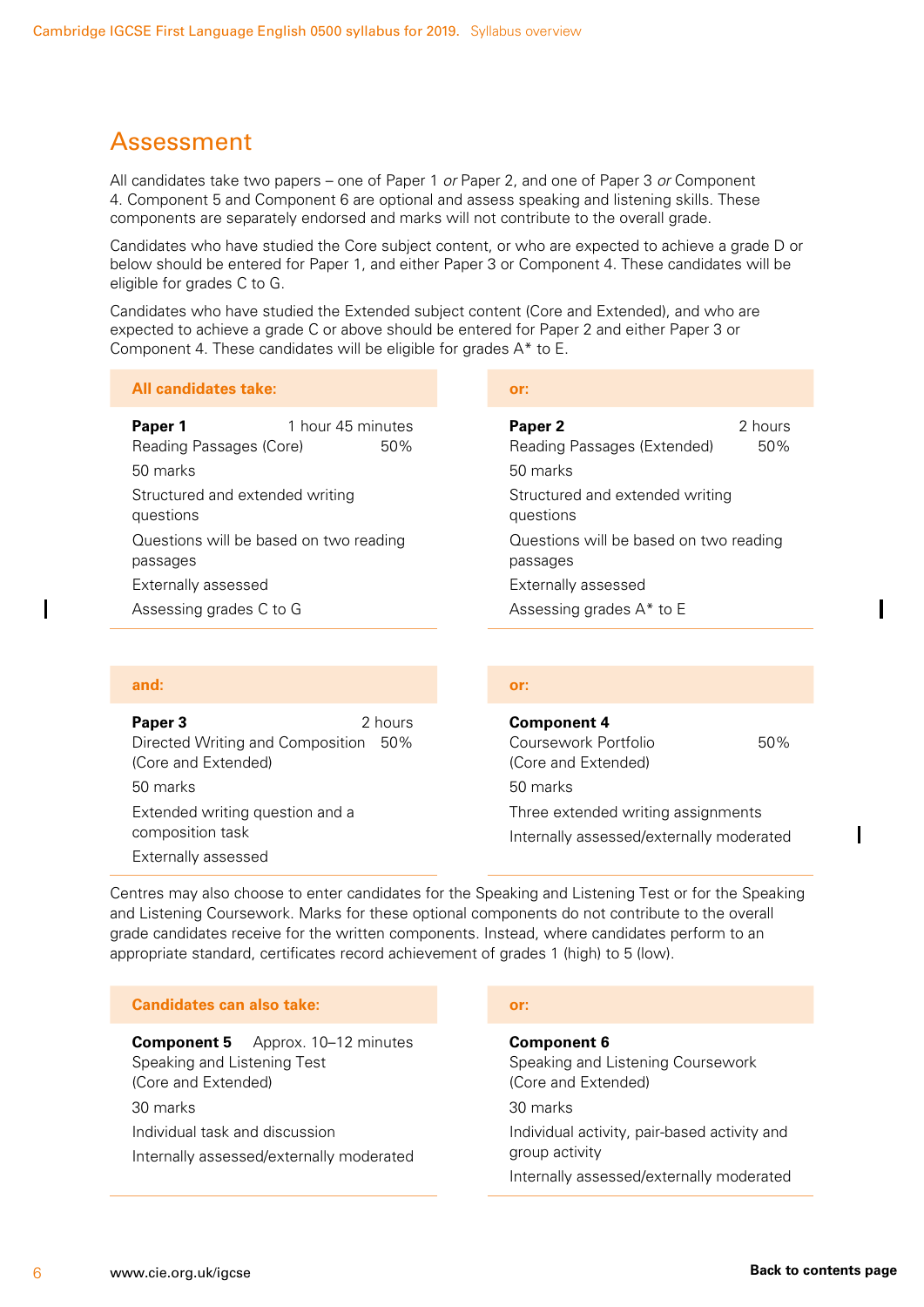## Assessment

All candidates take two papers – one of Paper 1 *or* Paper 2, and one of Paper 3 *or* Component 4. Component 5 and Component 6 are optional and assess speaking and listening skills. These components are separately endorsed and marks will not contribute to the overall grade.

Candidates who have studied the Core subject content, or who are expected to achieve a grade D or below should be entered for Paper 1, and either Paper 3 or Component 4. These candidates will be eligible for grades C to G.

Candidates who have studied the Extended subject content (Core and Extended), and who are expected to achieve a grade C or above should be entered for Paper 2 and either Paper 3 or Component 4. These candidates will be eligible for grades A* to E.

| **All candidates take:** | **or:** |
|---|---|
| **Paper 1** 1 hour 45 minutes<br>Reading Passages (Core) 50%<br>50 marks<br>Structured and extended writing questions<br>Questions will be based on two reading passages<br>Externally assessed<br>Assessing grades C to G | **Paper 2** 2 hours<br>Reading Passages (Extended) 50%<br>50 marks<br>Structured and extended writing questions<br>Questions will be based on two reading passages<br>Externally assessed<br>Assessing grades A* to E |

| **and:** | **or:** |
|---|---|
| **Paper 3** 2 hours<br>Directed Writing and Composition 50%<br>(Core and Extended)<br>50 marks<br>Extended writing question and a composition task<br>Externally assessed | **Component 4**<br>Coursework Portfolio 50%<br>(Core and Extended)<br>50 marks<br>Three extended writing assignments<br>Internally assessed/externally moderated |

Centres may also choose to enter candidates for the Speaking and Listening Test or for the Speaking and Listening Coursework. Marks for these optional components do not contribute to the overall grade candidates receive for the written components. Instead, where candidates perform to an appropriate standard, certificates record achievement of grades 1 (high) to 5 (low).

| **Candidates can also take:** | **or:** |
|---|---|
| **Component 5** Approx. 10–12 minutes<br>Speaking and Listening Test<br>(Core and Extended)<br>30 marks<br>Individual task and discussion<br>Internally assessed/externally moderated | **Component 6**<br>Speaking and Listening Coursework<br>(Core and Extended)<br>30 marks<br>Individual activity, pair-based activity and group activity<br>Internally assessed/externally moderated |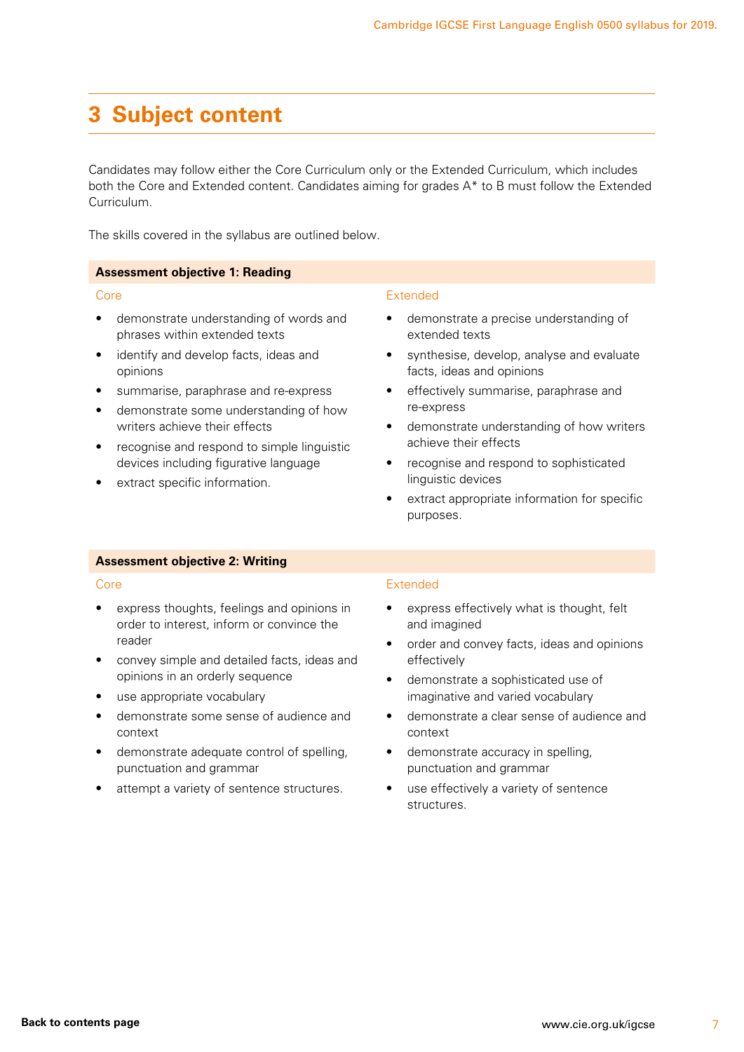# 3 Subject content

Candidates may follow either the Core Curriculum only or the Extended Curriculum, which includes both the Core and Extended content. Candidates aiming for grades A* to B must follow the Extended Curriculum.

The skills covered in the syllabus are outlined below.

## Assessment objective 1: Reading

### Core

- demonstrate understanding of words and phrases within extended texts
- identify and develop facts, ideas and opinions
- summarise, paraphrase and re-express
- demonstrate some understanding of how writers achieve their effects
- recognise and respond to simple linguistic devices including figurative language
- extract specific information.

### Extended

- demonstrate a precise understanding of extended texts
- synthesise, develop, analyse and evaluate facts, ideas and opinions
- effectively summarise, paraphrase and re-express
- demonstrate understanding of how writers achieve their effects
- recognise and respond to sophisticated linguistic devices
- extract appropriate information for specific purposes.

## Assessment objective 2: Writing

### Core

- express thoughts, feelings and opinions in order to interest, inform or convince the reader
- convey simple and detailed facts, ideas and opinions in an orderly sequence
- use appropriate vocabulary
- demonstrate some sense of audience and context
- demonstrate adequate control of spelling, punctuation and grammar
- attempt a variety of sentence structures.

### Extended

- express effectively what is thought, felt and imagined
- order and convey facts, ideas and opinions effectively
- demonstrate a sophisticated use of imaginative and varied vocabulary
- demonstrate a clear sense of audience and context
- demonstrate accuracy in spelling, punctuation and grammar
- use effectively a variety of sentence structures.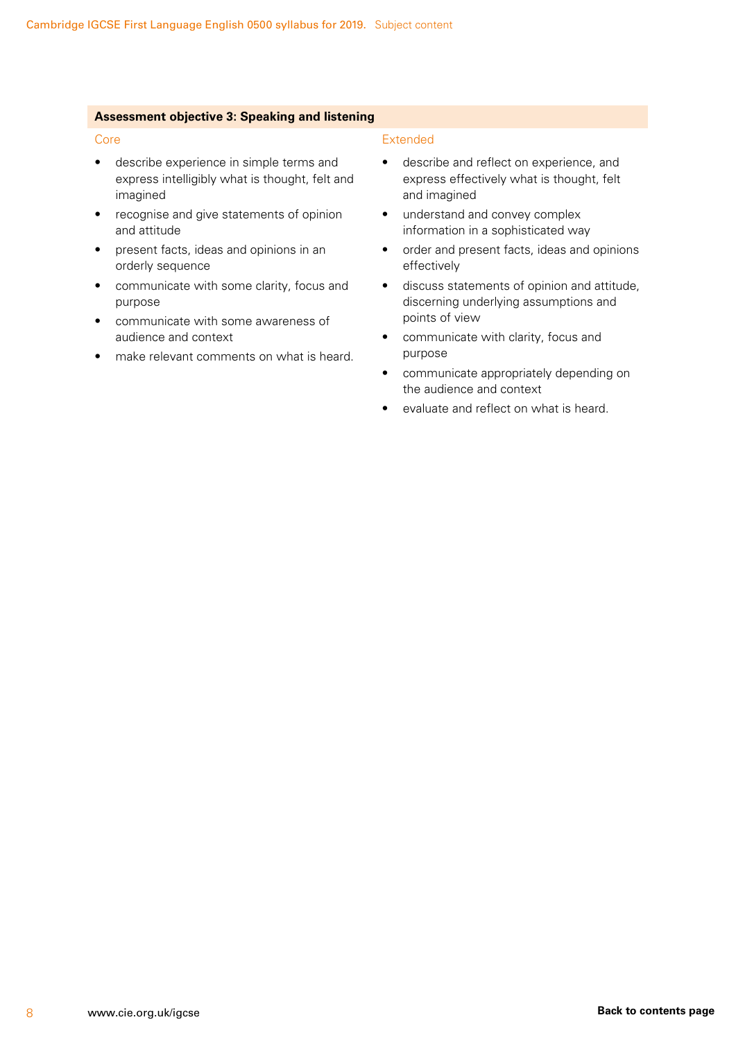### Assessment objective 3: Speaking and listening

**Core**

- describe experience in simple terms and express intelligibly what is thought, felt and imagined
- recognise and give statements of opinion and attitude
- present facts, ideas and opinions in an orderly sequence
- communicate with some clarity, focus and purpose
- communicate with some awareness of audience and context
- make relevant comments on what is heard.

**Extended**

- describe and reflect on experience, and express effectively what is thought, felt and imagined
- understand and convey complex information in a sophisticated way
- order and present facts, ideas and opinions effectively
- discuss statements of opinion and attitude, discerning underlying assumptions and points of view
- communicate with clarity, focus and purpose
- communicate appropriately depending on the audience and context
- evaluate and reflect on what is heard.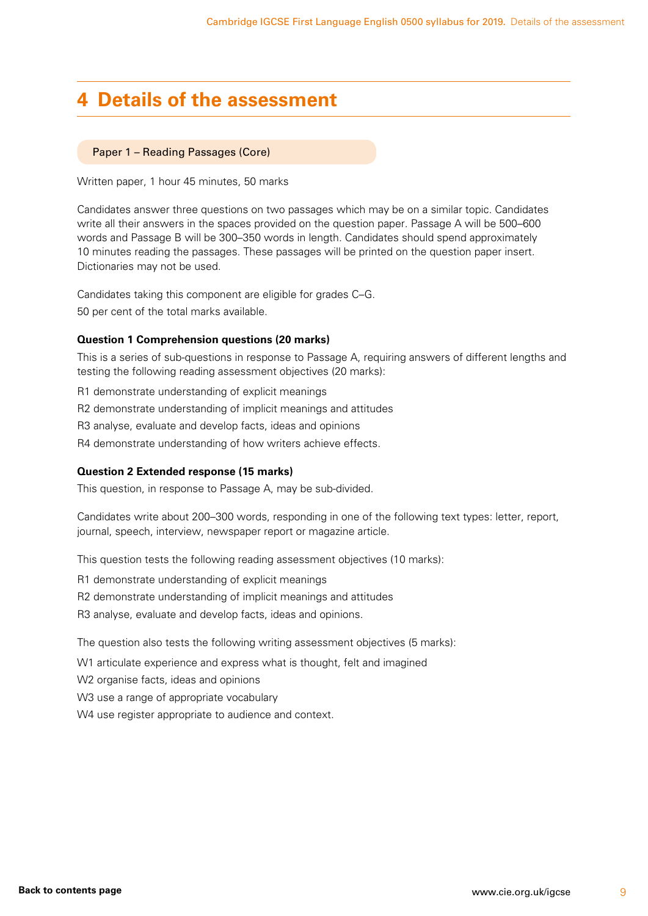# 4 Details of the assessment

## Paper 1 – Reading Passages (Core)

Written paper, 1 hour 45 minutes, 50 marks

Candidates answer three questions on two passages which may be on a similar topic. Candidates write all their answers in the spaces provided on the question paper. Passage A will be 500–600 words and Passage B will be 300–350 words in length. Candidates should spend approximately 10 minutes reading the passages. These passages will be printed on the question paper insert. Dictionaries may not be used.

Candidates taking this component are eligible for grades C–G.
50 per cent of the total marks available.

**Question 1 Comprehension questions (20 marks)**

This is a series of sub-questions in response to Passage A, requiring answers of different lengths and testing the following reading assessment objectives (20 marks):

R1 demonstrate understanding of explicit meanings
R2 demonstrate understanding of implicit meanings and attitudes
R3 analyse, evaluate and develop facts, ideas and opinions
R4 demonstrate understanding of how writers achieve effects.

**Question 2 Extended response (15 marks)**

This question, in response to Passage A, may be sub-divided.

Candidates write about 200–300 words, responding in one of the following text types: letter, report, journal, speech, interview, newspaper report or magazine article.

This question tests the following reading assessment objectives (10 marks):

R1 demonstrate understanding of explicit meanings
R2 demonstrate understanding of implicit meanings and attitudes
R3 analyse, evaluate and develop facts, ideas and opinions.

The question also tests the following writing assessment objectives (5 marks):

W1 articulate experience and express what is thought, felt and imagined
W2 organise facts, ideas and opinions
W3 use a range of appropriate vocabulary
W4 use register appropriate to audience and context.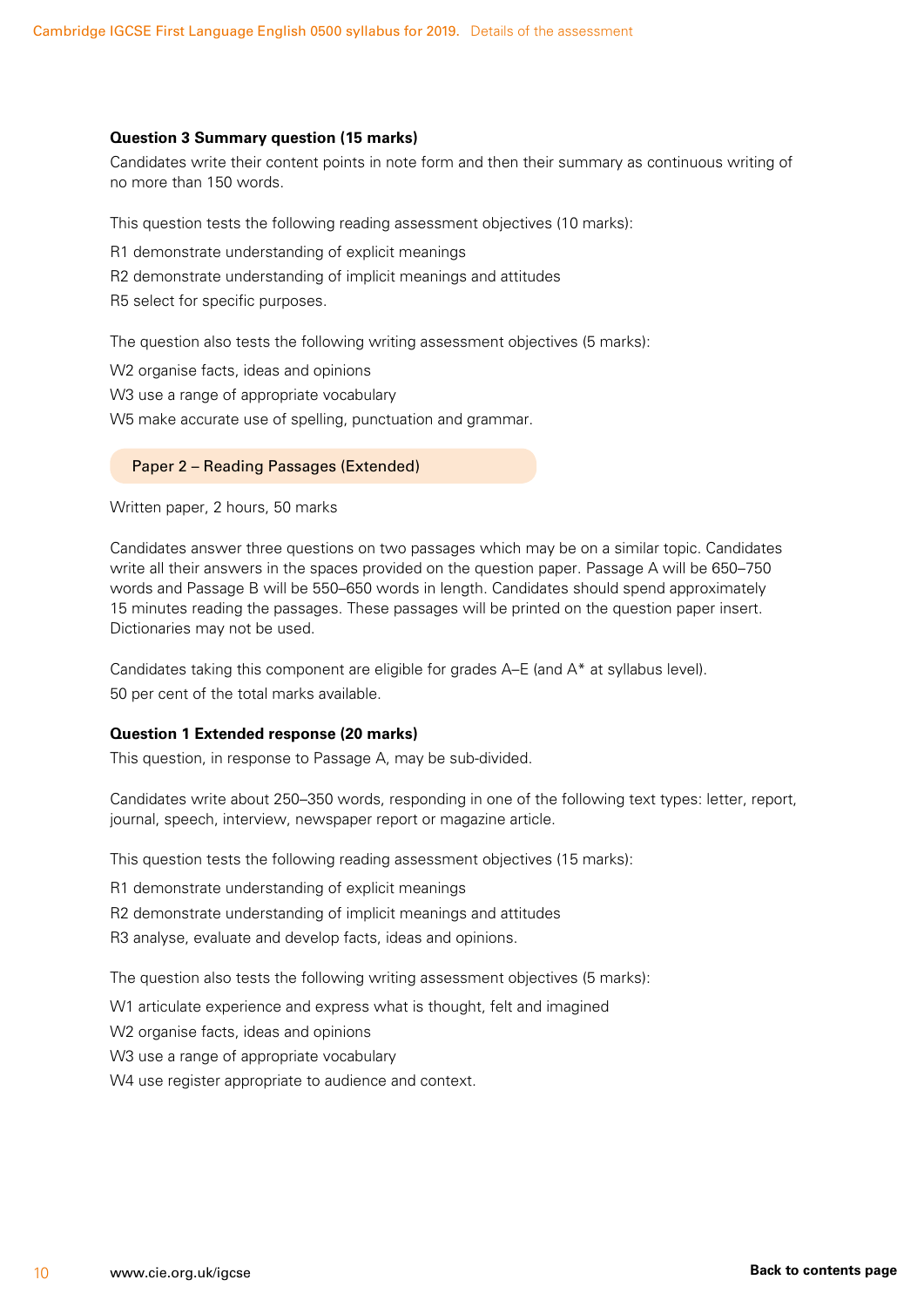**Question 3 Summary question (15 marks)**

Candidates write their content points in note form and then their summary as continuous writing of no more than 150 words.

This question tests the following reading assessment objectives (10 marks):

R1 demonstrate understanding of explicit meanings

R2 demonstrate understanding of implicit meanings and attitudes

R5 select for specific purposes.

The question also tests the following writing assessment objectives (5 marks):

W2 organise facts, ideas and opinions

W3 use a range of appropriate vocabulary

W5 make accurate use of spelling, punctuation and grammar.

## Paper 2 – Reading Passages (Extended)

Written paper, 2 hours, 50 marks

Candidates answer three questions on two passages which may be on a similar topic. Candidates write all their answers in the spaces provided on the question paper. Passage A will be 650–750 words and Passage B will be 550–650 words in length. Candidates should spend approximately 15 minutes reading the passages. These passages will be printed on the question paper insert. Dictionaries may not be used.

Candidates taking this component are eligible for grades A–E (and A* at syllabus level).
50 per cent of the total marks available.

**Question 1 Extended response (20 marks)**

This question, in response to Passage A, may be sub-divided.

Candidates write about 250–350 words, responding in one of the following text types: letter, report, journal, speech, interview, newspaper report or magazine article.

This question tests the following reading assessment objectives (15 marks):

R1 demonstrate understanding of explicit meanings

R2 demonstrate understanding of implicit meanings and attitudes

R3 analyse, evaluate and develop facts, ideas and opinions.

The question also tests the following writing assessment objectives (5 marks):

W1 articulate experience and express what is thought, felt and imagined

W2 organise facts, ideas and opinions

W3 use a range of appropriate vocabulary

W4 use register appropriate to audience and context.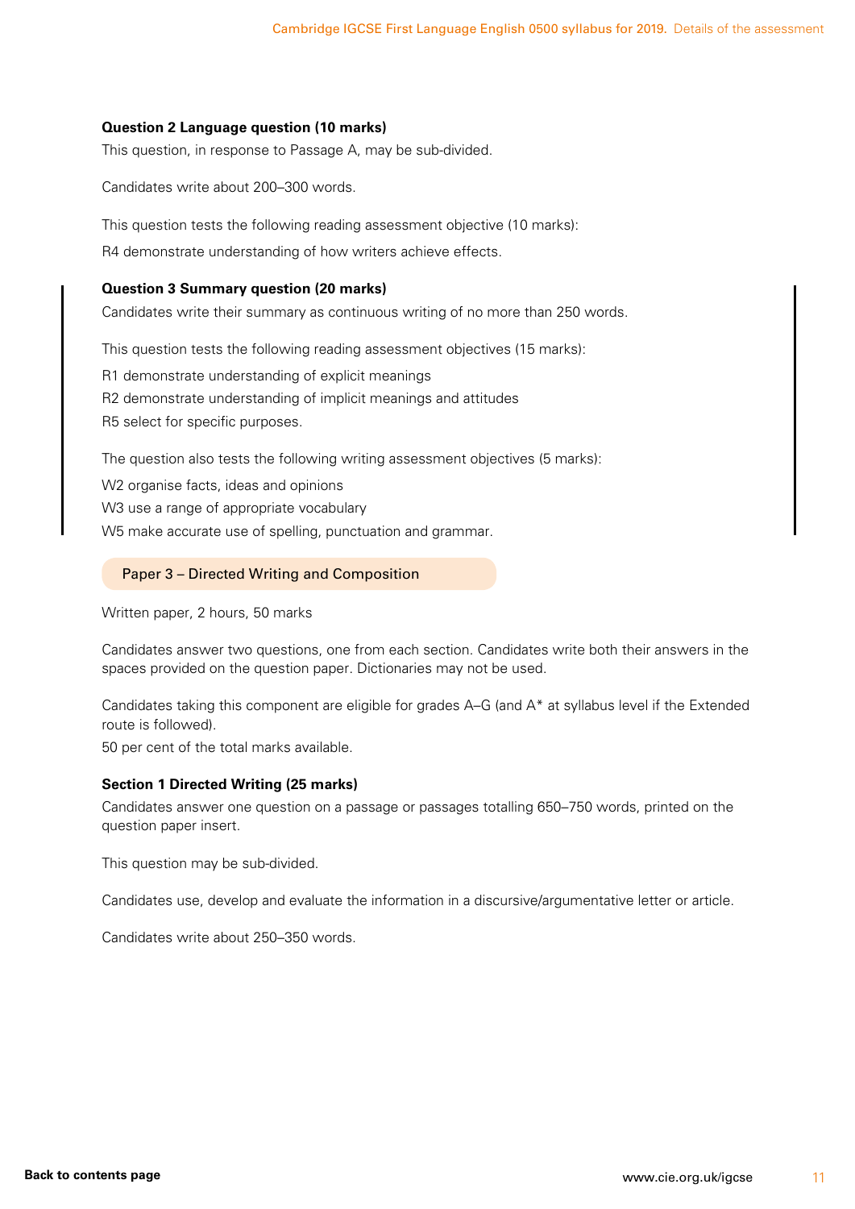**Question 2 Language question (10 marks)**

This question, in response to Passage A, may be sub-divided.

Candidates write about 200–300 words.

This question tests the following reading assessment objective (10 marks):

R4 demonstrate understanding of how writers achieve effects.

**Question 3 Summary question (20 marks)**

Candidates write their summary as continuous writing of no more than 250 words.

This question tests the following reading assessment objectives (15 marks):

R1 demonstrate understanding of explicit meanings

R2 demonstrate understanding of implicit meanings and attitudes

R5 select for specific purposes.

The question also tests the following writing assessment objectives (5 marks):

W2 organise facts, ideas and opinions

W3 use a range of appropriate vocabulary

W5 make accurate use of spelling, punctuation and grammar.

## Paper 3 – Directed Writing and Composition

Written paper, 2 hours, 50 marks

Candidates answer two questions, one from each section. Candidates write both their answers in the spaces provided on the question paper. Dictionaries may not be used.

Candidates taking this component are eligible for grades A–G (and A* at syllabus level if the Extended route is followed).

50 per cent of the total marks available.

**Section 1 Directed Writing (25 marks)**

Candidates answer one question on a passage or passages totalling 650–750 words, printed on the question paper insert.

This question may be sub-divided.

Candidates use, develop and evaluate the information in a discursive/argumentative letter or article.

Candidates write about 250–350 words.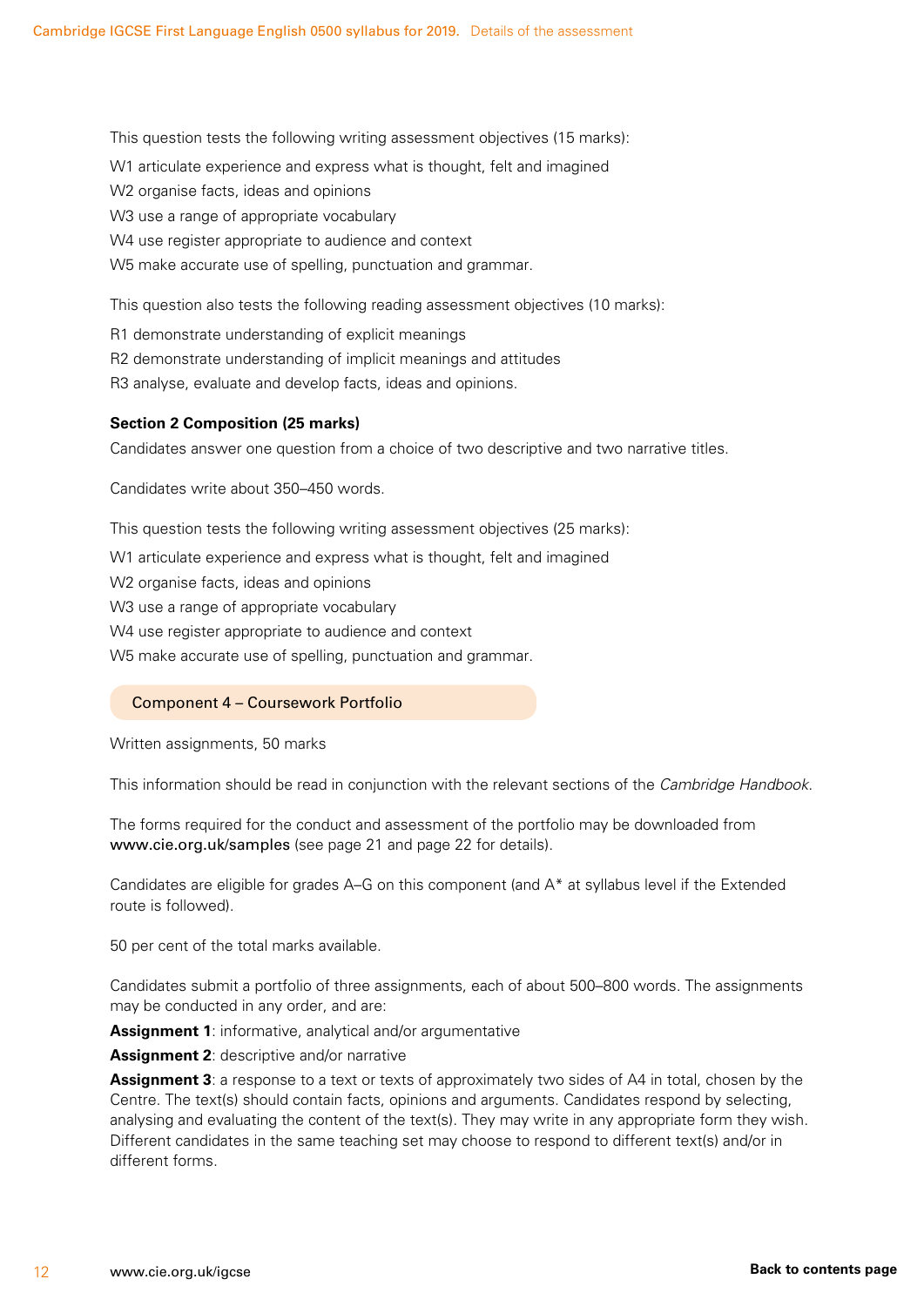This question tests the following writing assessment objectives (15 marks):

W1 articulate experience and express what is thought, felt and imagined

W2 organise facts, ideas and opinions

W3 use a range of appropriate vocabulary

W4 use register appropriate to audience and context

W5 make accurate use of spelling, punctuation and grammar.

This question also tests the following reading assessment objectives (10 marks):

R1 demonstrate understanding of explicit meanings

R2 demonstrate understanding of implicit meanings and attitudes

R3 analyse, evaluate and develop facts, ideas and opinions.

**Section 2 Composition (25 marks)**

Candidates answer one question from a choice of two descriptive and two narrative titles.

Candidates write about 350–450 words.

This question tests the following writing assessment objectives (25 marks):

W1 articulate experience and express what is thought, felt and imagined

W2 organise facts, ideas and opinions

W3 use a range of appropriate vocabulary

W4 use register appropriate to audience and context

W5 make accurate use of spelling, punctuation and grammar.

## Component 4 – Coursework Portfolio

Written assignments, 50 marks

This information should be read in conjunction with the relevant sections of the *Cambridge Handbook*.

The forms required for the conduct and assessment of the portfolio may be downloaded from **www.cie.org.uk/samples** (see page 21 and page 22 for details).

Candidates are eligible for grades A–G on this component (and A* at syllabus level if the Extended route is followed).

50 per cent of the total marks available.

Candidates submit a portfolio of three assignments, each of about 500–800 words. The assignments may be conducted in any order, and are:

**Assignment 1**: informative, analytical and/or argumentative

**Assignment 2**: descriptive and/or narrative

**Assignment 3**: a response to a text or texts of approximately two sides of A4 in total, chosen by the Centre. The text(s) should contain facts, opinions and arguments. Candidates respond by selecting, analysing and evaluating the content of the text(s). They may write in any appropriate form they wish. Different candidates in the same teaching set may choose to respond to different text(s) and/or in different forms.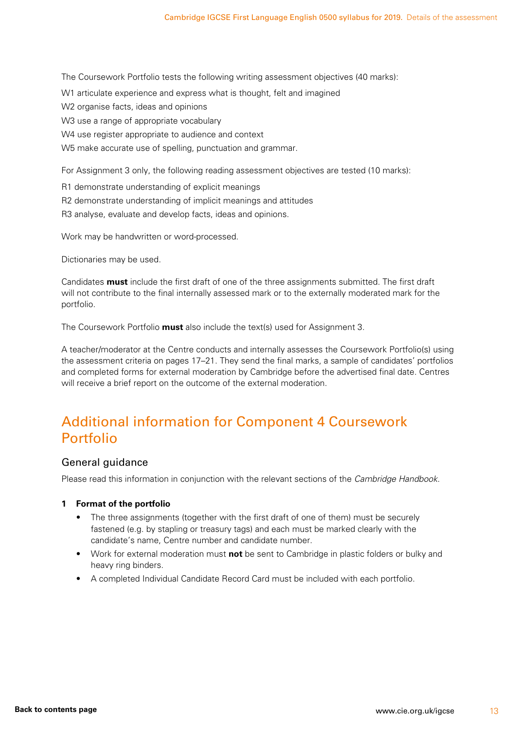The Coursework Portfolio tests the following writing assessment objectives (40 marks):

W1 articulate experience and express what is thought, felt and imagined

W2 organise facts, ideas and opinions

W3 use a range of appropriate vocabulary

W4 use register appropriate to audience and context

W5 make accurate use of spelling, punctuation and grammar.

For Assignment 3 only, the following reading assessment objectives are tested (10 marks):

R1 demonstrate understanding of explicit meanings

R2 demonstrate understanding of implicit meanings and attitudes

R3 analyse, evaluate and develop facts, ideas and opinions.

Work may be handwritten or word-processed.

Dictionaries may be used.

Candidates **must** include the first draft of one of the three assignments submitted. The first draft will not contribute to the final internally assessed mark or to the externally moderated mark for the portfolio.

The Coursework Portfolio **must** also include the text(s) used for Assignment 3.

A teacher/moderator at the Centre conducts and internally assesses the Coursework Portfolio(s) using the assessment criteria on pages 17–21. They send the final marks, a sample of candidates' portfolios and completed forms for external moderation by Cambridge before the advertised final date. Centres will receive a brief report on the outcome of the external moderation.

## Additional information for Component 4 Coursework Portfolio

### General guidance

Please read this information in conjunction with the relevant sections of the *Cambridge Handbook*.

**1 Format of the portfolio**

- The three assignments (together with the first draft of one of them) must be securely fastened (e.g. by stapling or treasury tags) and each must be marked clearly with the candidate's name, Centre number and candidate number.
- Work for external moderation must **not** be sent to Cambridge in plastic folders or bulky and heavy ring binders.
- A completed Individual Candidate Record Card must be included with each portfolio.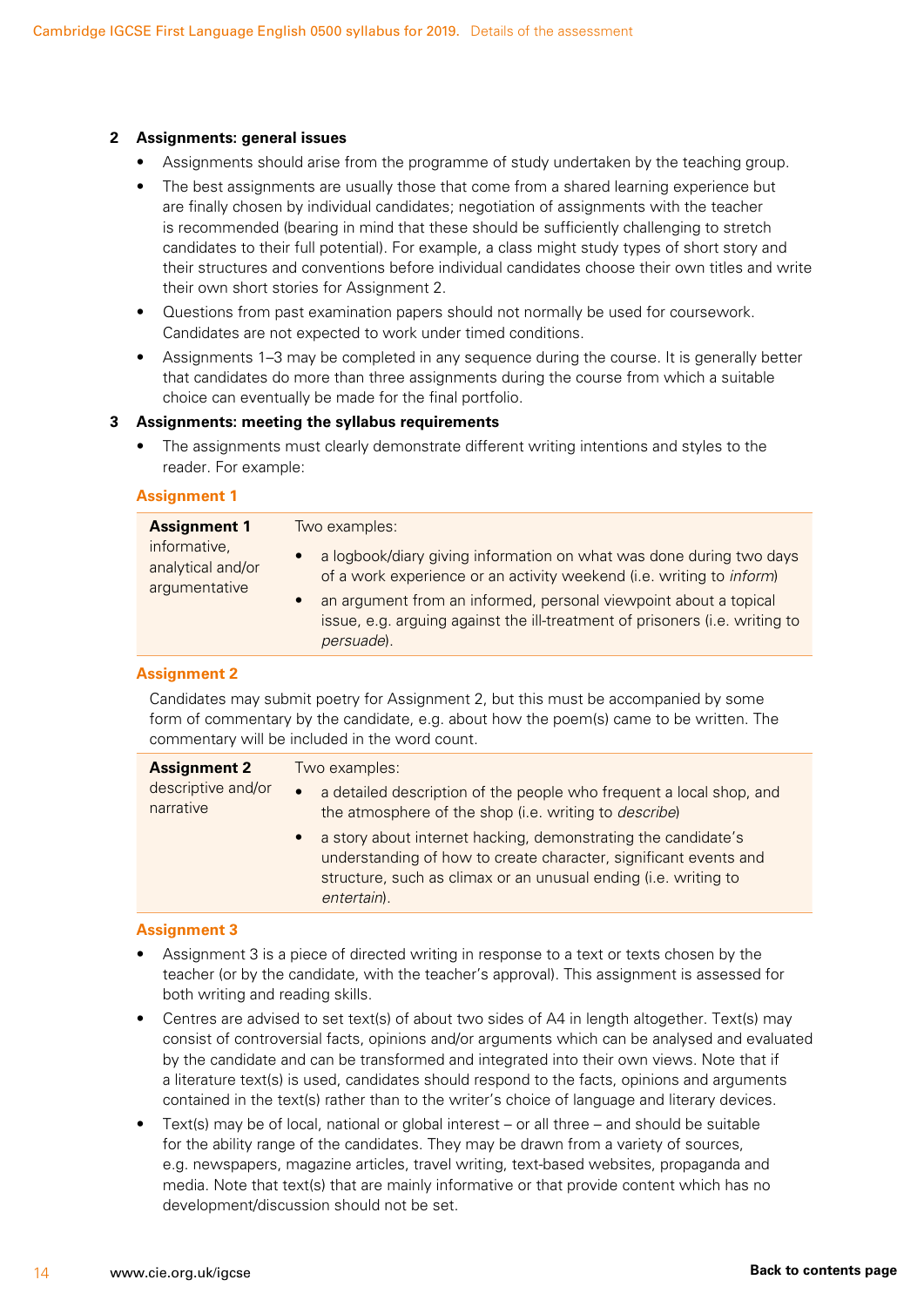**2 Assignments: general issues**

- Assignments should arise from the programme of study undertaken by the teaching group.
- The best assignments are usually those that come from a shared learning experience but are finally chosen by individual candidates; negotiation of assignments with the teacher is recommended (bearing in mind that these should be sufficiently challenging to stretch candidates to their full potential). For example, a class might study types of short story and their structures and conventions before individual candidates choose their own titles and write their own short stories for Assignment 2.
- Questions from past examination papers should not normally be used for coursework. Candidates are not expected to work under timed conditions.
- Assignments 1–3 may be completed in any sequence during the course. It is generally better that candidates do more than three assignments during the course from which a suitable choice can eventually be made for the final portfolio.

**3 Assignments: meeting the syllabus requirements**

- The assignments must clearly demonstrate different writing intentions and styles to the reader. For example:

### Assignment 1

| **Assignment 1** informative, analytical and/or argumentative | Two examples:<br>• a logbook/diary giving information on what was done during two days of a work experience or an activity weekend (i.e. writing to *inform*)<br>• an argument from an informed, personal viewpoint about a topical issue, e.g. arguing against the ill-treatment of prisoners (i.e. writing to *persuade*). |
|---|---|

### Assignment 2

Candidates may submit poetry for Assignment 2, but this must be accompanied by some form of commentary by the candidate, e.g. about how the poem(s) came to be written. The commentary will be included in the word count.

| **Assignment 2** descriptive and/or narrative | Two examples:<br>• a detailed description of the people who frequent a local shop, and the atmosphere of the shop (i.e. writing to *describe*)<br>• a story about internet hacking, demonstrating the candidate's understanding of how to create character, significant events and structure, such as climax or an unusual ending (i.e. writing to *entertain*). |
|---|---|

### Assignment 3

- Assignment 3 is a piece of directed writing in response to a text or texts chosen by the teacher (or by the candidate, with the teacher's approval). This assignment is assessed for both writing and reading skills.
- Centres are advised to set text(s) of about two sides of A4 in length altogether. Text(s) may consist of controversial facts, opinions and/or arguments which can be analysed and evaluated by the candidate and can be transformed and integrated into their own views. Note that if a literature text(s) is used, candidates should respond to the facts, opinions and arguments contained in the text(s) rather than to the writer's choice of language and literary devices.
- Text(s) may be of local, national or global interest – or all three – and should be suitable for the ability range of the candidates. They may be drawn from a variety of sources, e.g. newspapers, magazine articles, travel writing, text-based websites, propaganda and media. Note that text(s) that are mainly informative or that provide content which has no development/discussion should not be set.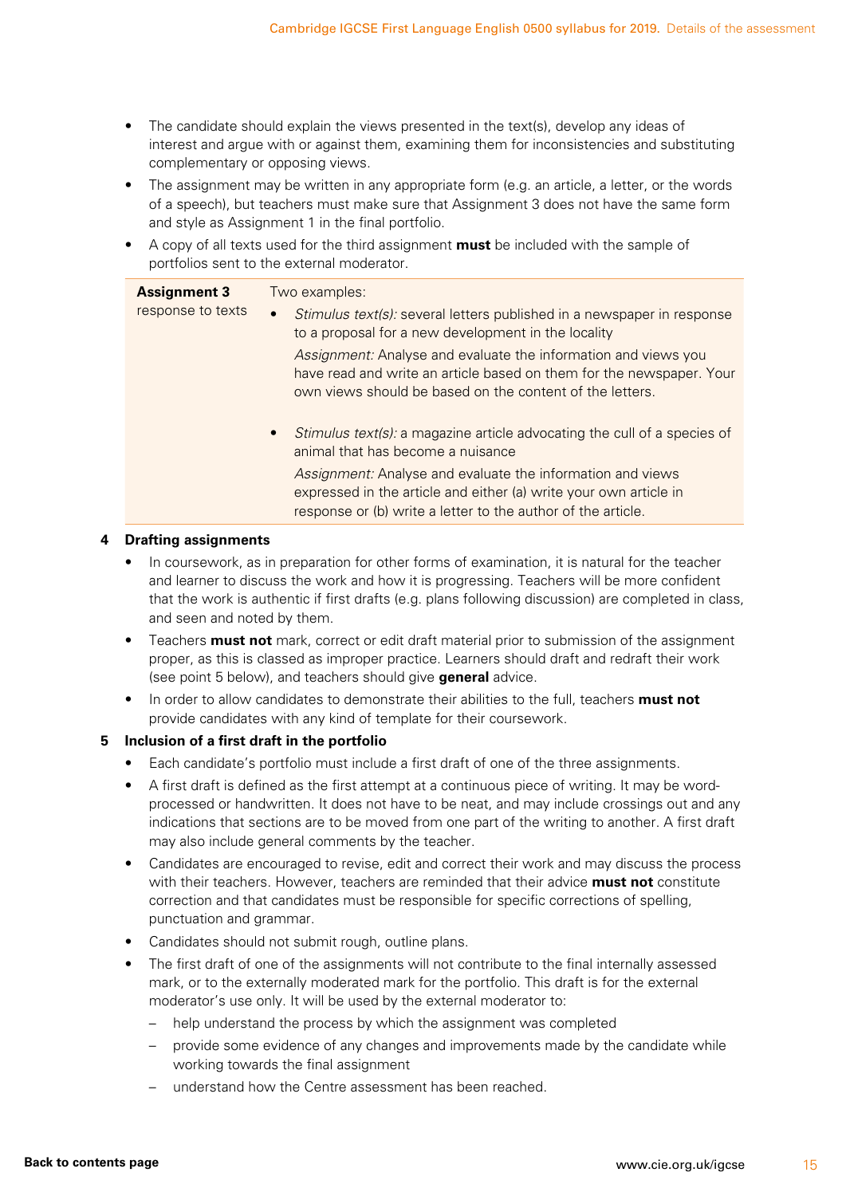- The candidate should explain the views presented in the text(s), develop any ideas of interest and argue with or against them, examining them for inconsistencies and substituting complementary or opposing views.
- The assignment may be written in any appropriate form (e.g. an article, a letter, or the words of a speech), but teachers must make sure that Assignment 3 does not have the same form and style as Assignment 1 in the final portfolio.
- A copy of all texts used for the third assignment **must** be included with the sample of portfolios sent to the external moderator.

| **Assignment 3** response to texts | Two examples:<br>• *Stimulus text(s):* several letters published in a newspaper in response to a proposal for a new development in the locality<br>*Assignment:* Analyse and evaluate the information and views you have read and write an article based on them for the newspaper. Your own views should be based on the content of the letters.<br>• *Stimulus text(s):* a magazine article advocating the cull of a species of animal that has become a nuisance<br>*Assignment:* Analyse and evaluate the information and views expressed in the article and either (a) write your own article in response or (b) write a letter to the author of the article. |
|---|---|

### 4 Drafting assignments

- In coursework, as in preparation for other forms of examination, it is natural for the teacher and learner to discuss the work and how it is progressing. Teachers will be more confident that the work is authentic if first drafts (e.g. plans following discussion) are completed in class, and seen and noted by them.
- Teachers **must not** mark, correct or edit draft material prior to submission of the assignment proper, as this is classed as improper practice. Learners should draft and redraft their work (see point 5 below), and teachers should give **general** advice.
- In order to allow candidates to demonstrate their abilities to the full, teachers **must not** provide candidates with any kind of template for their coursework.

### 5 Inclusion of a first draft in the portfolio

- Each candidate's portfolio must include a first draft of one of the three assignments.
- A first draft is defined as the first attempt at a continuous piece of writing. It may be word-processed or handwritten. It does not have to be neat, and may include crossings out and any indications that sections are to be moved from one part of the writing to another. A first draft may also include general comments by the teacher.
- Candidates are encouraged to revise, edit and correct their work and may discuss the process with their teachers. However, teachers are reminded that their advice **must not** constitute correction and that candidates must be responsible for specific corrections of spelling, punctuation and grammar.
- Candidates should not submit rough, outline plans.
- The first draft of one of the assignments will not contribute to the final internally assessed mark, or to the externally moderated mark for the portfolio. This draft is for the external moderator's use only. It will be used by the external moderator to:
  - help understand the process by which the assignment was completed
  - provide some evidence of any changes and improvements made by the candidate while working towards the final assignment
  - understand how the Centre assessment has been reached.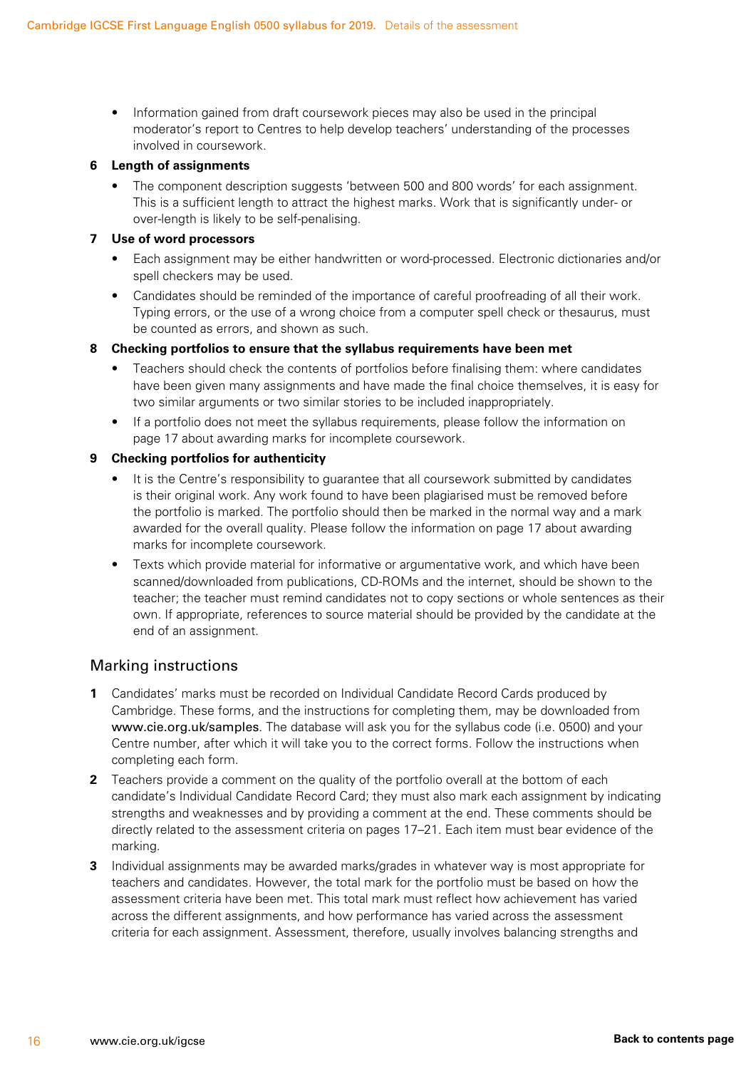- Information gained from draft coursework pieces may also be used in the principal moderator's report to Centres to help develop teachers' understanding of the processes involved in coursework.

**6 Length of assignments**

- The component description suggests 'between 500 and 800 words' for each assignment. This is a sufficient length to attract the highest marks. Work that is significantly under- or over-length is likely to be self-penalising.

**7 Use of word processors**

- Each assignment may be either handwritten or word-processed. Electronic dictionaries and/or spell checkers may be used.
- Candidates should be reminded of the importance of careful proofreading of all their work. Typing errors, or the use of a wrong choice from a computer spell check or thesaurus, must be counted as errors, and shown as such.

**8 Checking portfolios to ensure that the syllabus requirements have been met**

- Teachers should check the contents of portfolios before finalising them: where candidates have been given many assignments and have made the final choice themselves, it is easy for two similar arguments or two similar stories to be included inappropriately.
- If a portfolio does not meet the syllabus requirements, please follow the information on page 17 about awarding marks for incomplete coursework.

**9 Checking portfolios for authenticity**

- It is the Centre's responsibility to guarantee that all coursework submitted by candidates is their original work. Any work found to have been plagiarised must be removed before the portfolio is marked. The portfolio should then be marked in the normal way and a mark awarded for the overall quality. Please follow the information on page 17 about awarding marks for incomplete coursework.
- Texts which provide material for informative or argumentative work, and which have been scanned/downloaded from publications, CD-ROMs and the internet, should be shown to the teacher; the teacher must remind candidates not to copy sections or whole sentences as their own. If appropriate, references to source material should be provided by the candidate at the end of an assignment.

## Marking instructions

1. Candidates' marks must be recorded on Individual Candidate Record Cards produced by Cambridge. These forms, and the instructions for completing them, may be downloaded from www.cie.org.uk/samples. The database will ask you for the syllabus code (i.e. 0500) and your Centre number, after which it will take you to the correct forms. Follow the instructions when completing each form.
2. Teachers provide a comment on the quality of the portfolio overall at the bottom of each candidate's Individual Candidate Record Card; they must also mark each assignment by indicating strengths and weaknesses and by providing a comment at the end. These comments should be directly related to the assessment criteria on pages 17–21. Each item must bear evidence of the marking.
3. Individual assignments may be awarded marks/grades in whatever way is most appropriate for teachers and candidates. However, the total mark for the portfolio must be based on how the assessment criteria have been met. This total mark must reflect how achievement has varied across the different assignments, and how performance has varied across the assessment criteria for each assignment. Assessment, therefore, usually involves balancing strengths and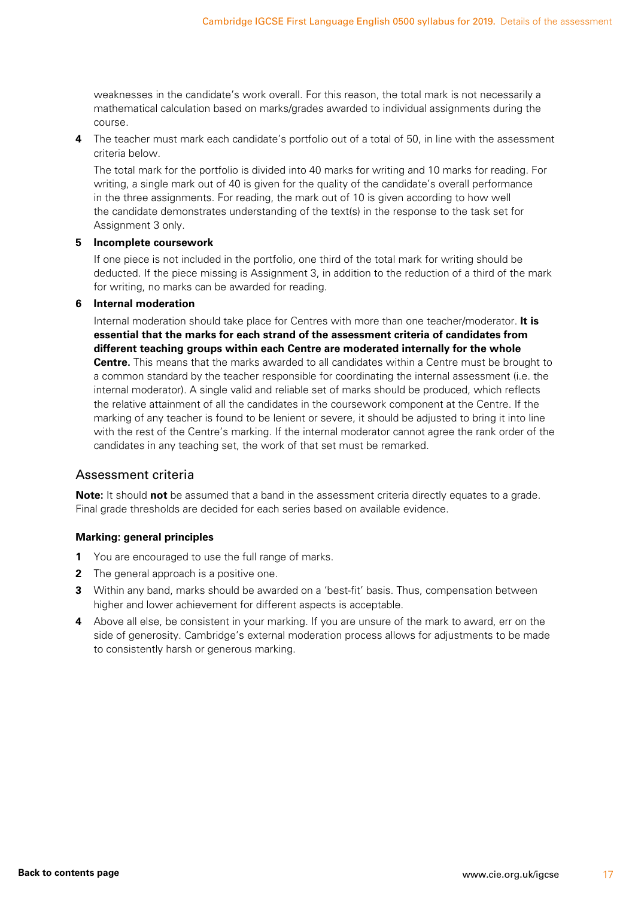weaknesses in the candidate's work overall. For this reason, the total mark is not necessarily a mathematical calculation based on marks/grades awarded to individual assignments during the course.

**4** The teacher must mark each candidate's portfolio out of a total of 50, in line with the assessment criteria below.

The total mark for the portfolio is divided into 40 marks for writing and 10 marks for reading. For writing, a single mark out of 40 is given for the quality of the candidate's overall performance in the three assignments. For reading, the mark out of 10 is given according to how well the candidate demonstrates understanding of the text(s) in the response to the task set for Assignment 3 only.

**5 Incomplete coursework**

If one piece is not included in the portfolio, one third of the total mark for writing should be deducted. If the piece missing is Assignment 3, in addition to the reduction of a third of the mark for writing, no marks can be awarded for reading.

**6 Internal moderation**

Internal moderation should take place for Centres with more than one teacher/moderator. **It is essential that the marks for each strand of the assessment criteria of candidates from different teaching groups within each Centre are moderated internally for the whole Centre.** This means that the marks awarded to all candidates within a Centre must be brought to a common standard by the teacher responsible for coordinating the internal assessment (i.e. the internal moderator). A single valid and reliable set of marks should be produced, which reflects the relative attainment of all the candidates in the coursework component at the Centre. If the marking of any teacher is found to be lenient or severe, it should be adjusted to bring it into line with the rest of the Centre's marking. If the internal moderator cannot agree the rank order of the candidates in any teaching set, the work of that set must be remarked.

## Assessment criteria

**Note:** It should **not** be assumed that a band in the assessment criteria directly equates to a grade. Final grade thresholds are decided for each series based on available evidence.

**Marking: general principles**

1. You are encouraged to use the full range of marks.
2. The general approach is a positive one.
3. Within any band, marks should be awarded on a 'best-fit' basis. Thus, compensation between higher and lower achievement for different aspects is acceptable.
4. Above all else, be consistent in your marking. If you are unsure of the mark to award, err on the side of generosity. Cambridge's external moderation process allows for adjustments to be made to consistently harsh or generous marking.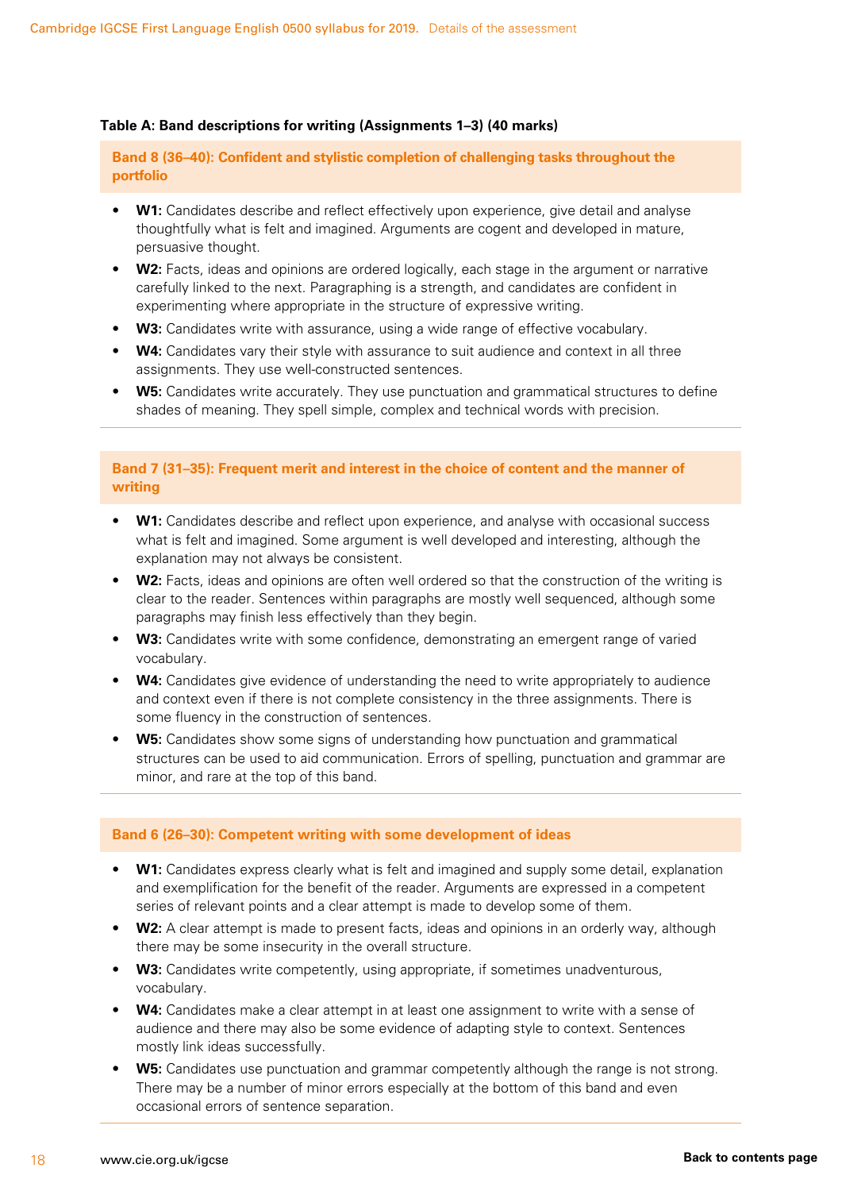**Table A: Band descriptions for writing (Assignments 1–3) (40 marks)**

**Band 8 (36–40): Confident and stylistic completion of challenging tasks throughout the portfolio**

- **W1:** Candidates describe and reflect effectively upon experience, give detail and analyse thoughtfully what is felt and imagined. Arguments are cogent and developed in mature, persuasive thought.
- **W2:** Facts, ideas and opinions are ordered logically, each stage in the argument or narrative carefully linked to the next. Paragraphing is a strength, and candidates are confident in experimenting where appropriate in the structure of expressive writing.
- **W3:** Candidates write with assurance, using a wide range of effective vocabulary.
- **W4:** Candidates vary their style with assurance to suit audience and context in all three assignments. They use well-constructed sentences.
- **W5:** Candidates write accurately. They use punctuation and grammatical structures to define shades of meaning. They spell simple, complex and technical words with precision.

**Band 7 (31–35): Frequent merit and interest in the choice of content and the manner of writing**

- **W1:** Candidates describe and reflect upon experience, and analyse with occasional success what is felt and imagined. Some argument is well developed and interesting, although the explanation may not always be consistent.
- **W2:** Facts, ideas and opinions are often well ordered so that the construction of the writing is clear to the reader. Sentences within paragraphs are mostly well sequenced, although some paragraphs may finish less effectively than they begin.
- **W3:** Candidates write with some confidence, demonstrating an emergent range of varied vocabulary.
- **W4:** Candidates give evidence of understanding the need to write appropriately to audience and context even if there is not complete consistency in the three assignments. There is some fluency in the construction of sentences.
- **W5:** Candidates show some signs of understanding how punctuation and grammatical structures can be used to aid communication. Errors of spelling, punctuation and grammar are minor, and rare at the top of this band.

**Band 6 (26–30): Competent writing with some development of ideas**

- **W1:** Candidates express clearly what is felt and imagined and supply some detail, explanation and exemplification for the benefit of the reader. Arguments are expressed in a competent series of relevant points and a clear attempt is made to develop some of them.
- **W2:** A clear attempt is made to present facts, ideas and opinions in an orderly way, although there may be some insecurity in the overall structure.
- **W3:** Candidates write competently, using appropriate, if sometimes unadventurous, vocabulary.
- **W4:** Candidates make a clear attempt in at least one assignment to write with a sense of audience and there may also be some evidence of adapting style to context. Sentences mostly link ideas successfully.
- **W5:** Candidates use punctuation and grammar competently although the range is not strong. There may be a number of minor errors especially at the bottom of this band and even occasional errors of sentence separation.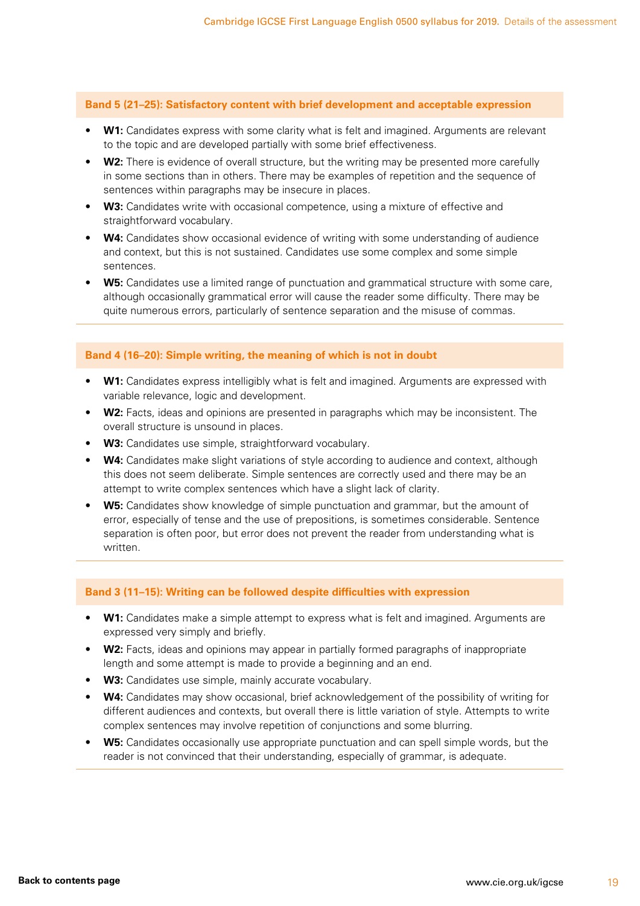### Band 5 (21–25): Satisfactory content with brief development and acceptable expression

- **W1:** Candidates express with some clarity what is felt and imagined. Arguments are relevant to the topic and are developed partially with some brief effectiveness.
- **W2:** There is evidence of overall structure, but the writing may be presented more carefully in some sections than in others. There may be examples of repetition and the sequence of sentences within paragraphs may be insecure in places.
- **W3:** Candidates write with occasional competence, using a mixture of effective and straightforward vocabulary.
- **W4:** Candidates show occasional evidence of writing with some understanding of audience and context, but this is not sustained. Candidates use some complex and some simple sentences.
- **W5:** Candidates use a limited range of punctuation and grammatical structure with some care, although occasionally grammatical error will cause the reader some difficulty. There may be quite numerous errors, particularly of sentence separation and the misuse of commas.

### Band 4 (16–20): Simple writing, the meaning of which is not in doubt

- **W1:** Candidates express intelligibly what is felt and imagined. Arguments are expressed with variable relevance, logic and development.
- **W2:** Facts, ideas and opinions are presented in paragraphs which may be inconsistent. The overall structure is unsound in places.
- **W3:** Candidates use simple, straightforward vocabulary.
- **W4:** Candidates make slight variations of style according to audience and context, although this does not seem deliberate. Simple sentences are correctly used and there may be an attempt to write complex sentences which have a slight lack of clarity.
- **W5:** Candidates show knowledge of simple punctuation and grammar, but the amount of error, especially of tense and the use of prepositions, is sometimes considerable. Sentence separation is often poor, but error does not prevent the reader from understanding what is written.

### Band 3 (11–15): Writing can be followed despite difficulties with expression

- **W1:** Candidates make a simple attempt to express what is felt and imagined. Arguments are expressed very simply and briefly.
- **W2:** Facts, ideas and opinions may appear in partially formed paragraphs of inappropriate length and some attempt is made to provide a beginning and an end.
- **W3:** Candidates use simple, mainly accurate vocabulary.
- **W4:** Candidates may show occasional, brief acknowledgement of the possibility of writing for different audiences and contexts, but overall there is little variation of style. Attempts to write complex sentences may involve repetition of conjunctions and some blurring.
- **W5:** Candidates occasionally use appropriate punctuation and can spell simple words, but the reader is not convinced that their understanding, especially of grammar, is adequate.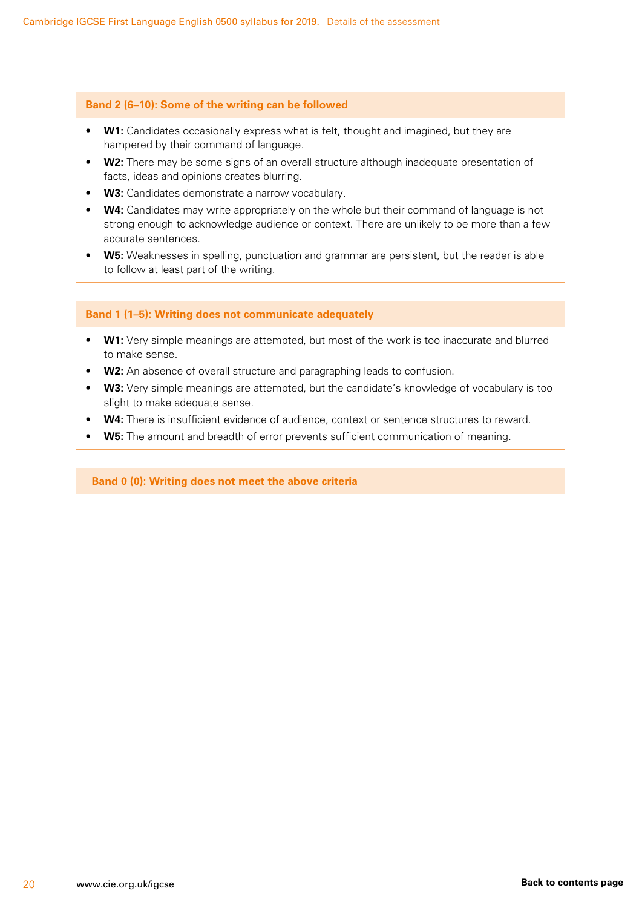#### Band 2 (6–10): Some of the writing can be followed

- **W1:** Candidates occasionally express what is felt, thought and imagined, but they are hampered by their command of language.
- **W2:** There may be some signs of an overall structure although inadequate presentation of facts, ideas and opinions creates blurring.
- **W3:** Candidates demonstrate a narrow vocabulary.
- **W4:** Candidates may write appropriately on the whole but their command of language is not strong enough to acknowledge audience or context. There are unlikely to be more than a few accurate sentences.
- **W5:** Weaknesses in spelling, punctuation and grammar are persistent, but the reader is able to follow at least part of the writing.

#### Band 1 (1–5): Writing does not communicate adequately

- **W1:** Very simple meanings are attempted, but most of the work is too inaccurate and blurred to make sense.
- **W2:** An absence of overall structure and paragraphing leads to confusion.
- **W3:** Very simple meanings are attempted, but the candidate's knowledge of vocabulary is too slight to make adequate sense.
- **W4:** There is insufficient evidence of audience, context or sentence structures to reward.
- **W5:** The amount and breadth of error prevents sufficient communication of meaning.

#### Band 0 (0): Writing does not meet the above criteria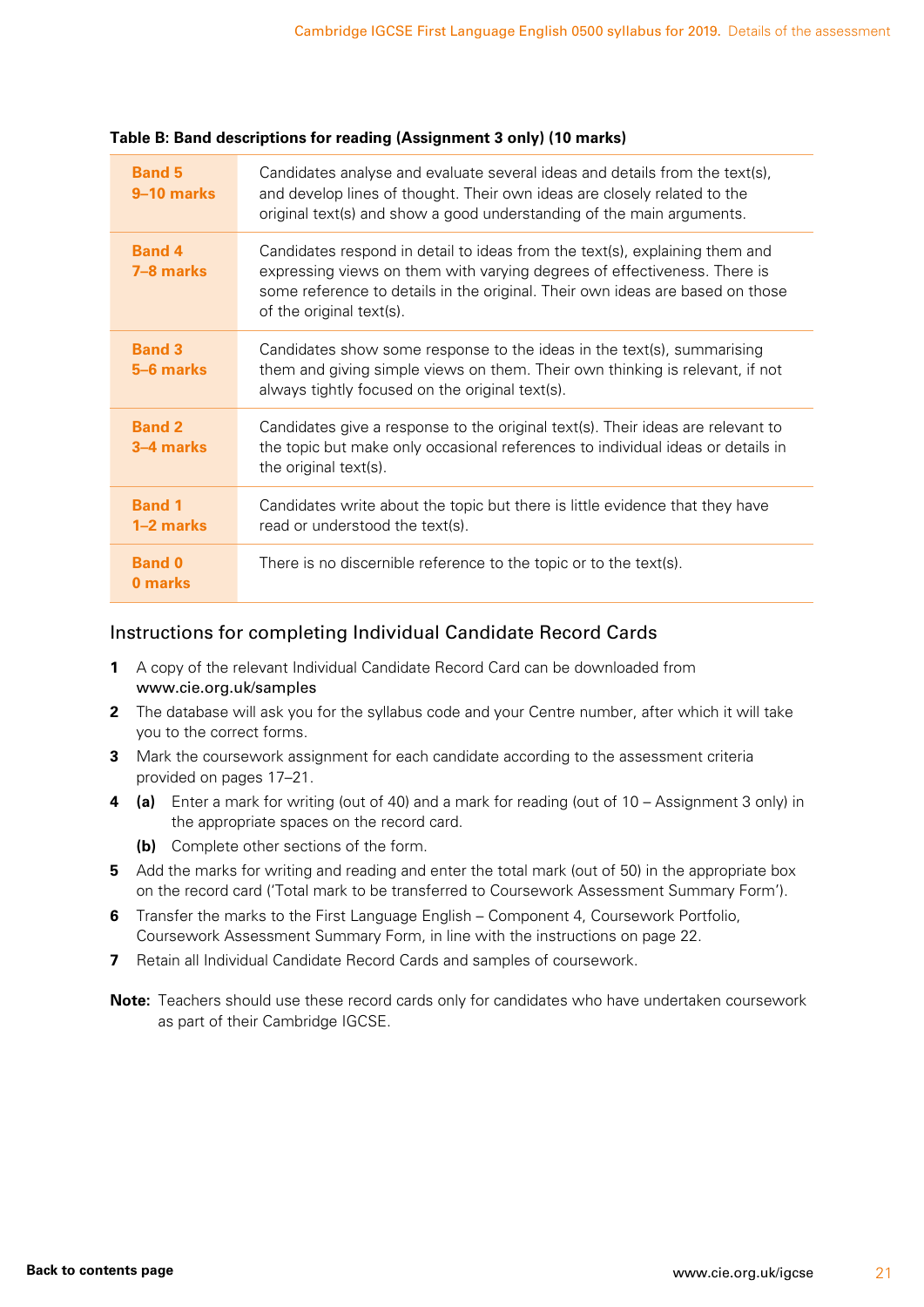**Table B: Band descriptions for reading (Assignment 3 only) (10 marks)**

| Band | Description |
|---|---|
| **Band 5 9–10 marks** | Candidates analyse and evaluate several ideas and details from the text(s), and develop lines of thought. Their own ideas are closely related to the original text(s) and show a good understanding of the main arguments. |
| **Band 4 7–8 marks** | Candidates respond in detail to ideas from the text(s), explaining them and expressing views on them with varying degrees of effectiveness. There is some reference to details in the original. Their own ideas are based on those of the original text(s). |
| **Band 3 5–6 marks** | Candidates show some response to the ideas in the text(s), summarising them and giving simple views on them. Their own thinking is relevant, if not always tightly focused on the original text(s). |
| **Band 2 3–4 marks** | Candidates give a response to the original text(s). Their ideas are relevant to the topic but make only occasional references to individual ideas or details in the original text(s). |
| **Band 1 1–2 marks** | Candidates write about the topic but there is little evidence that they have read or understood the text(s). |
| **Band 0 0 marks** | There is no discernible reference to the topic or to the text(s). |

## Instructions for completing Individual Candidate Record Cards

1. A copy of the relevant Individual Candidate Record Card can be downloaded from www.cie.org.uk/samples
2. The database will ask you for the syllabus code and your Centre number, after which it will take you to the correct forms.
3. Mark the coursework assignment for each candidate according to the assessment criteria provided on pages 17–21.
4. **(a)** Enter a mark for writing (out of 40) and a mark for reading (out of 10 – Assignment 3 only) in the appropriate spaces on the record card.

   **(b)** Complete other sections of the form.
5. Add the marks for writing and reading and enter the total mark (out of 50) in the appropriate box on the record card ('Total mark to be transferred to Coursework Assessment Summary Form').
6. Transfer the marks to the First Language English – Component 4, Coursework Portfolio, Coursework Assessment Summary Form, in line with the instructions on page 22.
7. Retain all Individual Candidate Record Cards and samples of coursework.

**Note:** Teachers should use these record cards only for candidates who have undertaken coursework as part of their Cambridge IGCSE.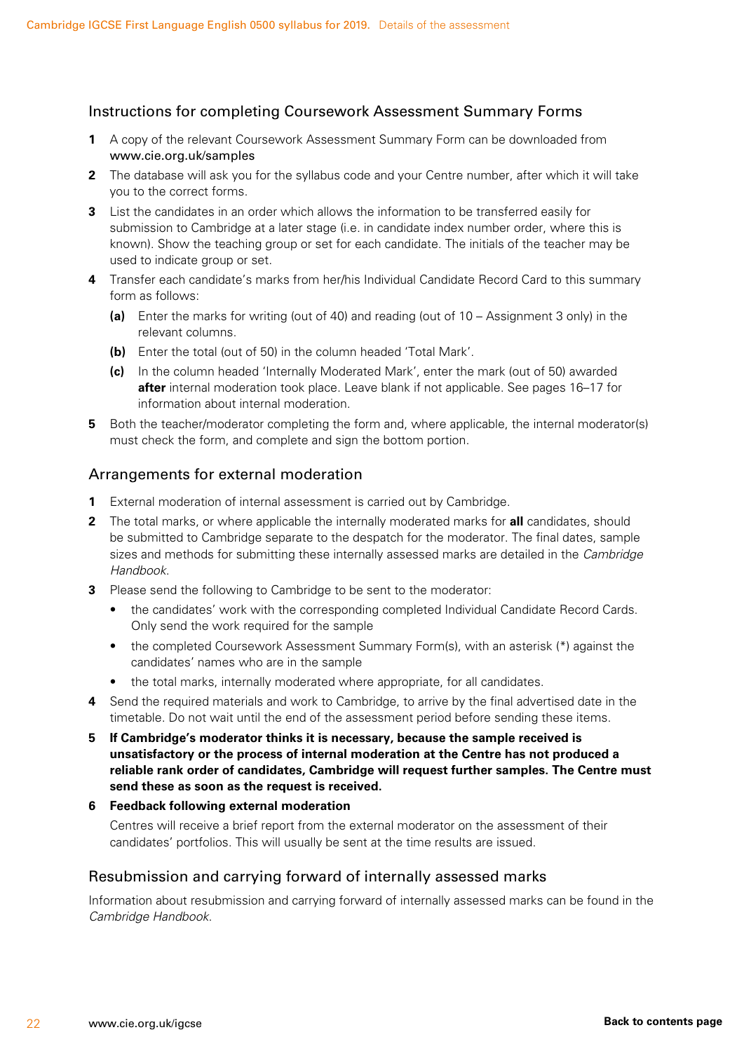## Instructions for completing Coursework Assessment Summary Forms

1. A copy of the relevant Coursework Assessment Summary Form can be downloaded from www.cie.org.uk/samples
2. The database will ask you for the syllabus code and your Centre number, after which it will take you to the correct forms.
3. List the candidates in an order which allows the information to be transferred easily for submission to Cambridge at a later stage (i.e. in candidate index number order, where this is known). Show the teaching group or set for each candidate. The initials of the teacher may be used to indicate group or set.
4. Transfer each candidate's marks from her/his Individual Candidate Record Card to this summary form as follows:
   **(a)** Enter the marks for writing (out of 40) and reading (out of 10 – Assignment 3 only) in the relevant columns.
   **(b)** Enter the total (out of 50) in the column headed 'Total Mark'.
   **(c)** In the column headed 'Internally Moderated Mark', enter the mark (out of 50) awarded **after** internal moderation took place. Leave blank if not applicable. See pages 16–17 for information about internal moderation.
5. Both the teacher/moderator completing the form and, where applicable, the internal moderator(s) must check the form, and complete and sign the bottom portion.

## Arrangements for external moderation

1. External moderation of internal assessment is carried out by Cambridge.
2. The total marks, or where applicable the internally moderated marks for **all** candidates, should be submitted to Cambridge separate to the despatch for the moderator. The final dates, sample sizes and methods for submitting these internally assessed marks are detailed in the *Cambridge Handbook*.
3. Please send the following to Cambridge to be sent to the moderator:
   - the candidates' work with the corresponding completed Individual Candidate Record Cards. Only send the work required for the sample
   - the completed Coursework Assessment Summary Form(s), with an asterisk (*) against the candidates' names who are in the sample
   - the total marks, internally moderated where appropriate, for all candidates.
4. Send the required materials and work to Cambridge, to arrive by the final advertised date in the timetable. Do not wait until the end of the assessment period before sending these items.
5. **If Cambridge's moderator thinks it is necessary, because the sample received is unsatisfactory or the process of internal moderation at the Centre has not produced a reliable rank order of candidates, Cambridge will request further samples. The Centre must send these as soon as the request is received.**
6. **Feedback following external moderation**

   Centres will receive a brief report from the external moderator on the assessment of their candidates' portfolios. This will usually be sent at the time results are issued.

## Resubmission and carrying forward of internally assessed marks

Information about resubmission and carrying forward of internally assessed marks can be found in the *Cambridge Handbook*.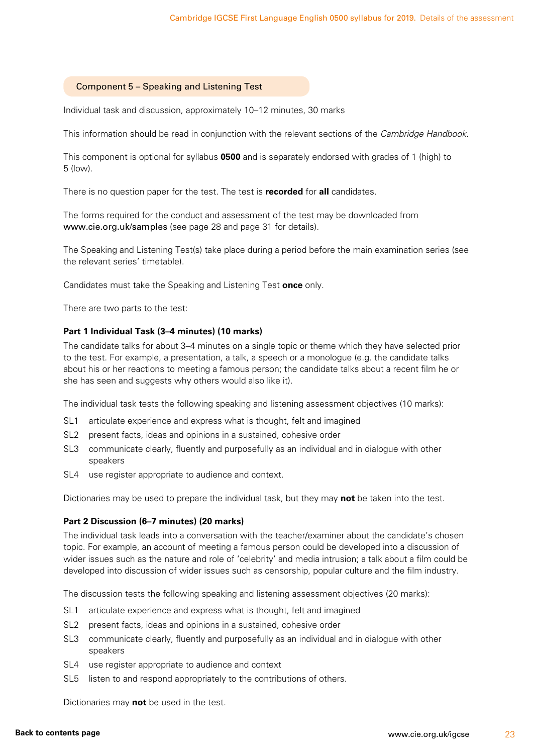## Component 5 – Speaking and Listening Test

Individual task and discussion, approximately 10–12 minutes, 30 marks

This information should be read in conjunction with the relevant sections of the *Cambridge Handbook*.

This component is optional for syllabus **0500** and is separately endorsed with grades of 1 (high) to 5 (low).

There is no question paper for the test. The test is **recorded** for **all** candidates.

The forms required for the conduct and assessment of the test may be downloaded from www.cie.org.uk/samples (see page 28 and page 31 for details).

The Speaking and Listening Test(s) take place during a period before the main examination series (see the relevant series' timetable).

Candidates must take the Speaking and Listening Test **once** only.

There are two parts to the test:

### Part 1 Individual Task (3–4 minutes) (10 marks)

The candidate talks for about 3–4 minutes on a single topic or theme which they have selected prior to the test. For example, a presentation, a talk, a speech or a monologue (e.g. the candidate talks about his or her reactions to meeting a famous person; the candidate talks about a recent film he or she has seen and suggests why others would also like it).

The individual task tests the following speaking and listening assessment objectives (10 marks):

- SL1 articulate experience and express what is thought, felt and imagined
- SL2 present facts, ideas and opinions in a sustained, cohesive order
- SL3 communicate clearly, fluently and purposefully as an individual and in dialogue with other speakers
- SL4 use register appropriate to audience and context.

Dictionaries may be used to prepare the individual task, but they may **not** be taken into the test.

### Part 2 Discussion (6–7 minutes) (20 marks)

The individual task leads into a conversation with the teacher/examiner about the candidate's chosen topic. For example, an account of meeting a famous person could be developed into a discussion of wider issues such as the nature and role of 'celebrity' and media intrusion; a talk about a film could be developed into discussion of wider issues such as censorship, popular culture and the film industry.

The discussion tests the following speaking and listening assessment objectives (20 marks):

- SL1 articulate experience and express what is thought, felt and imagined
- SL2 present facts, ideas and opinions in a sustained, cohesive order
- SL3 communicate clearly, fluently and purposefully as an individual and in dialogue with other speakers
- SL4 use register appropriate to audience and context
- SL5 listen to and respond appropriately to the contributions of others.

Dictionaries may **not** be used in the test.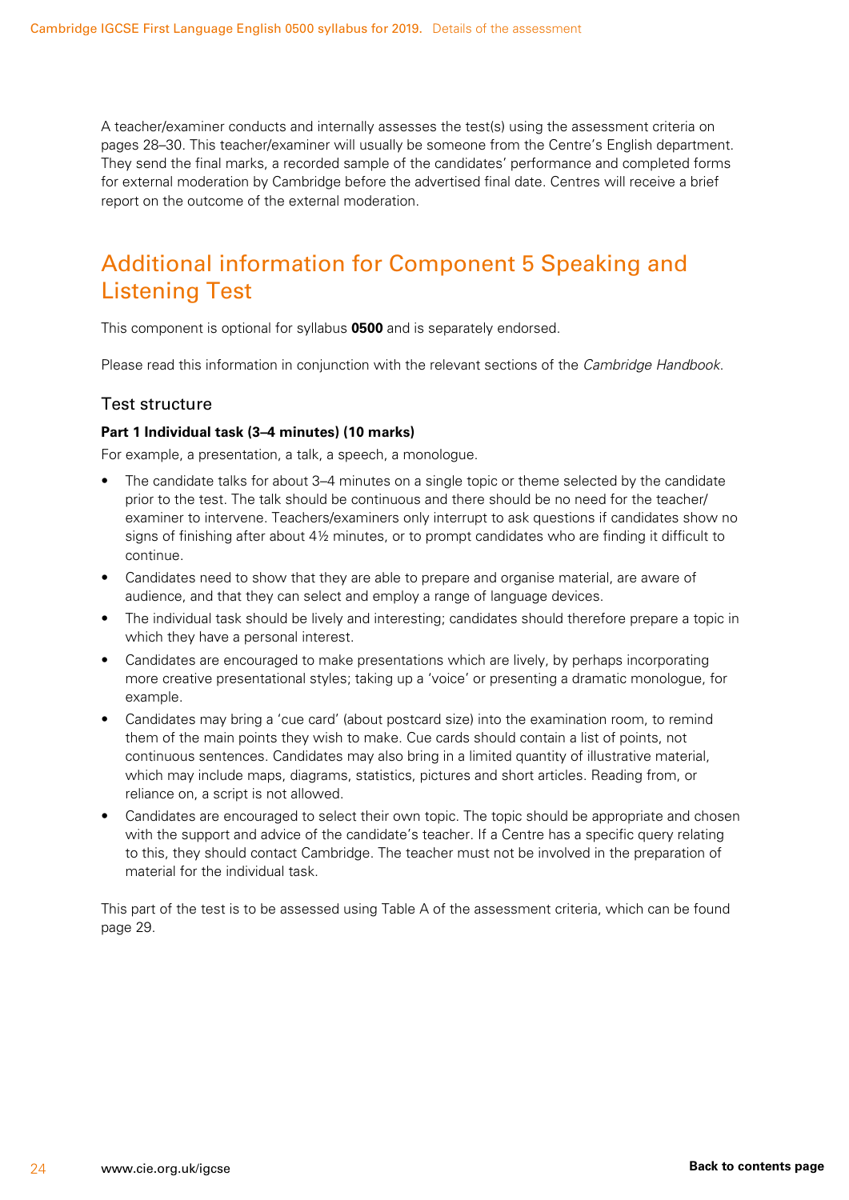A teacher/examiner conducts and internally assesses the test(s) using the assessment criteria on pages 28–30. This teacher/examiner will usually be someone from the Centre's English department. They send the final marks, a recorded sample of the candidates' performance and completed forms for external moderation by Cambridge before the advertised final date. Centres will receive a brief report on the outcome of the external moderation.

## Additional information for Component 5 Speaking and Listening Test

This component is optional for syllabus **0500** and is separately endorsed.

Please read this information in conjunction with the relevant sections of the *Cambridge Handbook.*

### Test structure

**Part 1 Individual task (3–4 minutes) (10 marks)**

For example, a presentation, a talk, a speech, a monologue.

- The candidate talks for about 3–4 minutes on a single topic or theme selected by the candidate prior to the test. The talk should be continuous and there should be no need for the teacher/examiner to intervene. Teachers/examiners only interrupt to ask questions if candidates show no signs of finishing after about 4½ minutes, or to prompt candidates who are finding it difficult to continue.
- Candidates need to show that they are able to prepare and organise material, are aware of audience, and that they can select and employ a range of language devices.
- The individual task should be lively and interesting; candidates should therefore prepare a topic in which they have a personal interest.
- Candidates are encouraged to make presentations which are lively, by perhaps incorporating more creative presentational styles; taking up a 'voice' or presenting a dramatic monologue, for example.
- Candidates may bring a 'cue card' (about postcard size) into the examination room, to remind them of the main points they wish to make. Cue cards should contain a list of points, not continuous sentences. Candidates may also bring in a limited quantity of illustrative material, which may include maps, diagrams, statistics, pictures and short articles. Reading from, or reliance on, a script is not allowed.
- Candidates are encouraged to select their own topic. The topic should be appropriate and chosen with the support and advice of the candidate's teacher. If a Centre has a specific query relating to this, they should contact Cambridge. The teacher must not be involved in the preparation of material for the individual task.

This part of the test is to be assessed using Table A of the assessment criteria, which can be found page 29.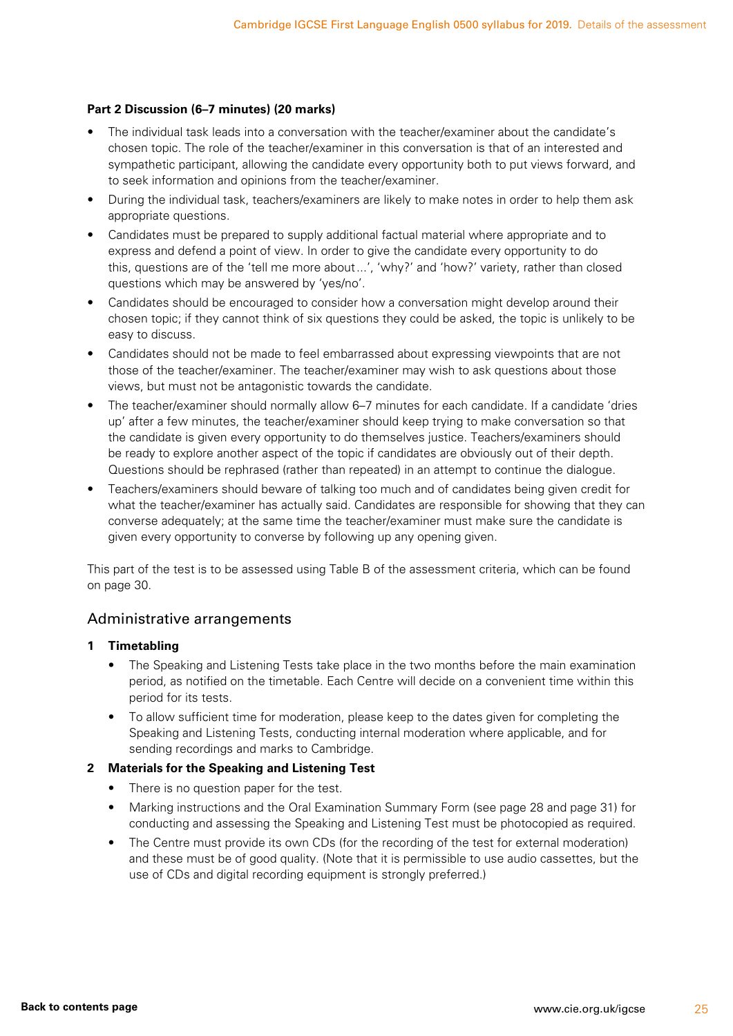**Part 2 Discussion (6–7 minutes) (20 marks)**

- The individual task leads into a conversation with the teacher/examiner about the candidate's chosen topic. The role of the teacher/examiner in this conversation is that of an interested and sympathetic participant, allowing the candidate every opportunity both to put views forward, and to seek information and opinions from the teacher/examiner.
- During the individual task, teachers/examiners are likely to make notes in order to help them ask appropriate questions.
- Candidates must be prepared to supply additional factual material where appropriate and to express and defend a point of view. In order to give the candidate every opportunity to do this, questions are of the 'tell me more about…', 'why?' and 'how?' variety, rather than closed questions which may be answered by 'yes/no'.
- Candidates should be encouraged to consider how a conversation might develop around their chosen topic; if they cannot think of six questions they could be asked, the topic is unlikely to be easy to discuss.
- Candidates should not be made to feel embarrassed about expressing viewpoints that are not those of the teacher/examiner. The teacher/examiner may wish to ask questions about those views, but must not be antagonistic towards the candidate.
- The teacher/examiner should normally allow 6–7 minutes for each candidate. If a candidate 'dries up' after a few minutes, the teacher/examiner should keep trying to make conversation so that the candidate is given every opportunity to do themselves justice. Teachers/examiners should be ready to explore another aspect of the topic if candidates are obviously out of their depth. Questions should be rephrased (rather than repeated) in an attempt to continue the dialogue.
- Teachers/examiners should beware of talking too much and of candidates being given credit for what the teacher/examiner has actually said. Candidates are responsible for showing that they can converse adequately; at the same time the teacher/examiner must make sure the candidate is given every opportunity to converse by following up any opening given.

This part of the test is to be assessed using Table B of the assessment criteria, which can be found on page 30.

## Administrative arrangements

**1 Timetabling**

- The Speaking and Listening Tests take place in the two months before the main examination period, as notified on the timetable. Each Centre will decide on a convenient time within this period for its tests.
- To allow sufficient time for moderation, please keep to the dates given for completing the Speaking and Listening Tests, conducting internal moderation where applicable, and for sending recordings and marks to Cambridge.

**2 Materials for the Speaking and Listening Test**

- There is no question paper for the test.
- Marking instructions and the Oral Examination Summary Form (see page 28 and page 31) for conducting and assessing the Speaking and Listening Test must be photocopied as required.
- The Centre must provide its own CDs (for the recording of the test for external moderation) and these must be of good quality. (Note that it is permissible to use audio cassettes, but the use of CDs and digital recording equipment is strongly preferred.)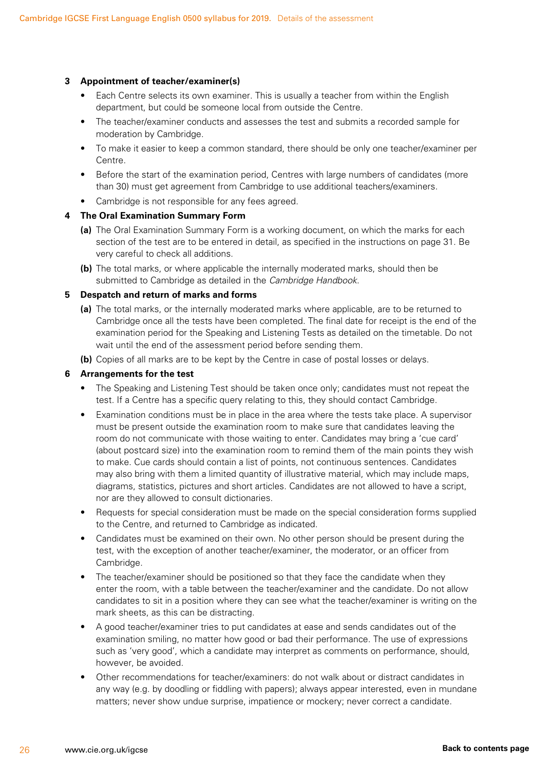## 3 Appointment of teacher/examiner(s)

- Each Centre selects its own examiner. This is usually a teacher from within the English department, but could be someone local from outside the Centre.
- The teacher/examiner conducts and assesses the test and submits a recorded sample for moderation by Cambridge.
- To make it easier to keep a common standard, there should be only one teacher/examiner per Centre.
- Before the start of the examination period, Centres with large numbers of candidates (more than 30) must get agreement from Cambridge to use additional teachers/examiners.
- Cambridge is not responsible for any fees agreed.

## 4 The Oral Examination Summary Form

**(a)** The Oral Examination Summary Form is a working document, on which the marks for each section of the test are to be entered in detail, as specified in the instructions on page 31. Be very careful to check all additions.

**(b)** The total marks, or where applicable the internally moderated marks, should then be submitted to Cambridge as detailed in the *Cambridge Handbook*.

## 5 Despatch and return of marks and forms

**(a)** The total marks, or the internally moderated marks where applicable, are to be returned to Cambridge once all the tests have been completed. The final date for receipt is the end of the examination period for the Speaking and Listening Tests as detailed on the timetable. Do not wait until the end of the assessment period before sending them.

**(b)** Copies of all marks are to be kept by the Centre in case of postal losses or delays.

## 6 Arrangements for the test

- The Speaking and Listening Test should be taken once only; candidates must not repeat the test. If a Centre has a specific query relating to this, they should contact Cambridge.
- Examination conditions must be in place in the area where the tests take place. A supervisor must be present outside the examination room to make sure that candidates leaving the room do not communicate with those waiting to enter. Candidates may bring a 'cue card' (about postcard size) into the examination room to remind them of the main points they wish to make. Cue cards should contain a list of points, not continuous sentences. Candidates may also bring with them a limited quantity of illustrative material, which may include maps, diagrams, statistics, pictures and short articles. Candidates are not allowed to have a script, nor are they allowed to consult dictionaries.
- Requests for special consideration must be made on the special consideration forms supplied to the Centre, and returned to Cambridge as indicated.
- Candidates must be examined on their own. No other person should be present during the test, with the exception of another teacher/examiner, the moderator, or an officer from Cambridge.
- The teacher/examiner should be positioned so that they face the candidate when they enter the room, with a table between the teacher/examiner and the candidate. Do not allow candidates to sit in a position where they can see what the teacher/examiner is writing on the mark sheets, as this can be distracting.
- A good teacher/examiner tries to put candidates at ease and sends candidates out of the examination smiling, no matter how good or bad their performance. The use of expressions such as 'very good', which a candidate may interpret as comments on performance, should, however, be avoided.
- Other recommendations for teacher/examiners: do not walk about or distract candidates in any way (e.g. by doodling or fiddling with papers); always appear interested, even in mundane matters; never show undue surprise, impatience or mockery; never correct a candidate.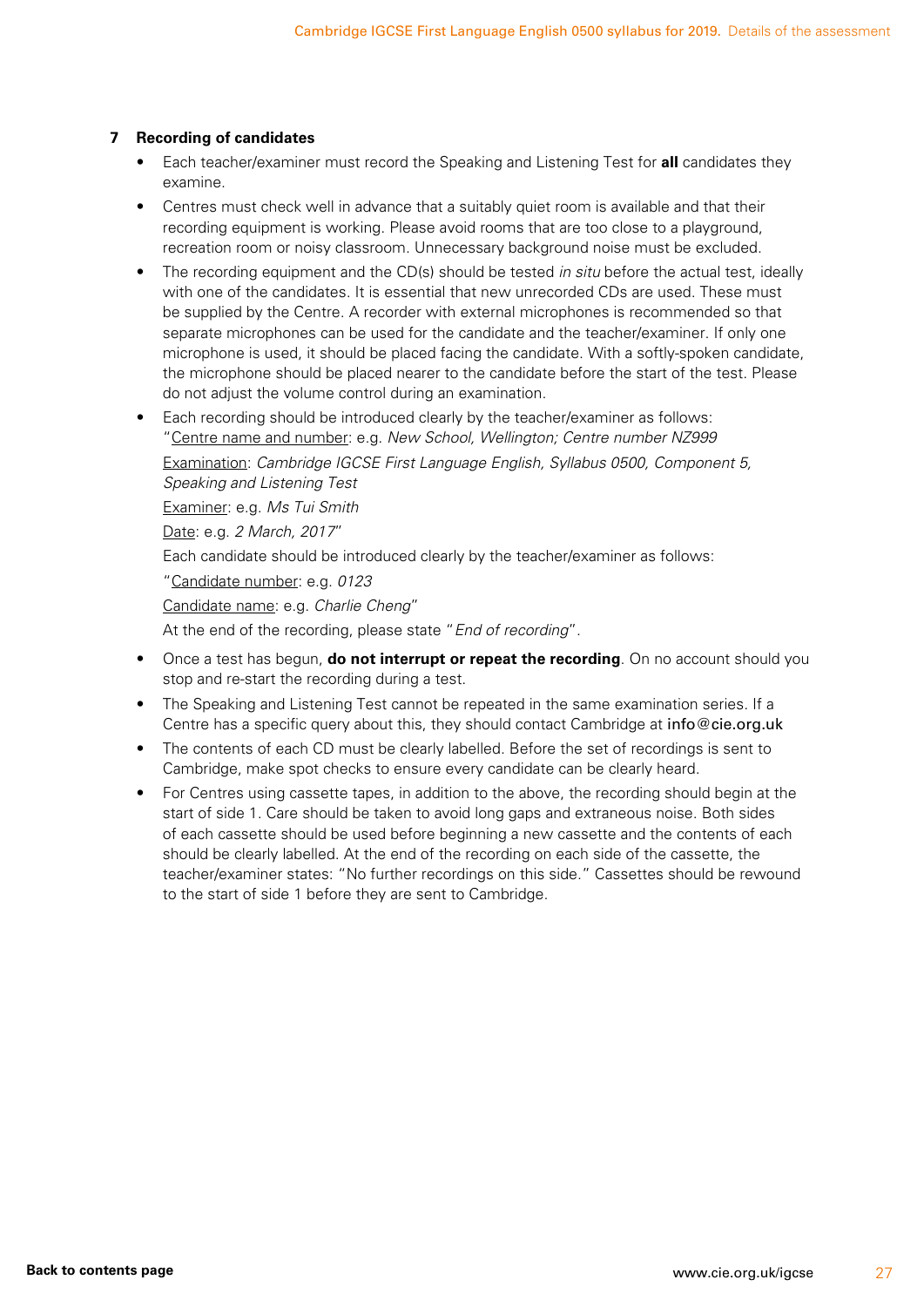### 7 Recording of candidates

- Each teacher/examiner must record the Speaking and Listening Test for **all** candidates they examine.
- Centres must check well in advance that a suitably quiet room is available and that their recording equipment is working. Please avoid rooms that are too close to a playground, recreation room or noisy classroom. Unnecessary background noise must be excluded.
- The recording equipment and the CD(s) should be tested *in situ* before the actual test, ideally with one of the candidates. It is essential that new unrecorded CDs are used. These must be supplied by the Centre. A recorder with external microphones is recommended so that separate microphones can be used for the candidate and the teacher/examiner. If only one microphone is used, it should be placed facing the candidate. With a softly-spoken candidate, the microphone should be placed nearer to the candidate before the start of the test. Please do not adjust the volume control during an examination.
- Each recording should be introduced clearly by the teacher/examiner as follows:

  "<u>Centre name and number</u>: e.g. *New School, Wellington; Centre number NZ999*

  <u>Examination</u>: *Cambridge IGCSE First Language English, Syllabus 0500, Component 5, Speaking and Listening Test*

  <u>Examiner</u>: e.g. *Ms Tui Smith*

  <u>Date</u>: e.g. *2 March, 2017*"

  Each candidate should be introduced clearly by the teacher/examiner as follows:

  "<u>Candidate number</u>: e.g. *0123*

  <u>Candidate name</u>: e.g. *Charlie Cheng*"

  At the end of the recording, please state "*End of recording*".
- Once a test has begun, **do not interrupt or repeat the recording**. On no account should you stop and re-start the recording during a test.
- The Speaking and Listening Test cannot be repeated in the same examination series. If a Centre has a specific query about this, they should contact Cambridge at info@cie.org.uk
- The contents of each CD must be clearly labelled. Before the set of recordings is sent to Cambridge, make spot checks to ensure every candidate can be clearly heard.
- For Centres using cassette tapes, in addition to the above, the recording should begin at the start of side 1. Care should be taken to avoid long gaps and extraneous noise. Both sides of each cassette should be used before beginning a new cassette and the contents of each should be clearly labelled. At the end of the recording on each side of the cassette, the teacher/examiner states: "No further recordings on this side." Cassettes should be rewound to the start of side 1 before they are sent to Cambridge.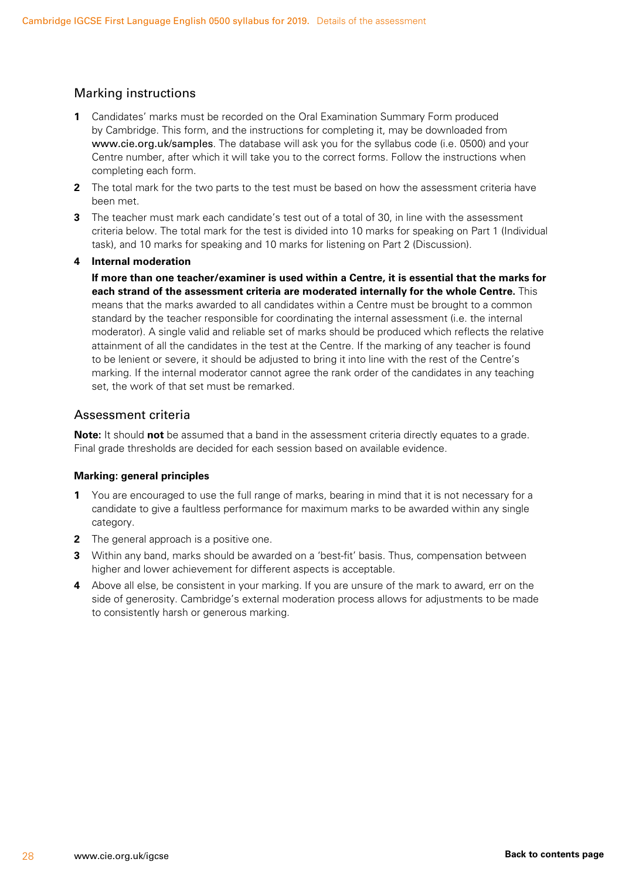## Marking instructions

1. Candidates' marks must be recorded on the Oral Examination Summary Form produced by Cambridge. This form, and the instructions for completing it, may be downloaded from www.cie.org.uk/samples. The database will ask you for the syllabus code (i.e. 0500) and your Centre number, after which it will take you to the correct forms. Follow the instructions when completing each form.
2. The total mark for the two parts to the test must be based on how the assessment criteria have been met.
3. The teacher must mark each candidate's test out of a total of 30, in line with the assessment criteria below. The total mark for the test is divided into 10 marks for speaking on Part 1 (Individual task), and 10 marks for speaking and 10 marks for listening on Part 2 (Discussion).
4. **Internal moderation**

   **If more than one teacher/examiner is used within a Centre, it is essential that the marks for each strand of the assessment criteria are moderated internally for the whole Centre.** This means that the marks awarded to all candidates within a Centre must be brought to a common standard by the teacher responsible for coordinating the internal assessment (i.e. the internal moderator). A single valid and reliable set of marks should be produced which reflects the relative attainment of all the candidates in the test at the Centre. If the marking of any teacher is found to be lenient or severe, it should be adjusted to bring it into line with the rest of the Centre's marking. If the internal moderator cannot agree the rank order of the candidates in any teaching set, the work of that set must be remarked.

## Assessment criteria

**Note:** It should **not** be assumed that a band in the assessment criteria directly equates to a grade. Final grade thresholds are decided for each session based on available evidence.

### Marking: general principles

1. You are encouraged to use the full range of marks, bearing in mind that it is not necessary for a candidate to give a faultless performance for maximum marks to be awarded within any single category.
2. The general approach is a positive one.
3. Within any band, marks should be awarded on a 'best-fit' basis. Thus, compensation between higher and lower achievement for different aspects is acceptable.
4. Above all else, be consistent in your marking. If you are unsure of the mark to award, err on the side of generosity. Cambridge's external moderation process allows for adjustments to be made to consistently harsh or generous marking.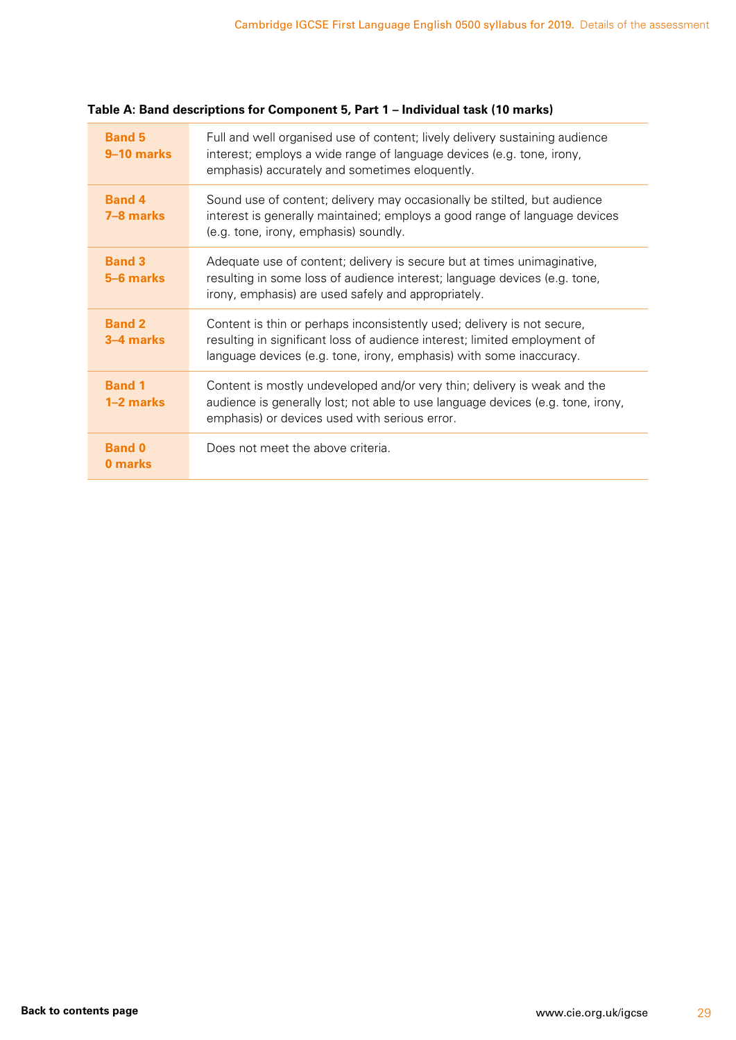**Table A: Band descriptions for Component 5, Part 1 – Individual task (10 marks)**

| Band | Description |
|---|---|
| **Band 5** **9–10 marks** | Full and well organised use of content; lively delivery sustaining audience interest; employs a wide range of language devices (e.g. tone, irony, emphasis) accurately and sometimes eloquently. |
| **Band 4** **7–8 marks** | Sound use of content; delivery may occasionally be stilted, but audience interest is generally maintained; employs a good range of language devices (e.g. tone, irony, emphasis) soundly. |
| **Band 3** **5–6 marks** | Adequate use of content; delivery is secure but at times unimaginative, resulting in some loss of audience interest; language devices (e.g. tone, irony, emphasis) are used safely and appropriately. |
| **Band 2** **3–4 marks** | Content is thin or perhaps inconsistently used; delivery is not secure, resulting in significant loss of audience interest; limited employment of language devices (e.g. tone, irony, emphasis) with some inaccuracy. |
| **Band 1** **1–2 marks** | Content is mostly undeveloped and/or very thin; delivery is weak and the audience is generally lost; not able to use language devices (e.g. tone, irony, emphasis) or devices used with serious error. |
| **Band 0** **0 marks** | Does not meet the above criteria. |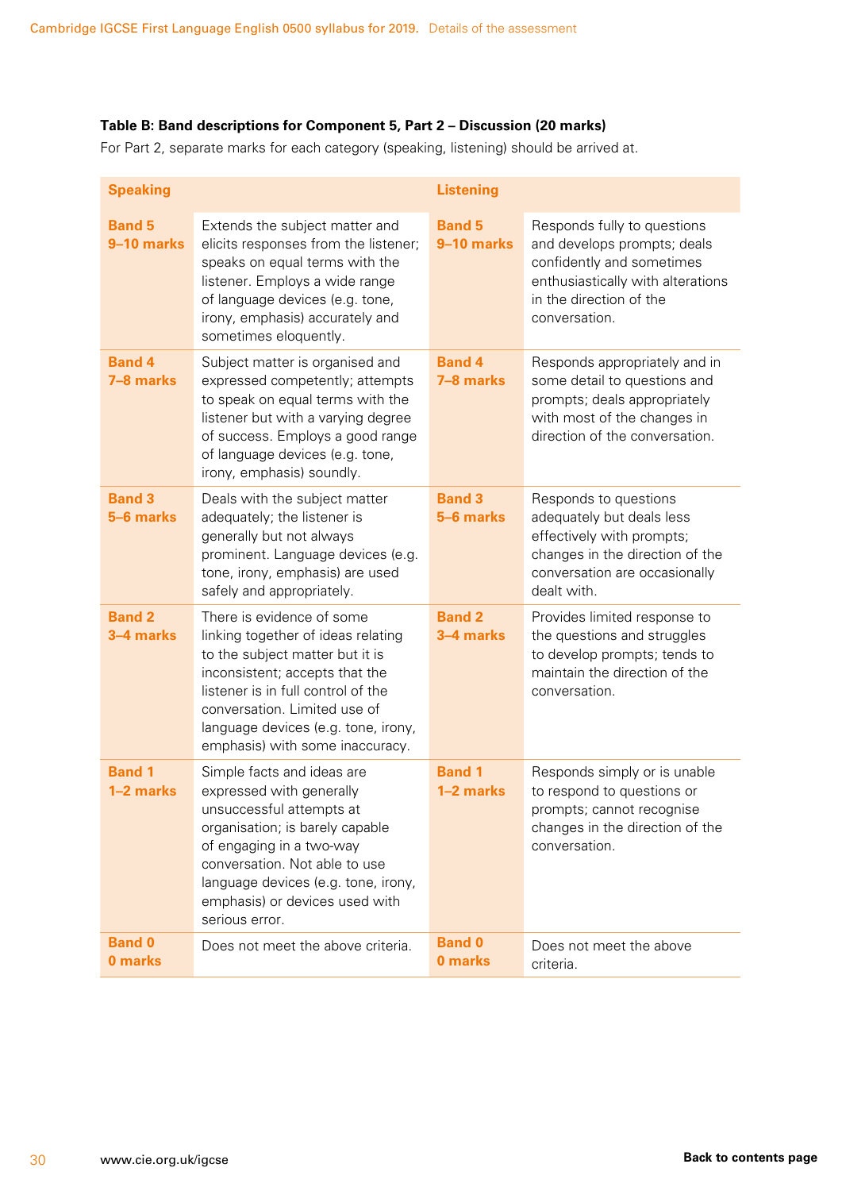**Table B: Band descriptions for Component 5, Part 2 – Discussion (20 marks)**

For Part 2, separate marks for each category (speaking, listening) should be arrived at.

| Speaking | | Listening | |
|---|---|---|---|
| **Band 5 9–10 marks** | Extends the subject matter and elicits responses from the listener; speaks on equal terms with the listener. Employs a wide range of language devices (e.g. tone, irony, emphasis) accurately and sometimes eloquently. | **Band 5 9–10 marks** | Responds fully to questions and develops prompts; deals confidently and sometimes enthusiastically with alterations in the direction of the conversation. |
| **Band 4 7–8 marks** | Subject matter is organised and expressed competently; attempts to speak on equal terms with the listener but with a varying degree of success. Employs a good range of language devices (e.g. tone, irony, emphasis) soundly. | **Band 4 7–8 marks** | Responds appropriately and in some detail to questions and prompts; deals appropriately with most of the changes in direction of the conversation. |
| **Band 3 5–6 marks** | Deals with the subject matter adequately; the listener is generally but not always prominent. Language devices (e.g. tone, irony, emphasis) are used safely and appropriately. | **Band 3 5–6 marks** | Responds to questions adequately but deals less effectively with prompts; changes in the direction of the conversation are occasionally dealt with. |
| **Band 2 3–4 marks** | There is evidence of some linking together of ideas relating to the subject matter but it is inconsistent; accepts that the listener is in full control of the conversation. Limited use of language devices (e.g. tone, irony, emphasis) with some inaccuracy. | **Band 2 3–4 marks** | Provides limited response to the questions and struggles to develop prompts; tends to maintain the direction of the conversation. |
| **Band 1 1–2 marks** | Simple facts and ideas are expressed with generally unsuccessful attempts at organisation; is barely capable of engaging in a two-way conversation. Not able to use language devices (e.g. tone, irony, emphasis) or devices used with serious error. | **Band 1 1–2 marks** | Responds simply or is unable to respond to questions or prompts; cannot recognise changes in the direction of the conversation. |
| **Band 0 0 marks** | Does not meet the above criteria. | **Band 0 0 marks** | Does not meet the above criteria. |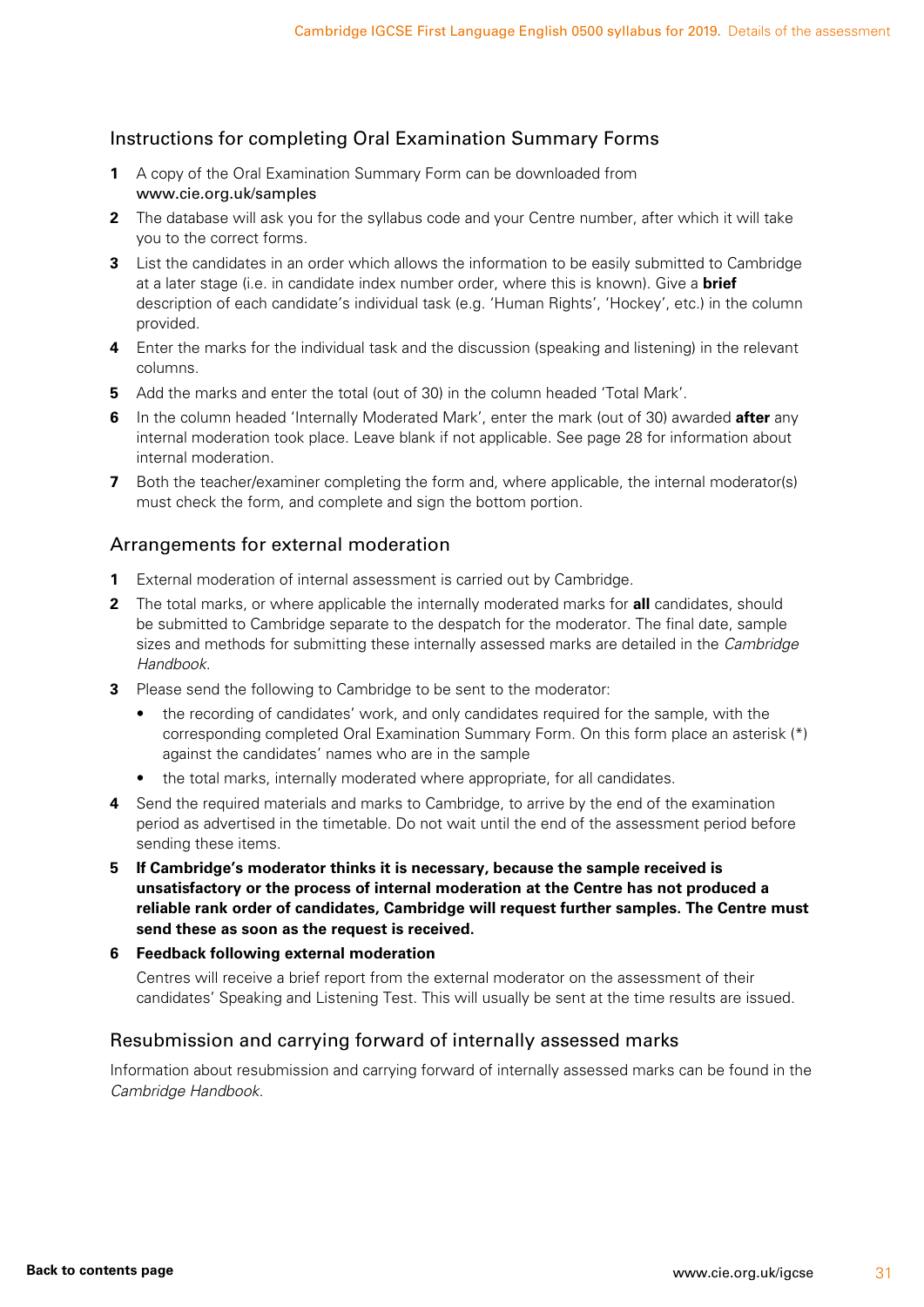## Instructions for completing Oral Examination Summary Forms

1. A copy of the Oral Examination Summary Form can be downloaded from www.cie.org.uk/samples
2. The database will ask you for the syllabus code and your Centre number, after which it will take you to the correct forms.
3. List the candidates in an order which allows the information to be easily submitted to Cambridge at a later stage (i.e. in candidate index number order, where this is known). Give a **brief** description of each candidate's individual task (e.g. 'Human Rights', 'Hockey', etc.) in the column provided.
4. Enter the marks for the individual task and the discussion (speaking and listening) in the relevant columns.
5. Add the marks and enter the total (out of 30) in the column headed 'Total Mark'.
6. In the column headed 'Internally Moderated Mark', enter the mark (out of 30) awarded **after** any internal moderation took place. Leave blank if not applicable. See page 28 for information about internal moderation.
7. Both the teacher/examiner completing the form and, where applicable, the internal moderator(s) must check the form, and complete and sign the bottom portion.

## Arrangements for external moderation

1. External moderation of internal assessment is carried out by Cambridge.
2. The total marks, or where applicable the internally moderated marks for **all** candidates, should be submitted to Cambridge separate to the despatch for the moderator. The final date, sample sizes and methods for submitting these internally assessed marks are detailed in the *Cambridge Handbook*.
3. Please send the following to Cambridge to be sent to the moderator:
   - the recording of candidates' work, and only candidates required for the sample, with the corresponding completed Oral Examination Summary Form. On this form place an asterisk (*) against the candidates' names who are in the sample
   - the total marks, internally moderated where appropriate, for all candidates.
4. Send the required materials and marks to Cambridge, to arrive by the end of the examination period as advertised in the timetable. Do not wait until the end of the assessment period before sending these items.
5. **If Cambridge's moderator thinks it is necessary, because the sample received is unsatisfactory or the process of internal moderation at the Centre has not produced a reliable rank order of candidates, Cambridge will request further samples. The Centre must send these as soon as the request is received.**
6. **Feedback following external moderation**

   Centres will receive a brief report from the external moderator on the assessment of their candidates' Speaking and Listening Test. This will usually be sent at the time results are issued.

## Resubmission and carrying forward of internally assessed marks

Information about resubmission and carrying forward of internally assessed marks can be found in the *Cambridge Handbook*.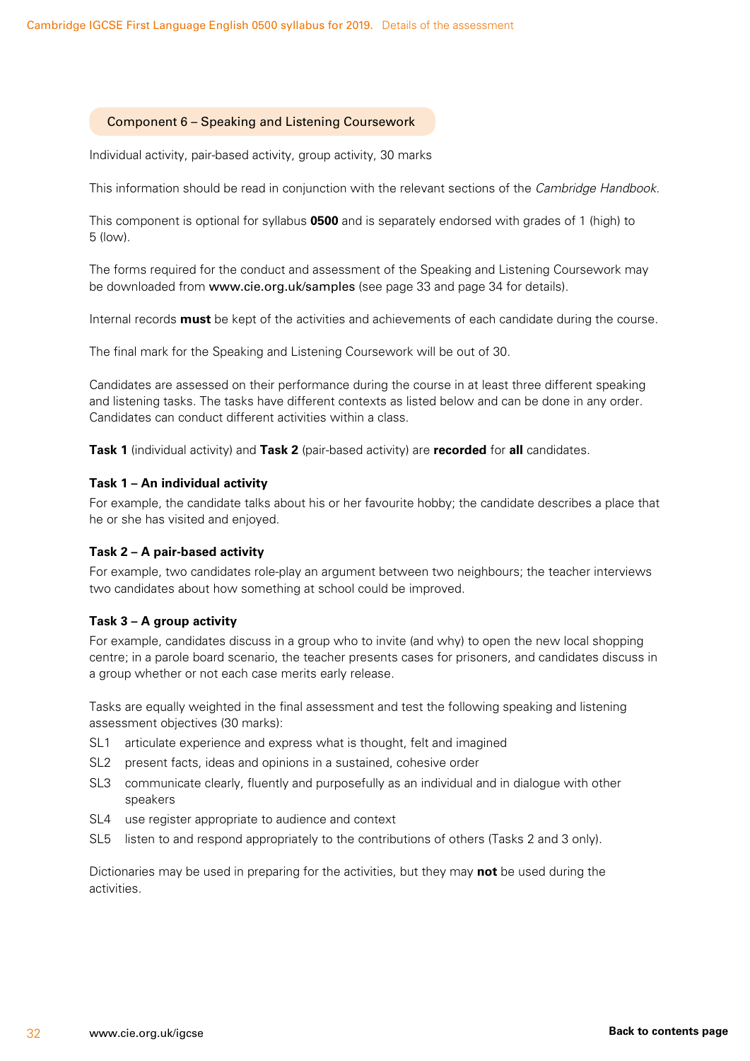## Component 6 – Speaking and Listening Coursework

Individual activity, pair-based activity, group activity, 30 marks

This information should be read in conjunction with the relevant sections of the *Cambridge Handbook*.

This component is optional for syllabus **0500** and is separately endorsed with grades of 1 (high) to 5 (low).

The forms required for the conduct and assessment of the Speaking and Listening Coursework may be downloaded from www.cie.org.uk/samples (see page 33 and page 34 for details).

Internal records **must** be kept of the activities and achievements of each candidate during the course.

The final mark for the Speaking and Listening Coursework will be out of 30.

Candidates are assessed on their performance during the course in at least three different speaking and listening tasks. The tasks have different contexts as listed below and can be done in any order. Candidates can conduct different activities within a class.

**Task 1** (individual activity) and **Task 2** (pair-based activity) are **recorded** for **all** candidates.

**Task 1 – An individual activity**

For example, the candidate talks about his or her favourite hobby; the candidate describes a place that he or she has visited and enjoyed.

**Task 2 – A pair-based activity**

For example, two candidates role-play an argument between two neighbours; the teacher interviews two candidates about how something at school could be improved.

**Task 3 – A group activity**

For example, candidates discuss in a group who to invite (and why) to open the new local shopping centre; in a parole board scenario, the teacher presents cases for prisoners, and candidates discuss in a group whether or not each case merits early release.

Tasks are equally weighted in the final assessment and test the following speaking and listening assessment objectives (30 marks):

- SL1 articulate experience and express what is thought, felt and imagined
- SL2 present facts, ideas and opinions in a sustained, cohesive order
- SL3 communicate clearly, fluently and purposefully as an individual and in dialogue with other speakers
- SL4 use register appropriate to audience and context
- SL5 listen to and respond appropriately to the contributions of others (Tasks 2 and 3 only).

Dictionaries may be used in preparing for the activities, but they may **not** be used during the activities.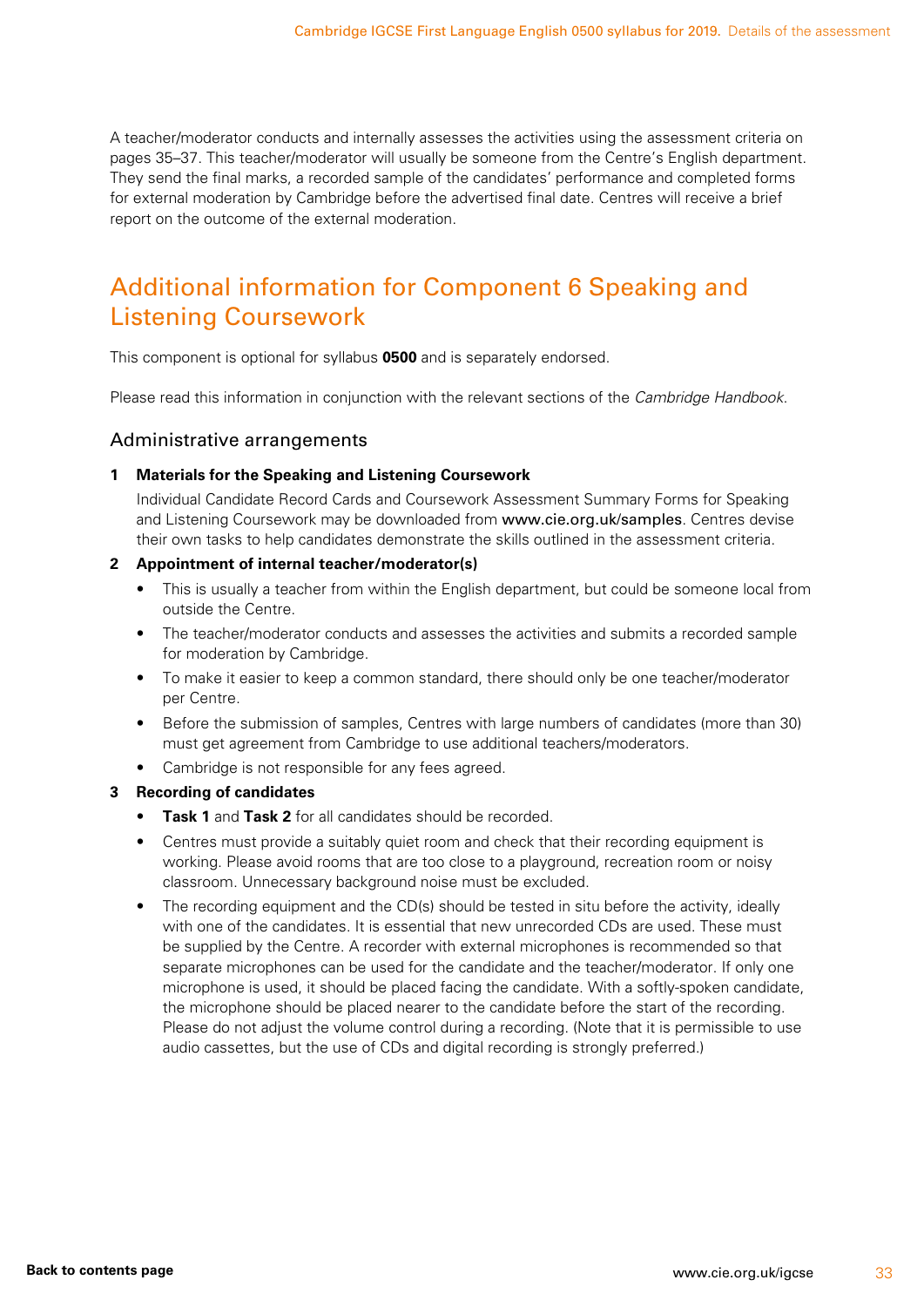A teacher/moderator conducts and internally assesses the activities using the assessment criteria on pages 35–37. This teacher/moderator will usually be someone from the Centre's English department. They send the final marks, a recorded sample of the candidates' performance and completed forms for external moderation by Cambridge before the advertised final date. Centres will receive a brief report on the outcome of the external moderation.

## Additional information for Component 6 Speaking and Listening Coursework

This component is optional for syllabus **0500** and is separately endorsed.

Please read this information in conjunction with the relevant sections of the *Cambridge Handbook*.

### Administrative arrangements

**1 Materials for the Speaking and Listening Coursework**

Individual Candidate Record Cards and Coursework Assessment Summary Forms for Speaking and Listening Coursework may be downloaded from www.cie.org.uk/samples. Centres devise their own tasks to help candidates demonstrate the skills outlined in the assessment criteria.

**2 Appointment of internal teacher/moderator(s)**

- This is usually a teacher from within the English department, but could be someone local from outside the Centre.
- The teacher/moderator conducts and assesses the activities and submits a recorded sample for moderation by Cambridge.
- To make it easier to keep a common standard, there should only be one teacher/moderator per Centre.
- Before the submission of samples, Centres with large numbers of candidates (more than 30) must get agreement from Cambridge to use additional teachers/moderators.
- Cambridge is not responsible for any fees agreed.

**3 Recording of candidates**

- **Task 1** and **Task 2** for all candidates should be recorded.
- Centres must provide a suitably quiet room and check that their recording equipment is working. Please avoid rooms that are too close to a playground, recreation room or noisy classroom. Unnecessary background noise must be excluded.
- The recording equipment and the CD(s) should be tested in situ before the activity, ideally with one of the candidates. It is essential that new unrecorded CDs are used. These must be supplied by the Centre. A recorder with external microphones is recommended so that separate microphones can be used for the candidate and the teacher/moderator. If only one microphone is used, it should be placed facing the candidate. With a softly-spoken candidate, the microphone should be placed nearer to the candidate before the start of the recording. Please do not adjust the volume control during a recording. (Note that it is permissible to use audio cassettes, but the use of CDs and digital recording is strongly preferred.)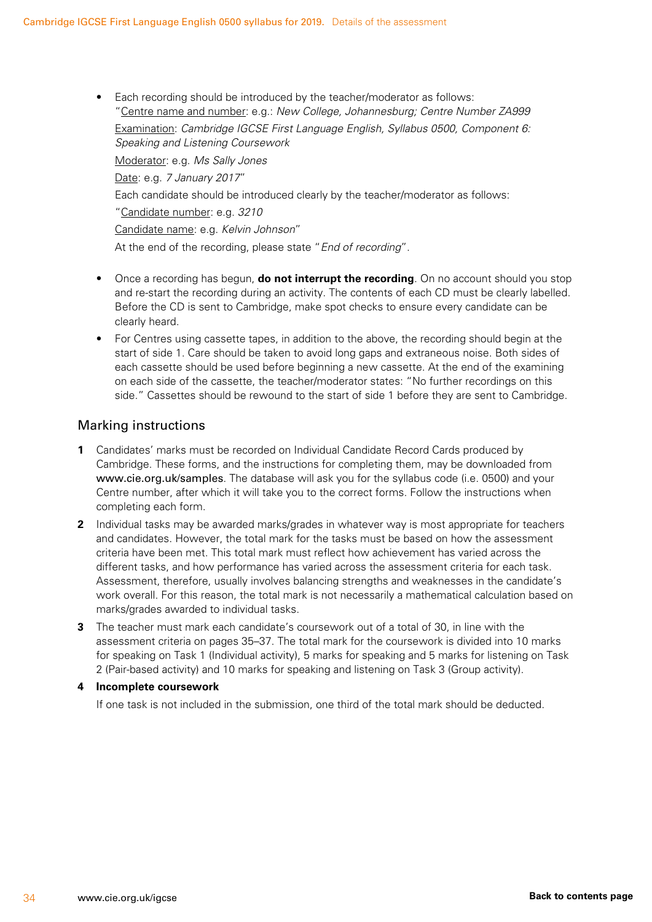- Each recording should be introduced by the teacher/moderator as follows:
  "Centre name and number: e.g.: *New College, Johannesburg; Centre Number ZA999*
  
  Examination: *Cambridge IGCSE First Language English, Syllabus 0500, Component 6: Speaking and Listening Coursework*
  
  Moderator: e.g. *Ms Sally Jones*
  
  Date: e.g. *7 January 2017*"
  
  Each candidate should be introduced clearly by the teacher/moderator as follows:
  
  "Candidate number: e.g. *3210*
  
  Candidate name: e.g. *Kelvin Johnson*"
  
  At the end of the recording, please state "*End of recording*".

- Once a recording has begun, **do not interrupt the recording**. On no account should you stop and re-start the recording during an activity. The contents of each CD must be clearly labelled. Before the CD is sent to Cambridge, make spot checks to ensure every candidate can be clearly heard.
- For Centres using cassette tapes, in addition to the above, the recording should begin at the start of side 1. Care should be taken to avoid long gaps and extraneous noise. Both sides of each cassette should be used before beginning a new cassette. At the end of the examining on each side of the cassette, the teacher/moderator states: "No further recordings on this side." Cassettes should be rewound to the start of side 1 before they are sent to Cambridge.

## Marking instructions

1. Candidates' marks must be recorded on Individual Candidate Record Cards produced by Cambridge. These forms, and the instructions for completing them, may be downloaded from www.cie.org.uk/samples. The database will ask you for the syllabus code (i.e. 0500) and your Centre number, after which it will take you to the correct forms. Follow the instructions when completing each form.
2. Individual tasks may be awarded marks/grades in whatever way is most appropriate for teachers and candidates. However, the total mark for the tasks must be based on how the assessment criteria have been met. This total mark must reflect how achievement has varied across the different tasks, and how performance has varied across the assessment criteria for each task. Assessment, therefore, usually involves balancing strengths and weaknesses in the candidate's work overall. For this reason, the total mark is not necessarily a mathematical calculation based on marks/grades awarded to individual tasks.
3. The teacher must mark each candidate's coursework out of a total of 30, in line with the assessment criteria on pages 35–37. The total mark for the coursework is divided into 10 marks for speaking on Task 1 (Individual activity), 5 marks for speaking and 5 marks for listening on Task 2 (Pair-based activity) and 10 marks for speaking and listening on Task 3 (Group activity).
4. **Incomplete coursework**

   If one task is not included in the submission, one third of the total mark should be deducted.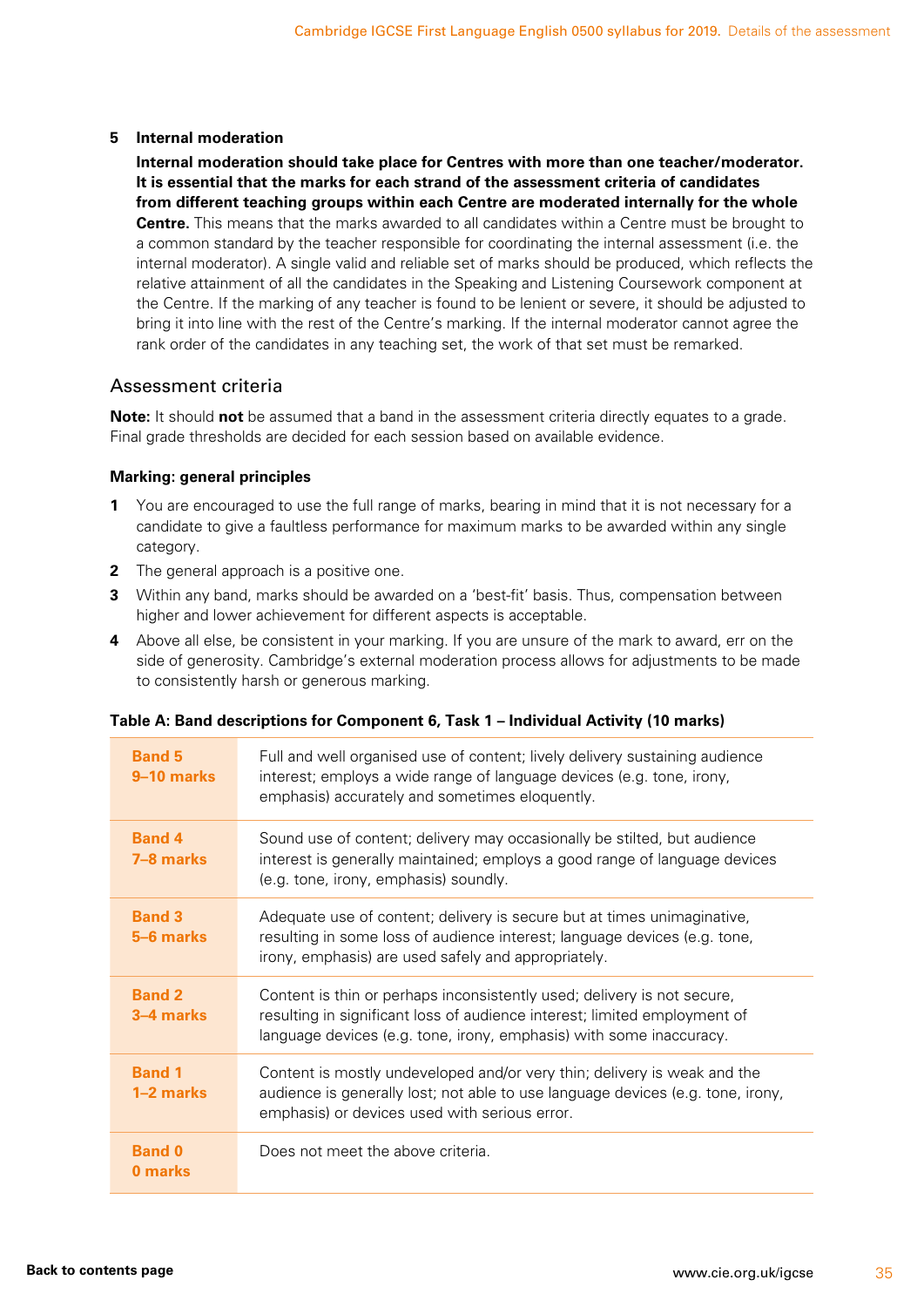**5 Internal moderation**

**Internal moderation should take place for Centres with more than one teacher/moderator. It is essential that the marks for each strand of the assessment criteria of candidates from different teaching groups within each Centre are moderated internally for the whole Centre.** This means that the marks awarded to all candidates within a Centre must be brought to a common standard by the teacher responsible for coordinating the internal assessment (i.e. the internal moderator). A single valid and reliable set of marks should be produced, which reflects the relative attainment of all the candidates in the Speaking and Listening Coursework component at the Centre. If the marking of any teacher is found to be lenient or severe, it should be adjusted to bring it into line with the rest of the Centre's marking. If the internal moderator cannot agree the rank order of the candidates in any teaching set, the work of that set must be remarked.

## Assessment criteria

**Note:** It should **not** be assumed that a band in the assessment criteria directly equates to a grade. Final grade thresholds are decided for each session based on available evidence.

**Marking: general principles**

1. You are encouraged to use the full range of marks, bearing in mind that it is not necessary for a candidate to give a faultless performance for maximum marks to be awarded within any single category.
2. The general approach is a positive one.
3. Within any band, marks should be awarded on a 'best-fit' basis. Thus, compensation between higher and lower achievement for different aspects is acceptable.
4. Above all else, be consistent in your marking. If you are unsure of the mark to award, err on the side of generosity. Cambridge's external moderation process allows for adjustments to be made to consistently harsh or generous marking.

**Table A: Band descriptions for Component 6, Task 1 – Individual Activity (10 marks)**

| Band | Description |
|---|---|
| **Band 5 9–10 marks** | Full and well organised use of content; lively delivery sustaining audience interest; employs a wide range of language devices (e.g. tone, irony, emphasis) accurately and sometimes eloquently. |
| **Band 4 7–8 marks** | Sound use of content; delivery may occasionally be stilted, but audience interest is generally maintained; employs a good range of language devices (e.g. tone, irony, emphasis) soundly. |
| **Band 3 5–6 marks** | Adequate use of content; delivery is secure but at times unimaginative, resulting in some loss of audience interest; language devices (e.g. tone, irony, emphasis) are used safely and appropriately. |
| **Band 2 3–4 marks** | Content is thin or perhaps inconsistently used; delivery is not secure, resulting in significant loss of audience interest; limited employment of language devices (e.g. tone, irony, emphasis) with some inaccuracy. |
| **Band 1 1–2 marks** | Content is mostly undeveloped and/or very thin; delivery is weak and the audience is generally lost; not able to use language devices (e.g. tone, irony, emphasis) or devices used with serious error. |
| **Band 0 0 marks** | Does not meet the above criteria. |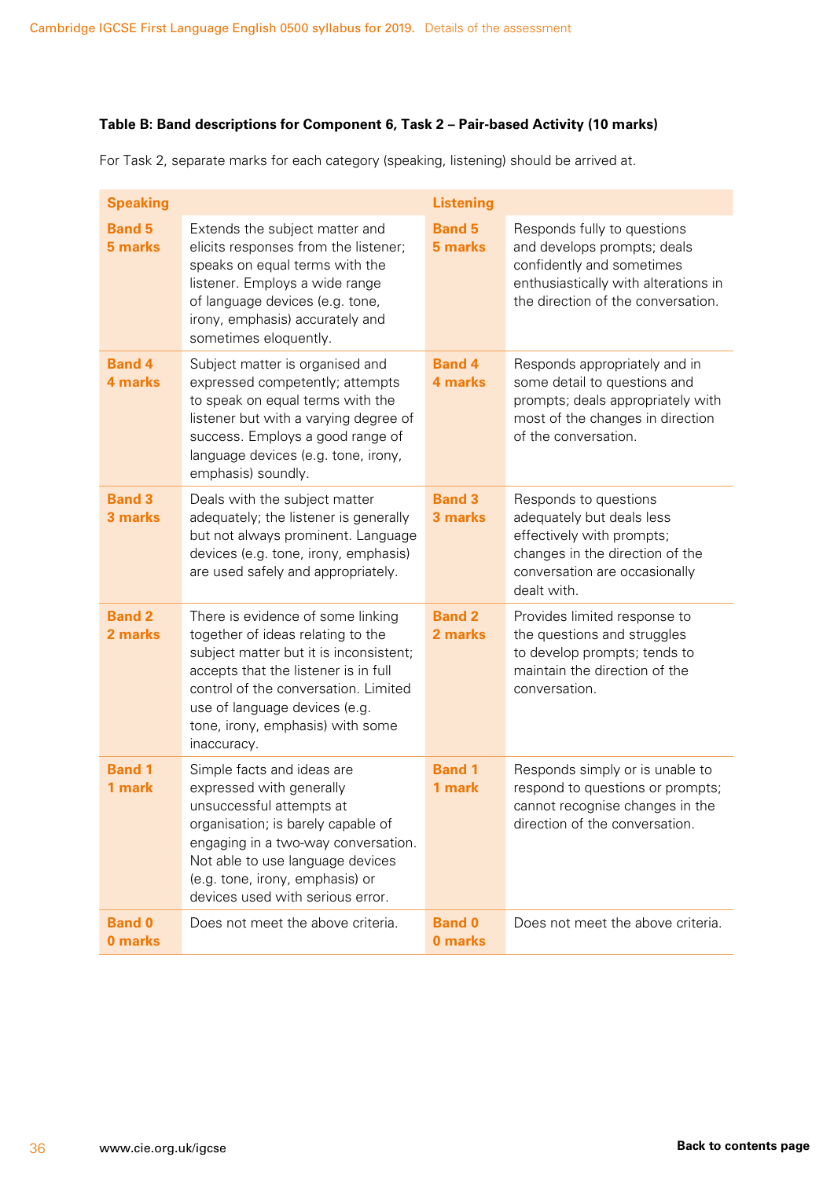**Table B: Band descriptions for Component 6, Task 2 – Pair-based Activity (10 marks)**

For Task 2, separate marks for each category (speaking, listening) should be arrived at.

| Speaking | | Listening | |
|---|---|---|---|
| **Band 5**<br>**5 marks** | Extends the subject matter and elicits responses from the listener; speaks on equal terms with the listener. Employs a wide range of language devices (e.g. tone, irony, emphasis) accurately and sometimes eloquently. | **Band 5**<br>**5 marks** | Responds fully to questions and develops prompts; deals confidently and sometimes enthusiastically with alterations in the direction of the conversation. |
| **Band 4**<br>**4 marks** | Subject matter is organised and expressed competently; attempts to speak on equal terms with the listener but with a varying degree of success. Employs a good range of language devices (e.g. tone, irony, emphasis) soundly. | **Band 4**<br>**4 marks** | Responds appropriately and in some detail to questions and prompts; deals appropriately with most of the changes in direction of the conversation. |
| **Band 3**<br>**3 marks** | Deals with the subject matter adequately; the listener is generally but not always prominent. Language devices (e.g. tone, irony, emphasis) are used safely and appropriately. | **Band 3**<br>**3 marks** | Responds to questions adequately but deals less effectively with prompts; changes in the direction of the conversation are occasionally dealt with. |
| **Band 2**<br>**2 marks** | There is evidence of some linking together of ideas relating to the subject matter but it is inconsistent; accepts that the listener is in full control of the conversation. Limited use of language devices (e.g. tone, irony, emphasis) with some inaccuracy. | **Band 2**<br>**2 marks** | Provides limited response to the questions and struggles to develop prompts; tends to maintain the direction of the conversation. |
| **Band 1**<br>**1 mark** | Simple facts and ideas are expressed with generally unsuccessful attempts at organisation; is barely capable of engaging in a two-way conversation. Not able to use language devices (e.g. tone, irony, emphasis) or devices used with serious error. | **Band 1**<br>**1 mark** | Responds simply or is unable to respond to questions or prompts; cannot recognise changes in the direction of the conversation. |
| **Band 0**<br>**0 marks** | Does not meet the above criteria. | **Band 0**<br>**0 marks** | Does not meet the above criteria. |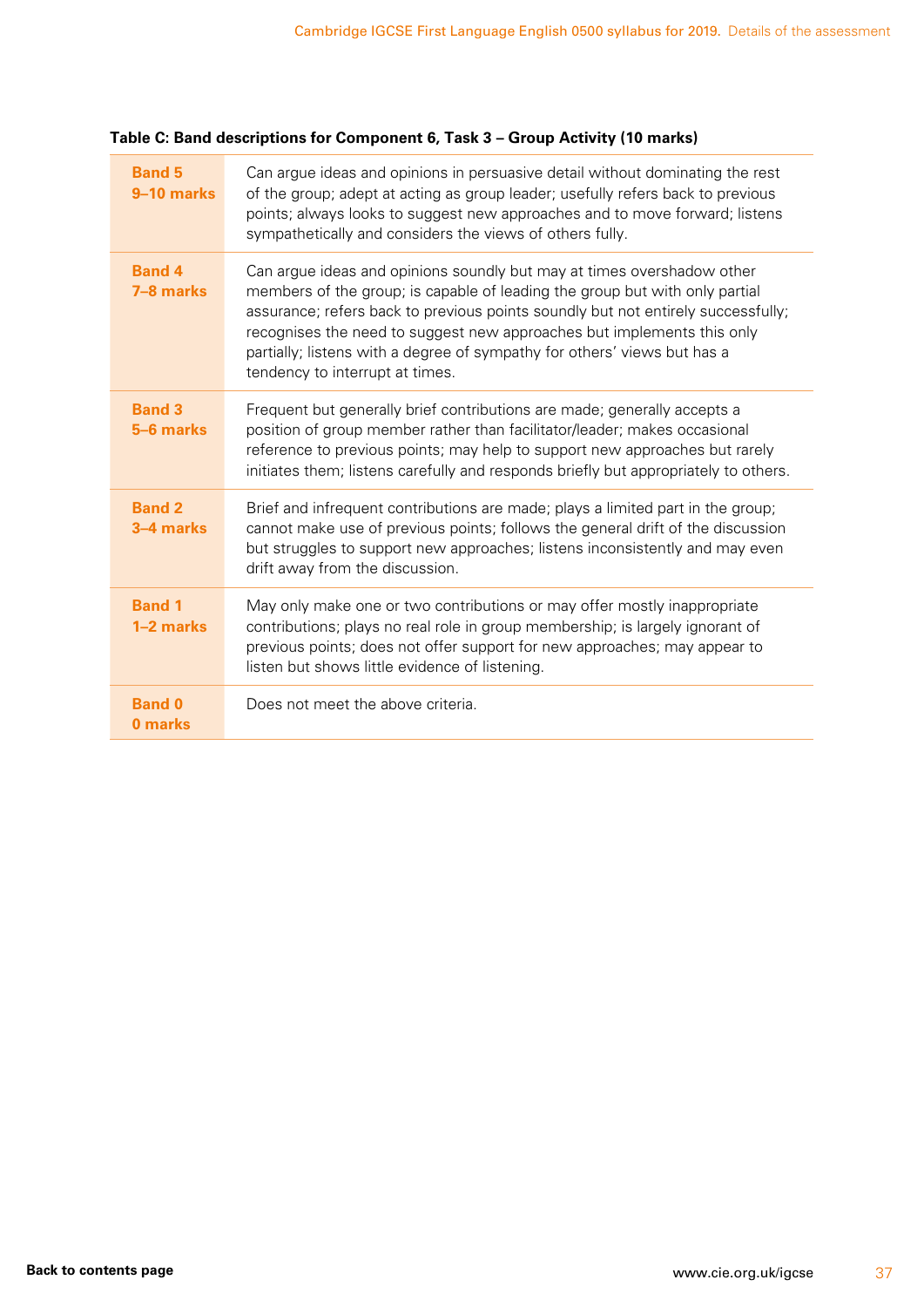**Table C: Band descriptions for Component 6, Task 3 – Group Activity (10 marks)**

| Band | Description |
|---|---|
| **Band 5 9–10 marks** | Can argue ideas and opinions in persuasive detail without dominating the rest of the group; adept at acting as group leader; usefully refers back to previous points; always looks to suggest new approaches and to move forward; listens sympathetically and considers the views of others fully. |
| **Band 4 7–8 marks** | Can argue ideas and opinions soundly but may at times overshadow other members of the group; is capable of leading the group but with only partial assurance; refers back to previous points soundly but not entirely successfully; recognises the need to suggest new approaches but implements this only partially; listens with a degree of sympathy for others' views but has a tendency to interrupt at times. |
| **Band 3 5–6 marks** | Frequent but generally brief contributions are made; generally accepts a position of group member rather than facilitator/leader; makes occasional reference to previous points; may help to support new approaches but rarely initiates them; listens carefully and responds briefly but appropriately to others. |
| **Band 2 3–4 marks** | Brief and infrequent contributions are made; plays a limited part in the group; cannot make use of previous points; follows the general drift of the discussion but struggles to support new approaches; listens inconsistently and may even drift away from the discussion. |
| **Band 1 1–2 marks** | May only make one or two contributions or may offer mostly inappropriate contributions; plays no real role in group membership; is largely ignorant of previous points; does not offer support for new approaches; may appear to listen but shows little evidence of listening. |
| **Band 0 0 marks** | Does not meet the above criteria. |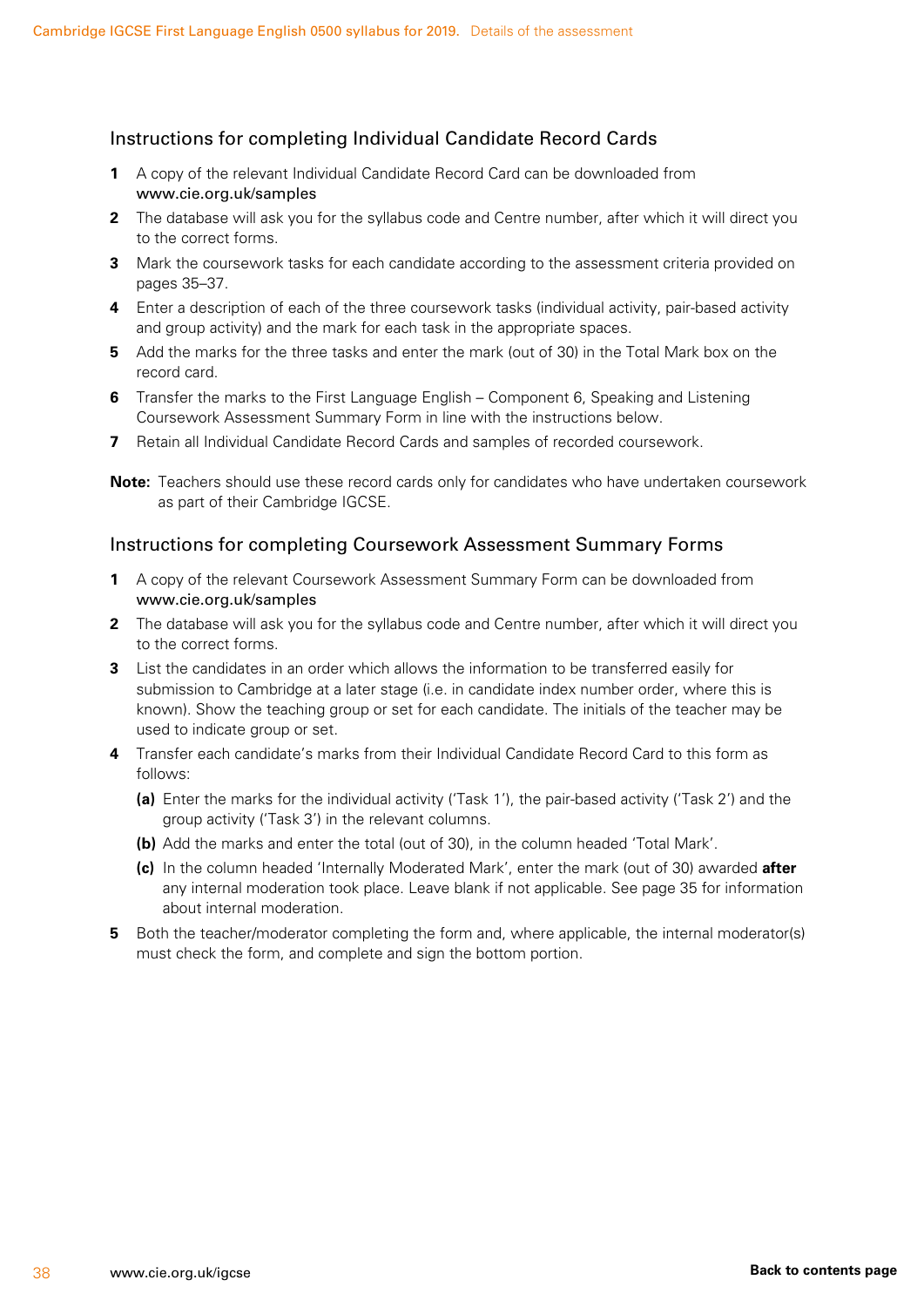## Instructions for completing Individual Candidate Record Cards

1. A copy of the relevant Individual Candidate Record Card can be downloaded from **www.cie.org.uk/samples**
2. The database will ask you for the syllabus code and Centre number, after which it will direct you to the correct forms.
3. Mark the coursework tasks for each candidate according to the assessment criteria provided on pages 35–37.
4. Enter a description of each of the three coursework tasks (individual activity, pair-based activity and group activity) and the mark for each task in the appropriate spaces.
5. Add the marks for the three tasks and enter the mark (out of 30) in the Total Mark box on the record card.
6. Transfer the marks to the First Language English – Component 6, Speaking and Listening Coursework Assessment Summary Form in line with the instructions below.
7. Retain all Individual Candidate Record Cards and samples of recorded coursework.

**Note:** Teachers should use these record cards only for candidates who have undertaken coursework as part of their Cambridge IGCSE.

## Instructions for completing Coursework Assessment Summary Forms

1. A copy of the relevant Coursework Assessment Summary Form can be downloaded from **www.cie.org.uk/samples**
2. The database will ask you for the syllabus code and Centre number, after which it will direct you to the correct forms.
3. List the candidates in an order which allows the information to be transferred easily for submission to Cambridge at a later stage (i.e. in candidate index number order, where this is known). Show the teaching group or set for each candidate. The initials of the teacher may be used to indicate group or set.
4. Transfer each candidate's marks from their Individual Candidate Record Card to this form as follows:
   - **(a)** Enter the marks for the individual activity ('Task 1'), the pair-based activity ('Task 2') and the group activity ('Task 3') in the relevant columns.
   - **(b)** Add the marks and enter the total (out of 30), in the column headed 'Total Mark'.
   - **(c)** In the column headed 'Internally Moderated Mark', enter the mark (out of 30) awarded **after** any internal moderation took place. Leave blank if not applicable. See page 35 for information about internal moderation.
5. Both the teacher/moderator completing the form and, where applicable, the internal moderator(s) must check the form, and complete and sign the bottom portion.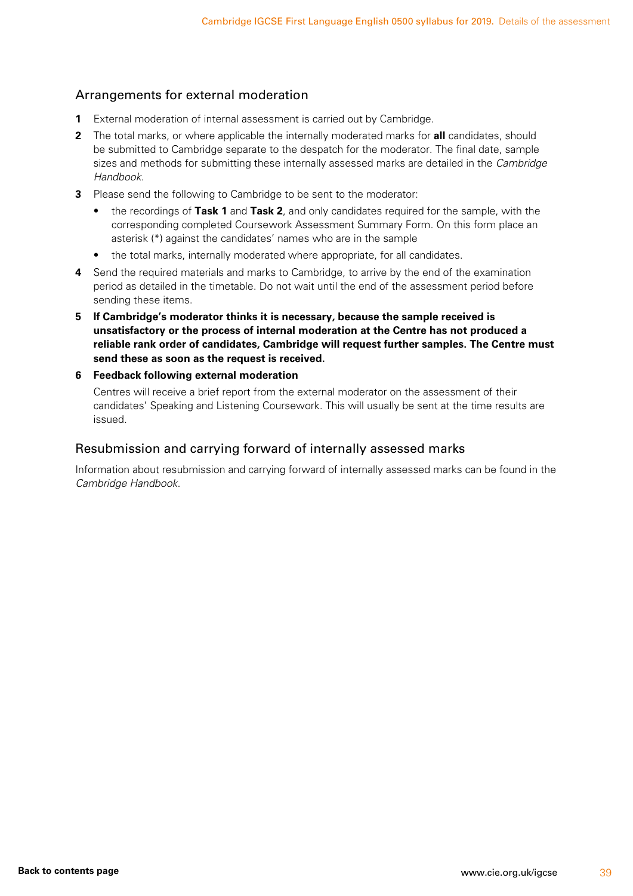## Arrangements for external moderation

1. External moderation of internal assessment is carried out by Cambridge.
2. The total marks, or where applicable the internally moderated marks for **all** candidates, should be submitted to Cambridge separate to the despatch for the moderator. The final date, sample sizes and methods for submitting these internally assessed marks are detailed in the *Cambridge Handbook*.
3. Please send the following to Cambridge to be sent to the moderator:
   - the recordings of **Task 1** and **Task 2**, and only candidates required for the sample, with the corresponding completed Coursework Assessment Summary Form. On this form place an asterisk (*) against the candidates' names who are in the sample
   - the total marks, internally moderated where appropriate, for all candidates.
4. Send the required materials and marks to Cambridge, to arrive by the end of the examination period as detailed in the timetable. Do not wait until the end of the assessment period before sending these items.
5. **If Cambridge's moderator thinks it is necessary, because the sample received is unsatisfactory or the process of internal moderation at the Centre has not produced a reliable rank order of candidates, Cambridge will request further samples. The Centre must send these as soon as the request is received.**
6. **Feedback following external moderation**

   Centres will receive a brief report from the external moderator on the assessment of their candidates' Speaking and Listening Coursework. This will usually be sent at the time results are issued.

## Resubmission and carrying forward of internally assessed marks

Information about resubmission and carrying forward of internally assessed marks can be found in the *Cambridge Handbook*.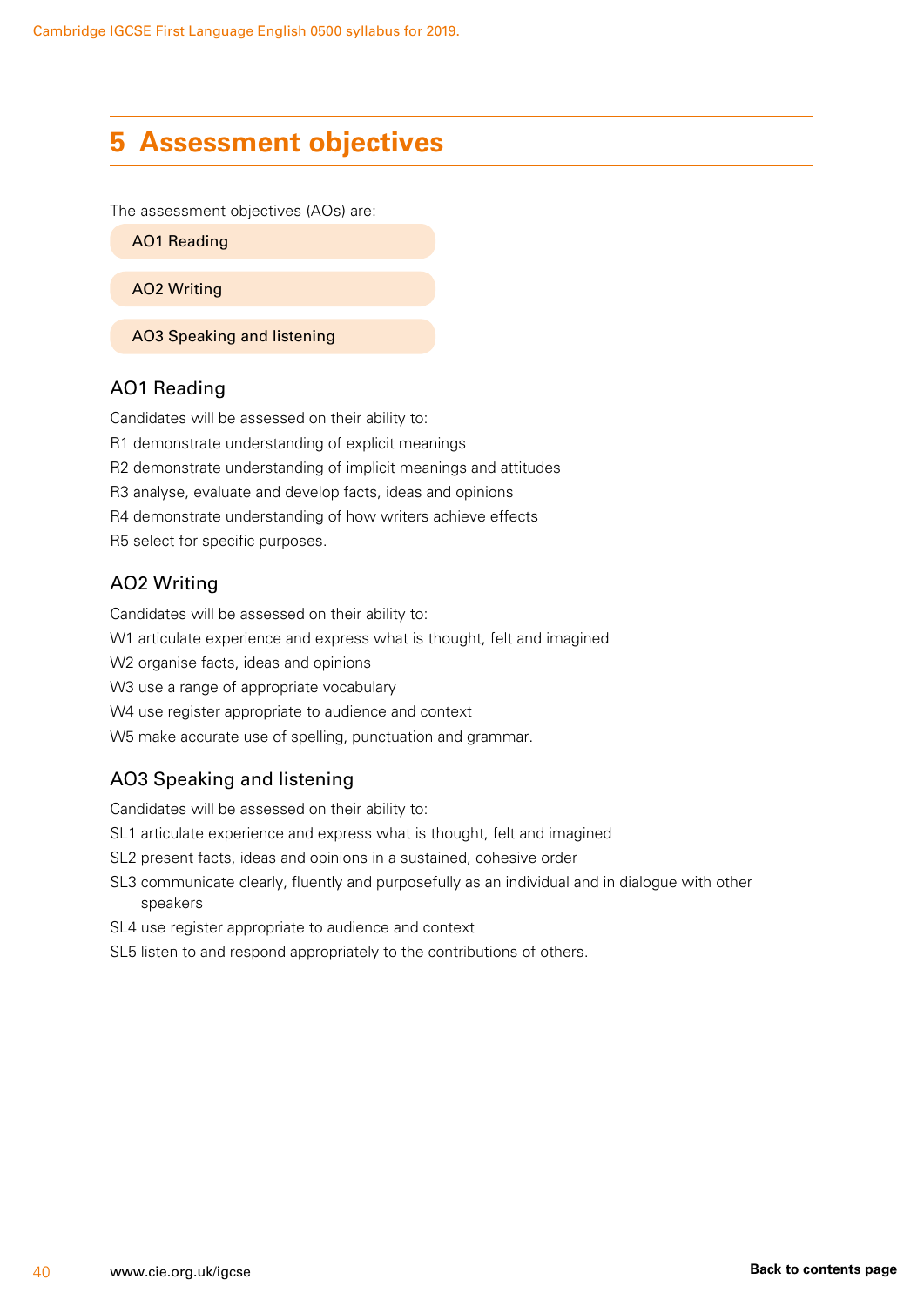# 5 Assessment objectives

The assessment objectives (AOs) are:

- AO1 Reading
- AO2 Writing
- AO3 Speaking and listening

## AO1 Reading

Candidates will be assessed on their ability to:

R1 demonstrate understanding of explicit meanings

R2 demonstrate understanding of implicit meanings and attitudes

R3 analyse, evaluate and develop facts, ideas and opinions

R4 demonstrate understanding of how writers achieve effects

R5 select for specific purposes.

## AO2 Writing

Candidates will be assessed on their ability to:

W1 articulate experience and express what is thought, felt and imagined

W2 organise facts, ideas and opinions

W3 use a range of appropriate vocabulary

W4 use register appropriate to audience and context

W5 make accurate use of spelling, punctuation and grammar.

## AO3 Speaking and listening

Candidates will be assessed on their ability to:

SL1 articulate experience and express what is thought, felt and imagined

SL2 present facts, ideas and opinions in a sustained, cohesive order

SL3 communicate clearly, fluently and purposefully as an individual and in dialogue with other speakers

SL4 use register appropriate to audience and context

SL5 listen to and respond appropriately to the contributions of others.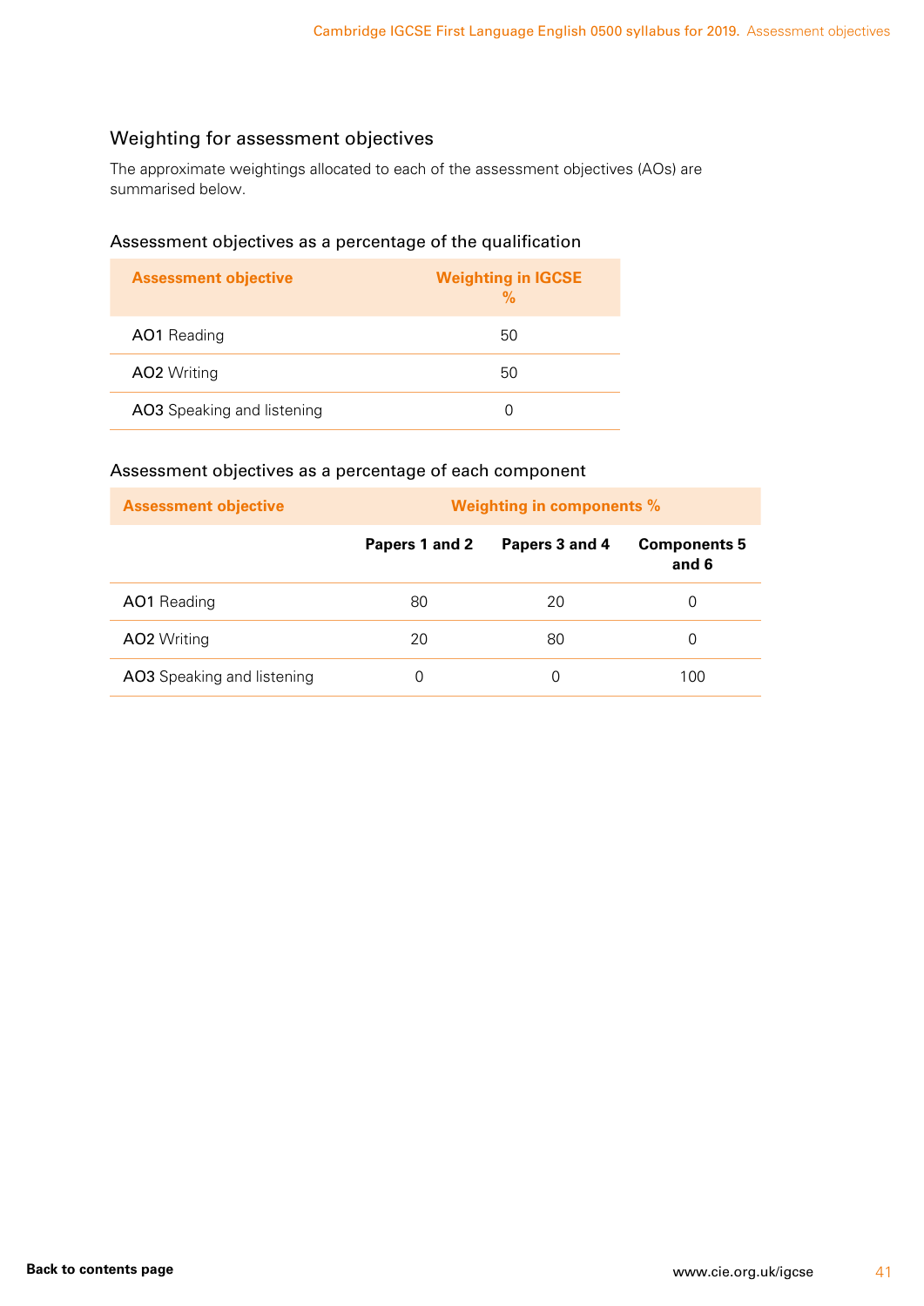## Weighting for assessment objectives

The approximate weightings allocated to each of the assessment objectives (AOs) are summarised below.

### Assessment objectives as a percentage of the qualification

| Assessment objective | Weighting in IGCSE % |
|---|---|
| **AO1** Reading | 50 |
| **AO2** Writing | 50 |
| **AO3** Speaking and listening | 0 |

### Assessment objectives as a percentage of each component

| Assessment objective | Weighting in components % | | |
|---|---|---|---|
| | **Papers 1 and 2** | **Papers 3 and 4** | **Components 5 and 6** |
| **AO1** Reading | 80 | 20 | 0 |
| **AO2** Writing | 20 | 80 | 0 |
| **AO3** Speaking and listening | 0 | 0 | 100 |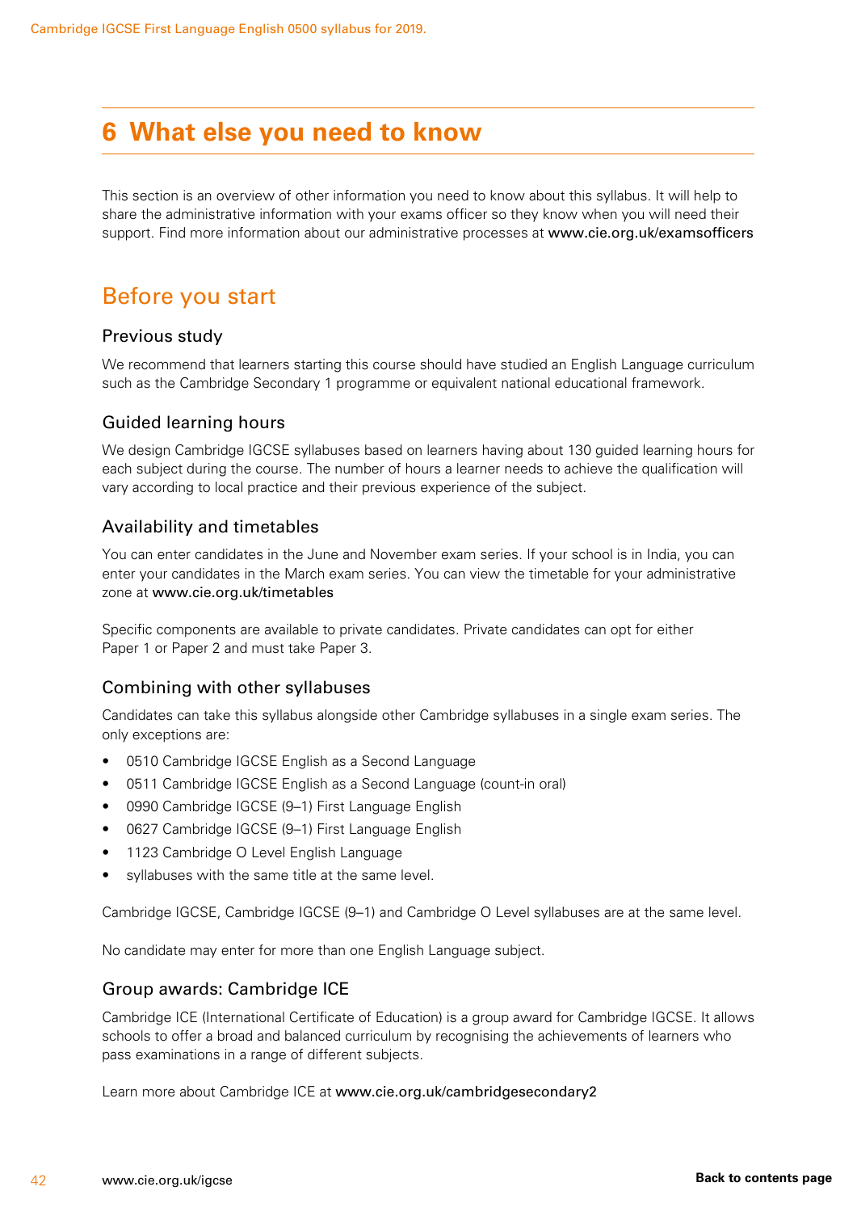# 6 What else you need to know

This section is an overview of other information you need to know about this syllabus. It will help to share the administrative information with your exams officer so they know when you will need their support. Find more information about our administrative processes at **www.cie.org.uk/examsofficers**

## Before you start

### Previous study

We recommend that learners starting this course should have studied an English Language curriculum such as the Cambridge Secondary 1 programme or equivalent national educational framework.

### Guided learning hours

We design Cambridge IGCSE syllabuses based on learners having about 130 guided learning hours for each subject during the course. The number of hours a learner needs to achieve the qualification will vary according to local practice and their previous experience of the subject.

### Availability and timetables

You can enter candidates in the June and November exam series. If your school is in India, you can enter your candidates in the March exam series. You can view the timetable for your administrative zone at **www.cie.org.uk/timetables**

Specific components are available to private candidates. Private candidates can opt for either Paper 1 or Paper 2 and must take Paper 3.

### Combining with other syllabuses

Candidates can take this syllabus alongside other Cambridge syllabuses in a single exam series. The only exceptions are:

- 0510 Cambridge IGCSE English as a Second Language
- 0511 Cambridge IGCSE English as a Second Language (count-in oral)
- 0990 Cambridge IGCSE (9–1) First Language English
- 0627 Cambridge IGCSE (9–1) First Language English
- 1123 Cambridge O Level English Language
- syllabuses with the same title at the same level.

Cambridge IGCSE, Cambridge IGCSE (9–1) and Cambridge O Level syllabuses are at the same level.

No candidate may enter for more than one English Language subject.

### Group awards: Cambridge ICE

Cambridge ICE (International Certificate of Education) is a group award for Cambridge IGCSE. It allows schools to offer a broad and balanced curriculum by recognising the achievements of learners who pass examinations in a range of different subjects.

Learn more about Cambridge ICE at **www.cie.org.uk/cambridgesecondary2**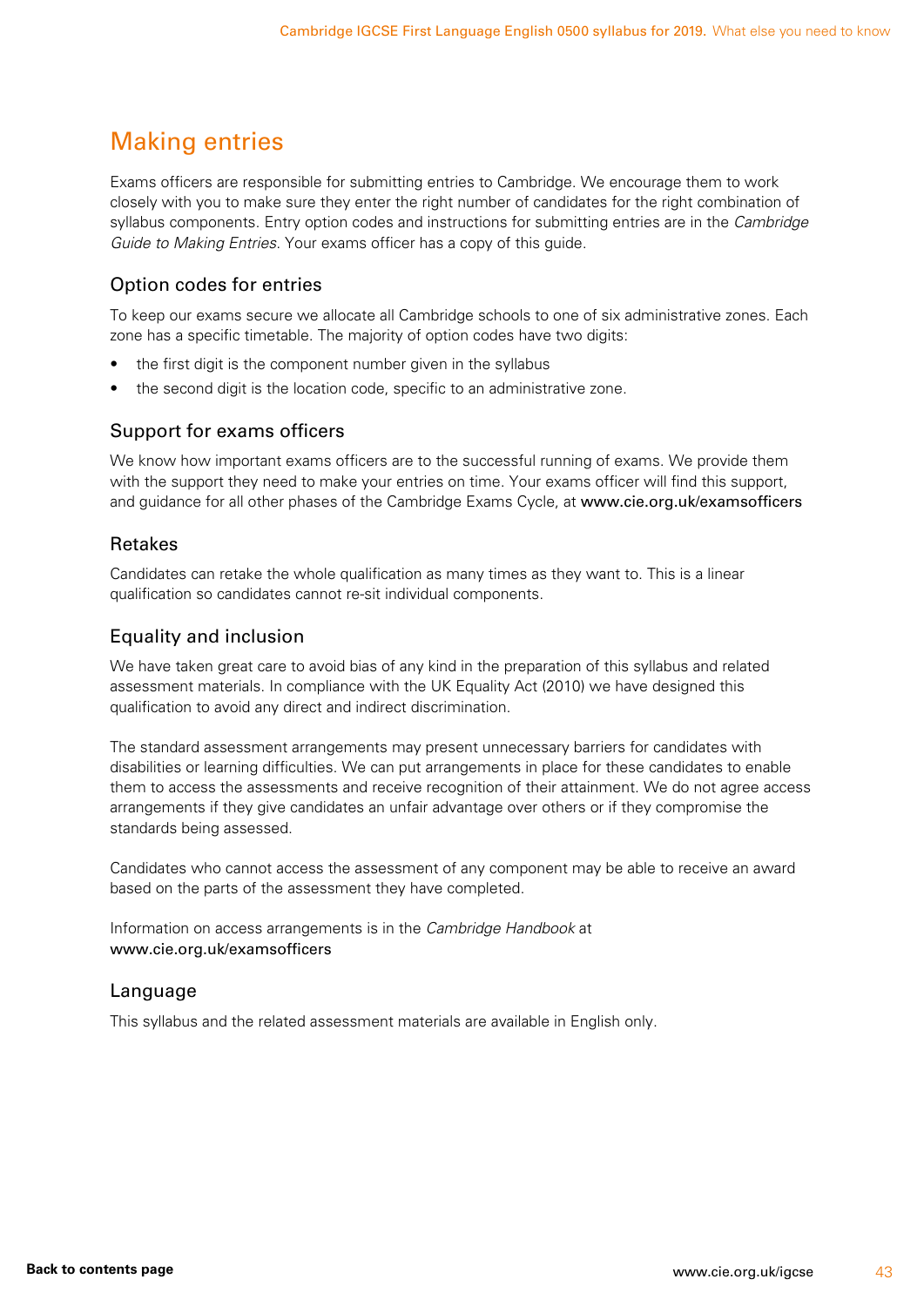## Making entries

Exams officers are responsible for submitting entries to Cambridge. We encourage them to work closely with you to make sure they enter the right number of candidates for the right combination of syllabus components. Entry option codes and instructions for submitting entries are in the *Cambridge Guide to Making Entries*. Your exams officer has a copy of this guide.

### Option codes for entries

To keep our exams secure we allocate all Cambridge schools to one of six administrative zones. Each zone has a specific timetable. The majority of option codes have two digits:

- the first digit is the component number given in the syllabus
- the second digit is the location code, specific to an administrative zone.

### Support for exams officers

We know how important exams officers are to the successful running of exams. We provide them with the support they need to make your entries on time. Your exams officer will find this support, and guidance for all other phases of the Cambridge Exams Cycle, at www.cie.org.uk/examsofficers

### Retakes

Candidates can retake the whole qualification as many times as they want to. This is a linear qualification so candidates cannot re-sit individual components.

### Equality and inclusion

We have taken great care to avoid bias of any kind in the preparation of this syllabus and related assessment materials. In compliance with the UK Equality Act (2010) we have designed this qualification to avoid any direct and indirect discrimination.

The standard assessment arrangements may present unnecessary barriers for candidates with disabilities or learning difficulties. We can put arrangements in place for these candidates to enable them to access the assessments and receive recognition of their attainment. We do not agree access arrangements if they give candidates an unfair advantage over others or if they compromise the standards being assessed.

Candidates who cannot access the assessment of any component may be able to receive an award based on the parts of the assessment they have completed.

Information on access arrangements is in the *Cambridge Handbook* at www.cie.org.uk/examsofficers

### Language

This syllabus and the related assessment materials are available in English only.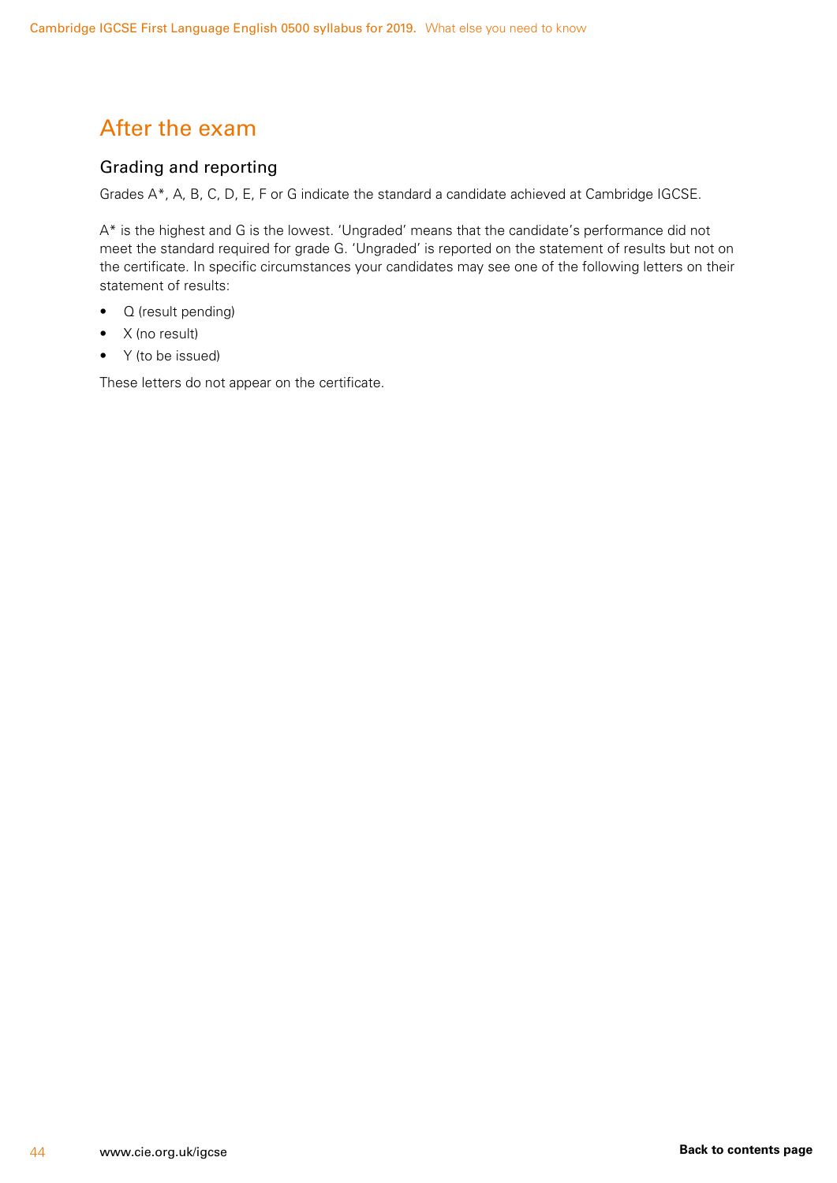# After the exam

## Grading and reporting

Grades A*, A, B, C, D, E, F or G indicate the standard a candidate achieved at Cambridge IGCSE.

A* is the highest and G is the lowest. 'Ungraded' means that the candidate's performance did not meet the standard required for grade G. 'Ungraded' is reported on the statement of results but not on the certificate. In specific circumstances your candidates may see one of the following letters on their statement of results:

- Q (result pending)
- X (no result)
- Y (to be issued)

These letters do not appear on the certificate.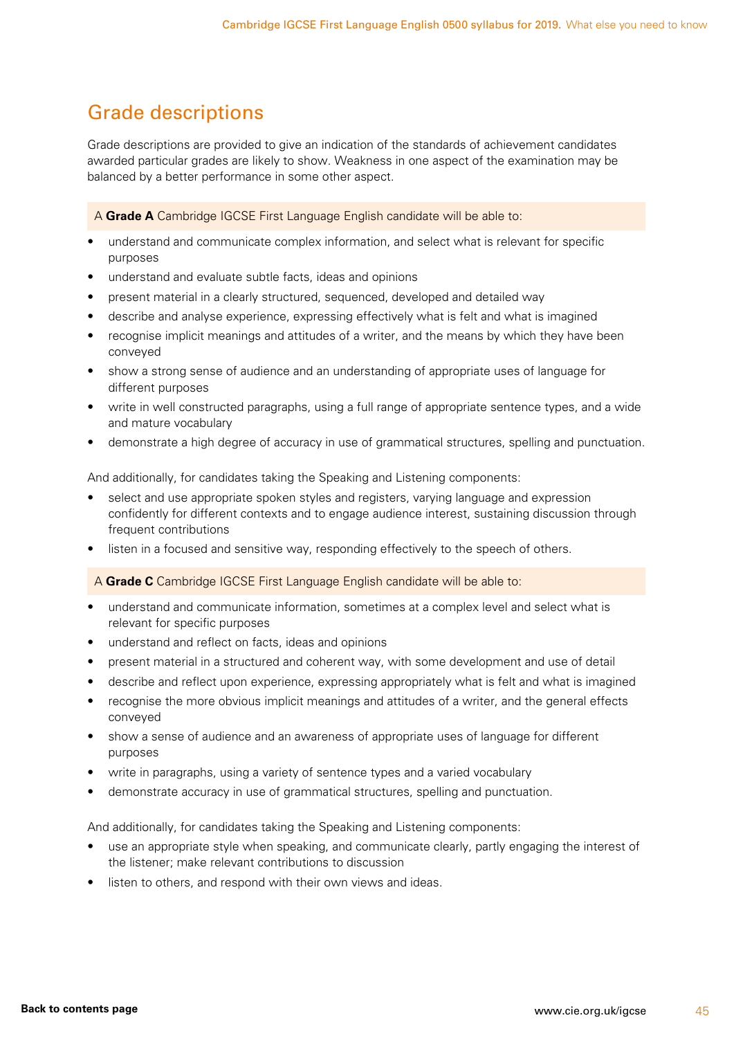## Grade descriptions

Grade descriptions are provided to give an indication of the standards of achievement candidates awarded particular grades are likely to show. Weakness in one aspect of the examination may be balanced by a better performance in some other aspect.

A **Grade A** Cambridge IGCSE First Language English candidate will be able to:

- understand and communicate complex information, and select what is relevant for specific purposes
- understand and evaluate subtle facts, ideas and opinions
- present material in a clearly structured, sequenced, developed and detailed way
- describe and analyse experience, expressing effectively what is felt and what is imagined
- recognise implicit meanings and attitudes of a writer, and the means by which they have been conveyed
- show a strong sense of audience and an understanding of appropriate uses of language for different purposes
- write in well constructed paragraphs, using a full range of appropriate sentence types, and a wide and mature vocabulary
- demonstrate a high degree of accuracy in use of grammatical structures, spelling and punctuation.

And additionally, for candidates taking the Speaking and Listening components:

- select and use appropriate spoken styles and registers, varying language and expression confidently for different contexts and to engage audience interest, sustaining discussion through frequent contributions
- listen in a focused and sensitive way, responding effectively to the speech of others.

A **Grade C** Cambridge IGCSE First Language English candidate will be able to:

- understand and communicate information, sometimes at a complex level and select what is relevant for specific purposes
- understand and reflect on facts, ideas and opinions
- present material in a structured and coherent way, with some development and use of detail
- describe and reflect upon experience, expressing appropriately what is felt and what is imagined
- recognise the more obvious implicit meanings and attitudes of a writer, and the general effects conveyed
- show a sense of audience and an awareness of appropriate uses of language for different purposes
- write in paragraphs, using a variety of sentence types and a varied vocabulary
- demonstrate accuracy in use of grammatical structures, spelling and punctuation.

And additionally, for candidates taking the Speaking and Listening components:

- use an appropriate style when speaking, and communicate clearly, partly engaging the interest of the listener; make relevant contributions to discussion
- listen to others, and respond with their own views and ideas.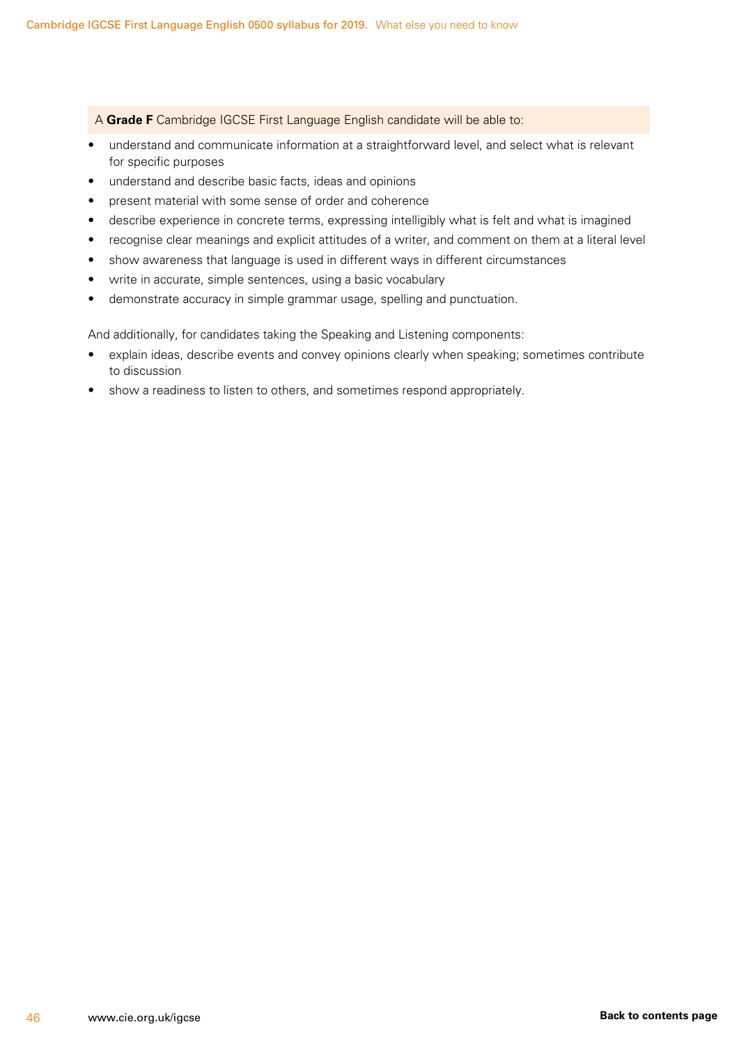A **Grade F** Cambridge IGCSE First Language English candidate will be able to:

- understand and communicate information at a straightforward level, and select what is relevant for specific purposes
- understand and describe basic facts, ideas and opinions
- present material with some sense of order and coherence
- describe experience in concrete terms, expressing intelligibly what is felt and what is imagined
- recognise clear meanings and explicit attitudes of a writer, and comment on them at a literal level
- show awareness that language is used in different ways in different circumstances
- write in accurate, simple sentences, using a basic vocabulary
- demonstrate accuracy in simple grammar usage, spelling and punctuation.

And additionally, for candidates taking the Speaking and Listening components:

- explain ideas, describe events and convey opinions clearly when speaking; sometimes contribute to discussion
- show a readiness to listen to others, and sometimes respond appropriately.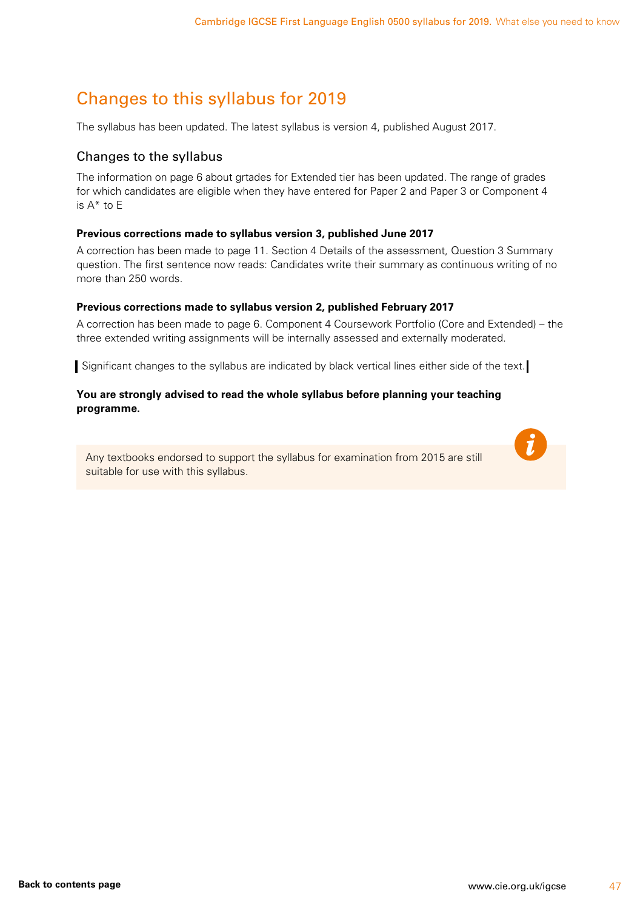# Changes to this syllabus for 2019

The syllabus has been updated. The latest syllabus is version 4, published August 2017.

## Changes to the syllabus

The information on page 6 about grtades for Extended tier has been updated. The range of grades for which candidates are eligible when they have entered for Paper 2 and Paper 3 or Component 4 is A* to E

**Previous corrections made to syllabus version 3, published June 2017**

A correction has been made to page 11. Section 4 Details of the assessment, Question 3 Summary question. The first sentence now reads: Candidates write their summary as continuous writing of no more than 250 words.

**Previous corrections made to syllabus version 2, published February 2017**

A correction has been made to page 6. Component 4 Coursework Portfolio (Core and Extended) – the three extended writing assignments will be internally assessed and externally moderated.

Significant changes to the syllabus are indicated by black vertical lines either side of the text.

**You are strongly advised to read the whole syllabus before planning your teaching programme.**

Any textbooks endorsed to support the syllabus for examination from 2015 are still suitable for use with this syllabus.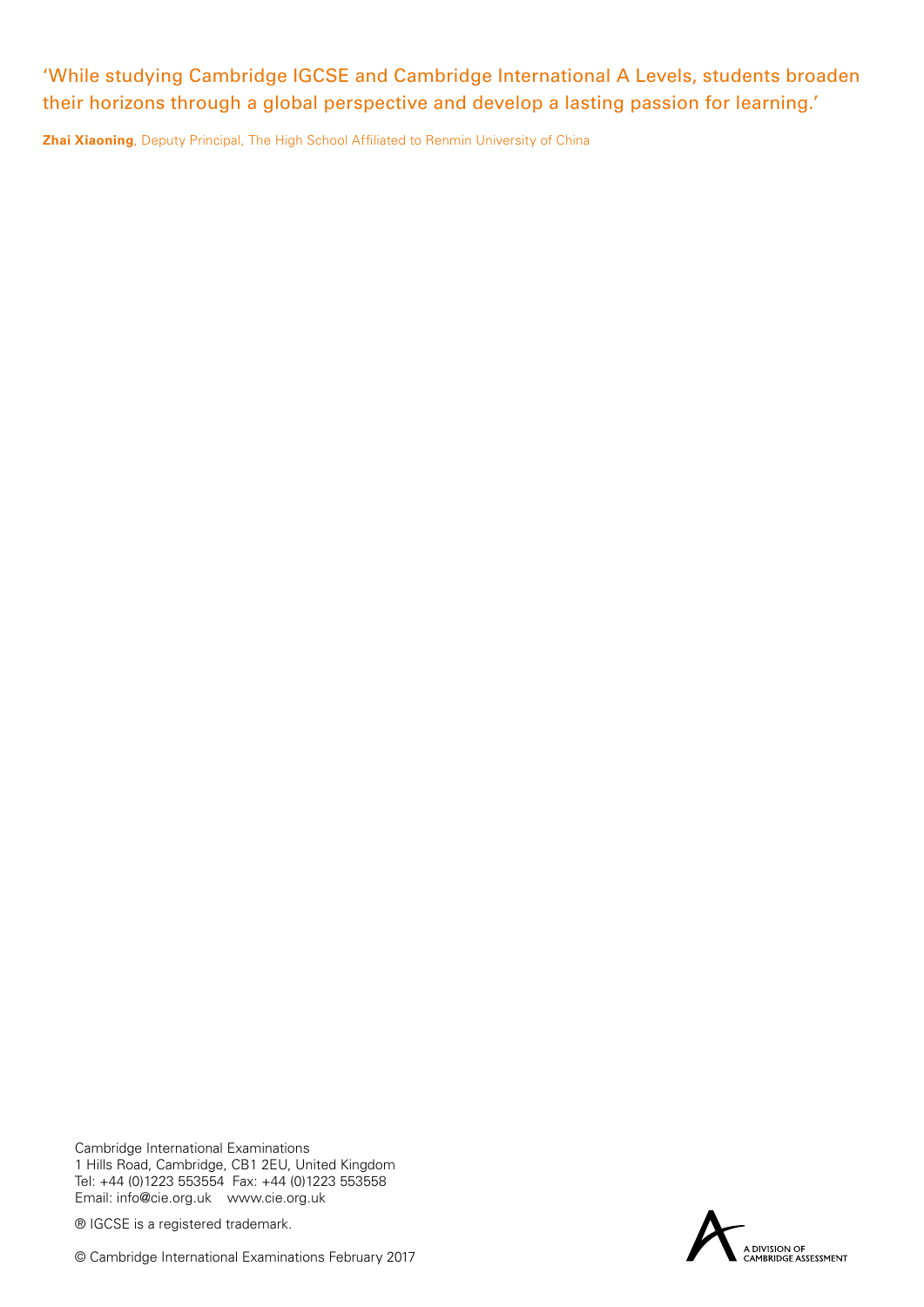'While studying Cambridge IGCSE and Cambridge International A Levels, students broaden their horizons through a global perspective and develop a lasting passion for learning.'

**Zhai Xiaoning**, Deputy Principal, The High School Affiliated to Renmin University of China

Cambridge International Examinations
1 Hills Road, Cambridge, CB1 2EU, United Kingdom
Tel: +44 (0)1223 553554 Fax: +44 (0)1223 553558
Email: info@cie.org.uk www.cie.org.uk

® IGCSE is a registered trademark.

© Cambridge International Examinations February 2017

A DIVISION OF CAMBRIDGE ASSESSMENT